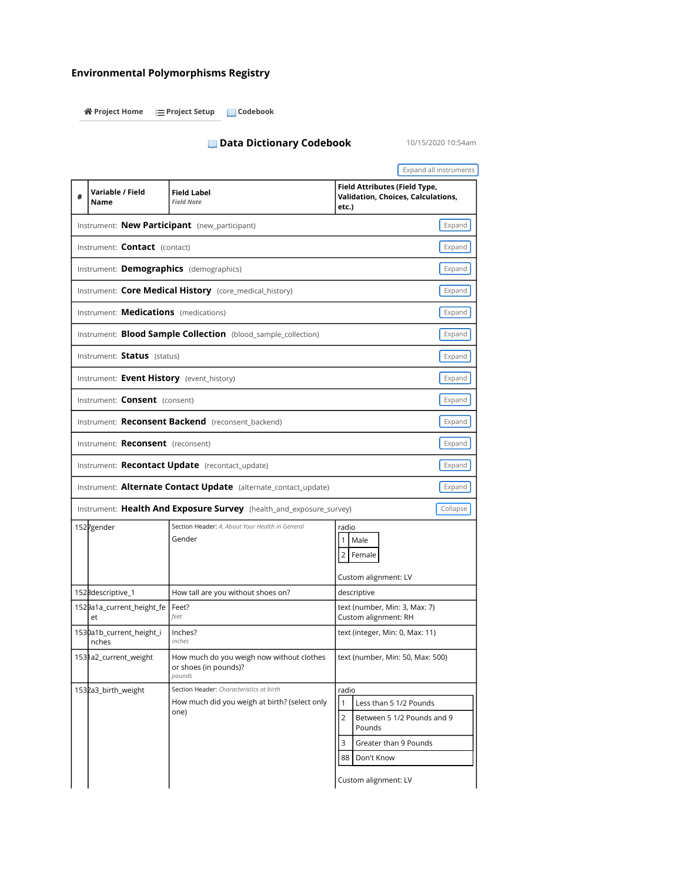# Environmental Polymorphisms Registry

Project Home | Project Setup | Codebook

## Data Dictionary Codebook

10/15/2020 10:54am

Expand all instruments

| # | Variable / Field Name | Field Label *Field Note* | Field Attributes (Field Type, Validation, Choices, Calculations, etc.) |
|---|---|---|---|
| Instrument: **New Participant** (new_participant) | | | Expand |
| Instrument: **Contact** (contact) | | | Expand |
| Instrument: **Demographics** (demographics) | | | Expand |
| Instrument: **Core Medical History** (core_medical_history) | | | Expand |
| Instrument: **Medications** (medications) | | | Expand |
| Instrument: **Blood Sample Collection** (blood_sample_collection) | | | Expand |
| Instrument: **Status** (status) | | | Expand |
| Instrument: **Event History** (event_history) | | | Expand |
| Instrument: **Consent** (consent) | | | Expand |
| Instrument: **Reconsent Backend** (reconsent_backend) | | | Expand |
| Instrument: **Reconsent** (reconsent) | | | Expand |
| Instrument: **Recontact Update** (recontact_update) | | | Expand |
| Instrument: **Alternate Contact Update** (alternate_contact_update) | | | Expand |
| Instrument: **Health And Exposure Survey** (health_and_exposure_survey) | | | Collapse |
| 1527 | gender | Section Header: *A. About Your Health in General* Gender | radio<br>1 Male<br>2 Female<br>Custom alignment: LV |
| 1528 | descriptive_1 | How tall are you without shoes on? | descriptive |
| 1529 | a1a_current_height_feet | Feet? *feet* | text (number, Min: 3, Max: 7)<br>Custom alignment: RH |
| 1530 | a1b_current_height_inches | Inches? *inches* | text (integer, Min: 0, Max: 11) |
| 1531 | a2_current_weight | How much do you weigh now without clothes or shoes (in pounds)? *pounds* | text (number, Min: 50, Max: 500) |
| 1532 | a3_birth_weight | Section Header: *Characteristics at birth* How much did you weigh at birth? (select only one) | radio<br>1 Less than 5 1/2 Pounds<br>2 Between 5 1/2 Pounds and 9 Pounds<br>3 Greater than 9 Pounds<br>88 Don't Know<br>Custom alignment: LV |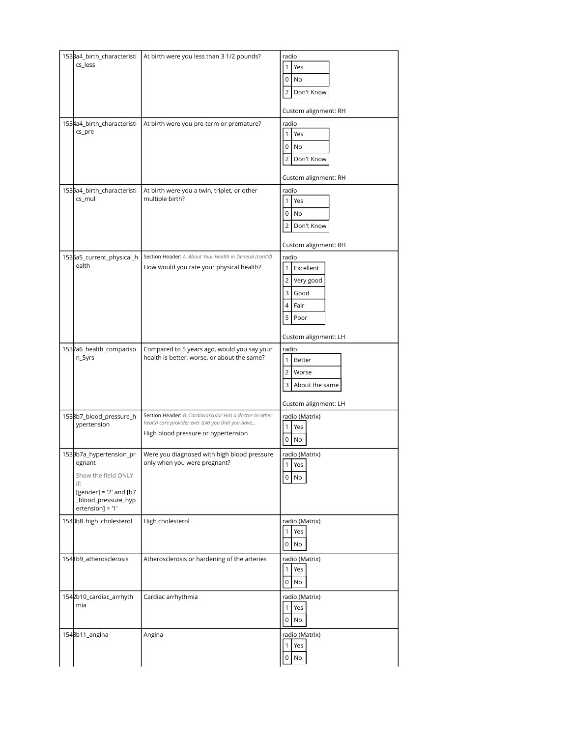| # | Variable / Field Name | Field Label | Field Attributes |
|---|---|---|---|
| 1533 | a4_birth_characteristics_less | At birth were you less than 3 1/2 pounds? | radio<br>1 Yes<br>0 No<br>2 Don't Know<br><br>Custom alignment: RH |
| 1534 | a4_birth_characteristics_pre | At birth were you pre-term or premature? | radio<br>1 Yes<br>0 No<br>2 Don't Know<br><br>Custom alignment: RH |
| 1535 | a4_birth_characteristics_mul | At birth were you a twin, triplet, or other multiple birth? | radio<br>1 Yes<br>0 No<br>2 Don't Know<br><br>Custom alignment: RH |
| 1536 | a5_current_physical_health | Section Header: *A. About Your Health in General (cont'd)*<br>How would you rate your physical health? | radio<br>1 Excellent<br>2 Very good<br>3 Good<br>4 Fair<br>5 Poor<br><br>Custom alignment: LH |
| 1537 | a6_health_comparison_5yrs | Compared to 5 years ago, would you say your health is better, worse, or about the same? | radio<br>1 Better<br>2 Worse<br>3 About the same<br><br>Custom alignment: LH |
| 1538 | b7_blood_pressure_hypertension | Section Header: *B. Cardiovascular Has a doctor or other health care provider ever told you that you have...*<br>High blood pressure or hypertension | radio (Matrix)<br>1 Yes<br>0 No |
| 1539 | b7a_hypertension_pregnant<br><br>Show the field ONLY if:<br>[gender] = '2' and [b7_blood_pressure_hypertension] = '1' | Were you diagnosed with high blood pressure only when you were pregnant? | radio (Matrix)<br>1 Yes<br>0 No |
| 1540 | b8_high_cholesterol | High cholesterol | radio (Matrix)<br>1 Yes<br>0 No |
| 1541 | b9_atherosclerosis | Atherosclerosis or hardening of the arteries | radio (Matrix)<br>1 Yes<br>0 No |
| 1542 | b10_cardiac_arrhythmia | Cardiac arrhythmia | radio (Matrix)<br>1 Yes<br>0 No |
| 1543 | b11_angina | Angina | radio (Matrix)<br>1 Yes<br>0 No |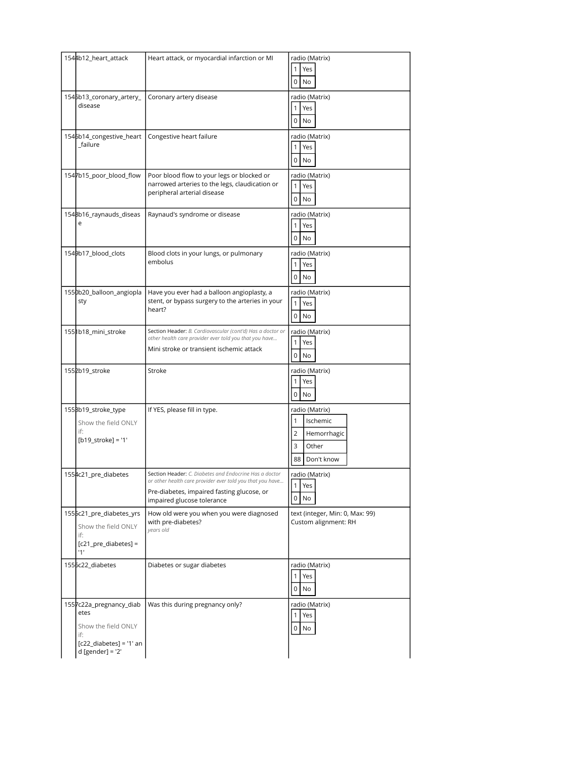| | | | |
|---|---|---|---|
| 1544 | b12_heart_attack | Heart attack, or myocardial infarction or MI | radio (Matrix)<br>1 Yes<br>0 No |
| 1545 | b13_coronary_artery_disease | Coronary artery disease | radio (Matrix)<br>1 Yes<br>0 No |
| 1546 | b14_congestive_heart_failure | Congestive heart failure | radio (Matrix)<br>1 Yes<br>0 No |
| 1547 | b15_poor_blood_flow | Poor blood flow to your legs or blocked or narrowed arteries to the legs, claudication or peripheral arterial disease | radio (Matrix)<br>1 Yes<br>0 No |
| 1548 | b16_raynauds_disease | Raynaud's syndrome or disease | radio (Matrix)<br>1 Yes<br>0 No |
| 1549 | b17_blood_clots | Blood clots in your lungs, or pulmonary embolus | radio (Matrix)<br>1 Yes<br>0 No |
| 1550 | b20_balloon_angioplasty | Have you ever had a balloon angioplasty, a stent, or bypass surgery to the arteries in your heart? | radio (Matrix)<br>1 Yes<br>0 No |
| 1551 | b18_mini_stroke | Section Header: *B. Cardiovascular (cont'd) Has a doctor or other health care provider ever told you that you have...*<br>Mini stroke or transient ischemic attack | radio (Matrix)<br>1 Yes<br>0 No |
| 1552 | b19_stroke | Stroke | radio (Matrix)<br>1 Yes<br>0 No |
| 1553 | b19_stroke_type<br>Show the field ONLY if:<br>[b19_stroke] = '1' | If YES, please fill in type. | radio (Matrix)<br>1 Ischemic<br>2 Hemorrhagic<br>3 Other<br>88 Don't know |
| 1554 | c21_pre_diabetes | Section Header: *C. Diabetes and Endocrine Has a doctor or other health care provider ever told you that you have...*<br>Pre-diabetes, impaired fasting glucose, or impaired glucose tolerance | radio (Matrix)<br>1 Yes<br>0 No |
| 1555 | c21_pre_diabetes_yrs<br>Show the field ONLY if:<br>[c21_pre_diabetes] = '1' | How old were you when you were diagnosed with pre-diabetes?<br>*years old* | text (integer, Min: 0, Max: 99)<br>Custom alignment: RH |
| 1556 | c22_diabetes | Diabetes or sugar diabetes | radio (Matrix)<br>1 Yes<br>0 No |
| 1557 | c22a_pregnancy_diabetes<br>Show the field ONLY if:<br>[c22_diabetes] = '1' and [gender] = '2' | Was this during pregnancy only? | radio (Matrix)<br>1 Yes<br>0 No |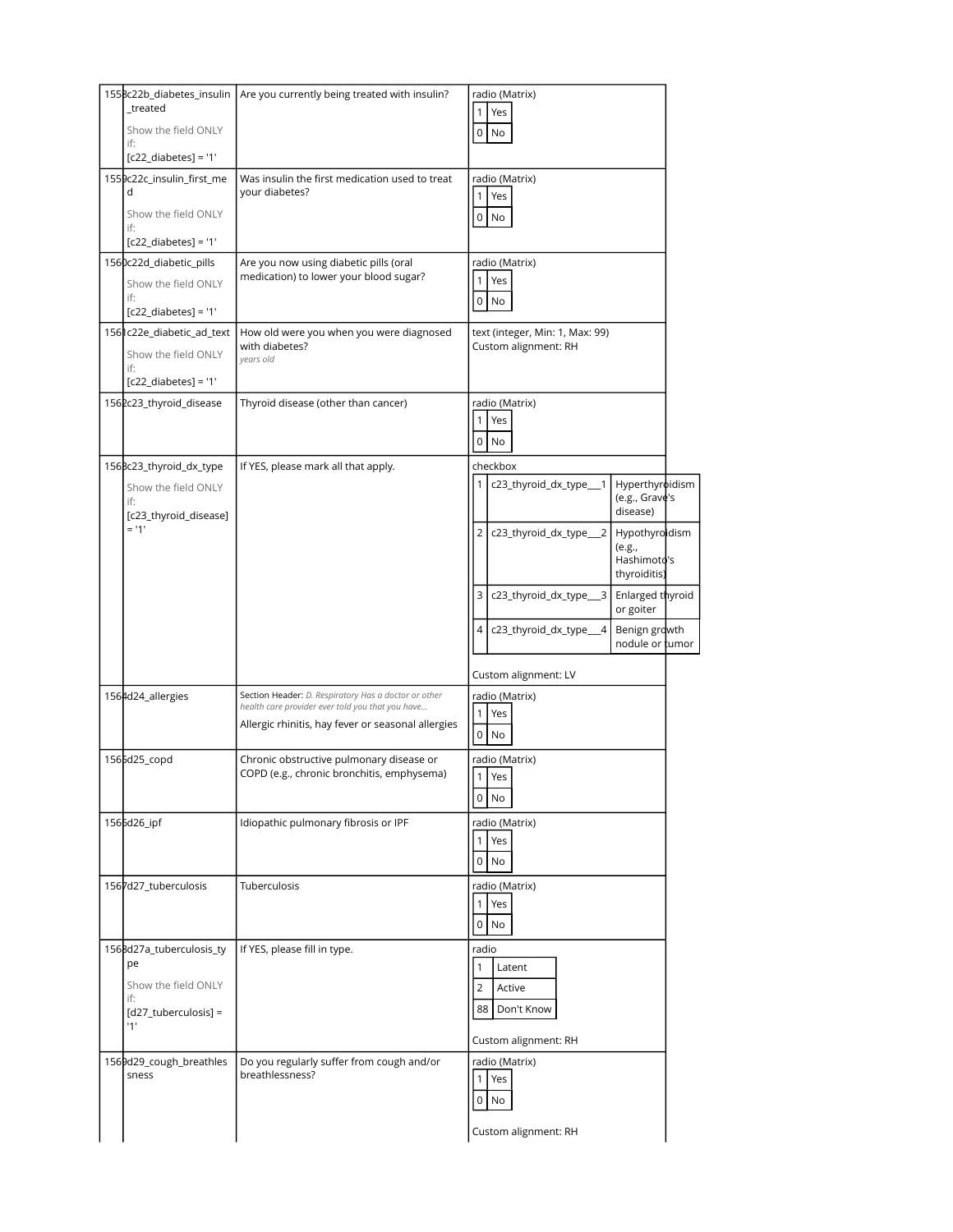| # | Variable / Field Name | Field Label | Field Attributes |
|---|---|---|---|
| 1558 | c22b_diabetes_insulin_treated<br><br>Show the field ONLY if:<br>[c22_diabetes] = '1' | Are you currently being treated with insulin? | radio (Matrix)<br>1 Yes<br>0 No |
| 1559 | c22c_insulin_first_med<br><br>Show the field ONLY if:<br>[c22_diabetes] = '1' | Was insulin the first medication used to treat your diabetes? | radio (Matrix)<br>1 Yes<br>0 No |
| 1560 | c22d_diabetic_pills<br><br>Show the field ONLY if:<br>[c22_diabetes] = '1' | Are you now using diabetic pills (oral medication) to lower your blood sugar? | radio (Matrix)<br>1 Yes<br>0 No |
| 1561 | c22e_diabetic_ad_text<br><br>Show the field ONLY if:<br>[c22_diabetes] = '1' | How old were you when you were diagnosed with diabetes?<br>*years old* | text (integer, Min: 1, Max: 99)<br>Custom alignment: RH |
| 1562 | c23_thyroid_disease | Thyroid disease (other than cancer) | radio (Matrix)<br>1 Yes<br>0 No |
| 1563 | c23_thyroid_dx_type<br><br>Show the field ONLY if:<br>[c23_thyroid_disease] = '1' | If YES, please mark all that apply. | checkbox<br>1 c23_thyroid_dx_type___1 Hyperthyroidism (e.g., Grave's disease)<br>2 c23_thyroid_dx_type___2 Hypothyroidism (e.g., Hashimoto's thyroiditis)<br>3 c23_thyroid_dx_type___3 Enlarged thyroid or goiter<br>4 c23_thyroid_dx_type___4 Benign growth nodule or tumor<br><br>Custom alignment: LV |
| 1564 | d24_allergies | Section Header: *D. Respiratory Has a doctor or other health care provider ever told you that you have...*<br><br>Allergic rhinitis, hay fever or seasonal allergies | radio (Matrix)<br>1 Yes<br>0 No |
| 1565 | d25_copd | Chronic obstructive pulmonary disease or COPD (e.g., chronic bronchitis, emphysema) | radio (Matrix)<br>1 Yes<br>0 No |
| 1566 | d26_ipf | Idiopathic pulmonary fibrosis or IPF | radio (Matrix)<br>1 Yes<br>0 No |
| 1567 | d27_tuberculosis | Tuberculosis | radio (Matrix)<br>1 Yes<br>0 No |
| 1568 | d27a_tuberculosis_type<br><br>Show the field ONLY if:<br>[d27_tuberculosis] = '1' | If YES, please fill in type. | radio<br>1 Latent<br>2 Active<br>88 Don't Know<br><br>Custom alignment: RH |
| 1569 | d29_cough_breathlessness | Do you regularly suffer from cough and/or breathlessness? | radio (Matrix)<br>1 Yes<br>0 No<br><br>Custom alignment: RH |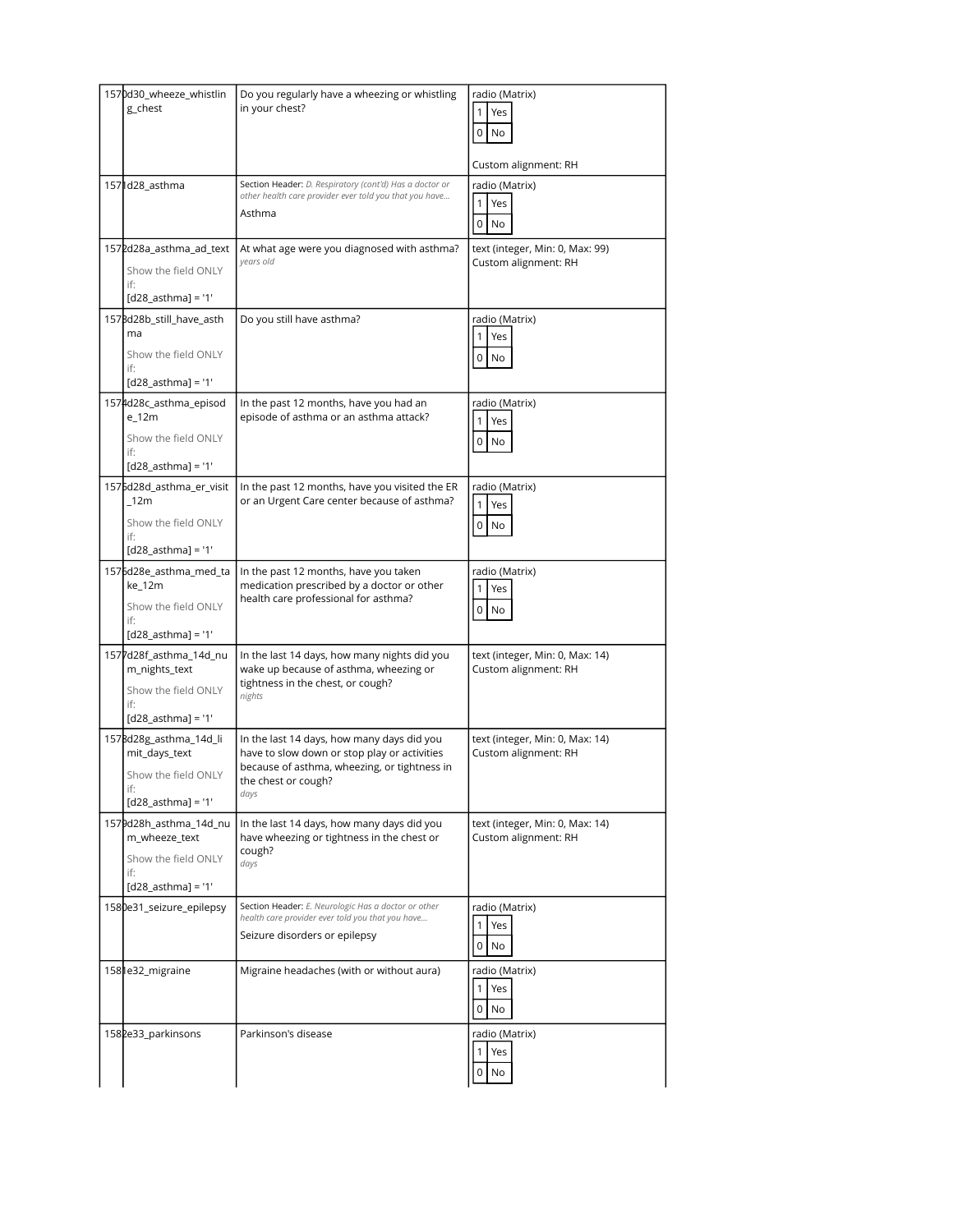| | | | |
|---|---|---|---|
| 1570 | d30_wheeze_whistling_chest | Do you regularly have a wheezing or whistling in your chest? | radio (Matrix)<br>1 Yes<br>0 No<br><br>Custom alignment: RH |
| 1571 | d28_asthma | Section Header: *D. Respiratory (cont'd) Has a doctor or other health care provider ever told you that you have...*<br>Asthma | radio (Matrix)<br>1 Yes<br>0 No |
| 1572 | d28a_asthma_ad_text<br>Show the field ONLY if:<br>[d28_asthma] = '1' | At what age were you diagnosed with asthma?<br>*years old* | text (integer, Min: 0, Max: 99)<br>Custom alignment: RH |
| 1573 | d28b_still_have_asthma<br>Show the field ONLY if:<br>[d28_asthma] = '1' | Do you still have asthma? | radio (Matrix)<br>1 Yes<br>0 No |
| 1574 | d28c_asthma_episode_12m<br>Show the field ONLY if:<br>[d28_asthma] = '1' | In the past 12 months, have you had an episode of asthma or an asthma attack? | radio (Matrix)<br>1 Yes<br>0 No |
| 1575 | d28d_asthma_er_visit_12m<br>Show the field ONLY if:<br>[d28_asthma] = '1' | In the past 12 months, have you visited the ER or an Urgent Care center because of asthma? | radio (Matrix)<br>1 Yes<br>0 No |
| 1576 | d28e_asthma_med_take_12m<br>Show the field ONLY if:<br>[d28_asthma] = '1' | In the past 12 months, have you taken medication prescribed by a doctor or other health care professional for asthma? | radio (Matrix)<br>1 Yes<br>0 No |
| 1577 | d28f_asthma_14d_num_nights_text<br>Show the field ONLY if:<br>[d28_asthma] = '1' | In the last 14 days, how many nights did you wake up because of asthma, wheezing or tightness in the chest, or cough?<br>*nights* | text (integer, Min: 0, Max: 14)<br>Custom alignment: RH |
| 1578 | d28g_asthma_14d_limit_days_text<br>Show the field ONLY if:<br>[d28_asthma] = '1' | In the last 14 days, how many days did you have to slow down or stop play or activities because of asthma, wheezing, or tightness in the chest or cough?<br>*days* | text (integer, Min: 0, Max: 14)<br>Custom alignment: RH |
| 1579 | d28h_asthma_14d_num_wheeze_text<br>Show the field ONLY if:<br>[d28_asthma] = '1' | In the last 14 days, how many days did you have wheezing or tightness in the chest or cough?<br>*days* | text (integer, Min: 0, Max: 14)<br>Custom alignment: RH |
| 1580 | e31_seizure_epilepsy | Section Header: *E. Neurologic Has a doctor or other health care provider ever told you that you have...*<br>Seizure disorders or epilepsy | radio (Matrix)<br>1 Yes<br>0 No |
| 1581 | e32_migraine | Migraine headaches (with or without aura) | radio (Matrix)<br>1 Yes<br>0 No |
| 1582 | e33_parkinsons | Parkinson's disease | radio (Matrix)<br>1 Yes<br>0 No |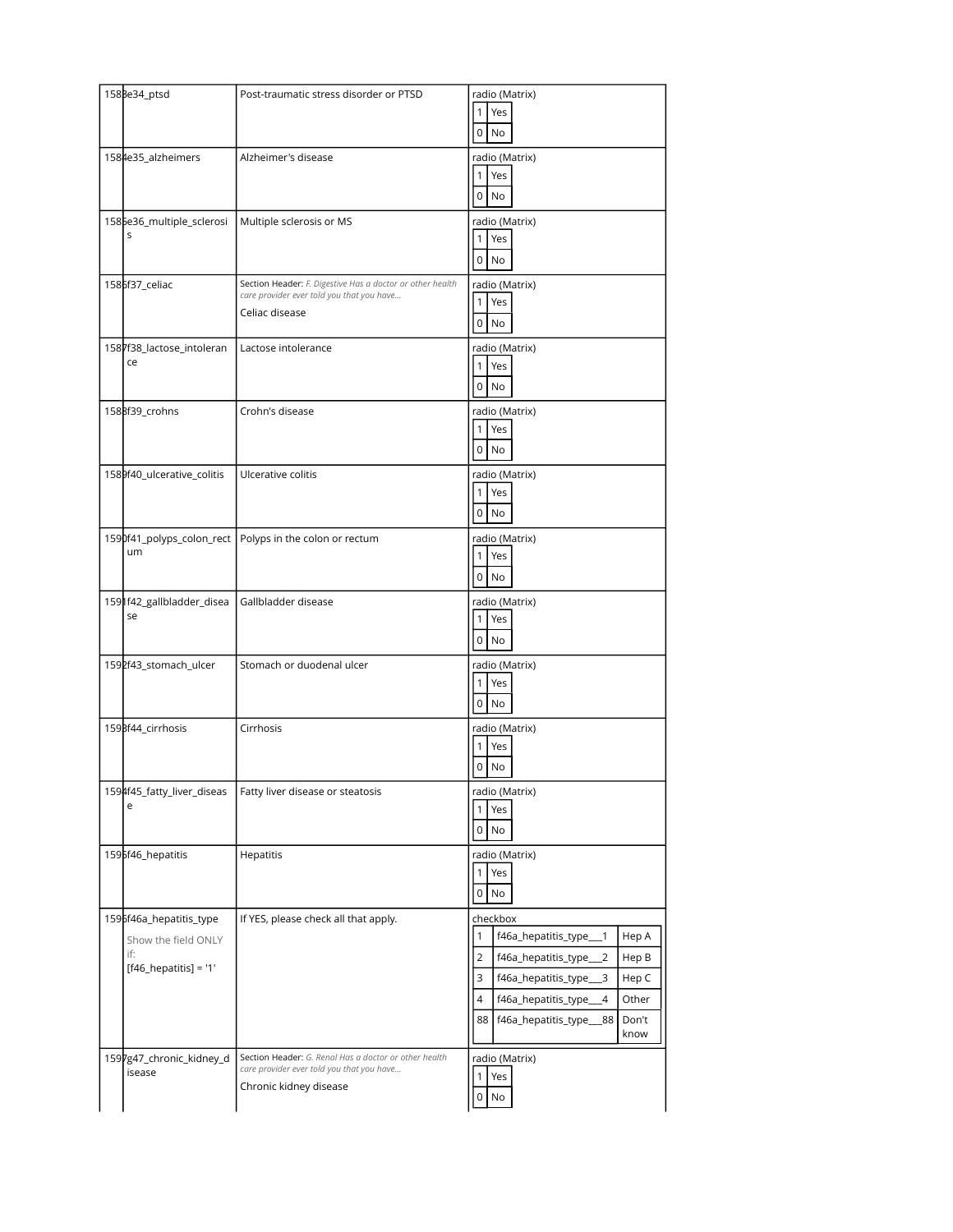| # | Variable / Field Name | Field Label | Field Attributes |
|---|---|---|---|
| 1583 | e34_ptsd | Post-traumatic stress disorder or PTSD | radio (Matrix)<br>1 Yes<br>0 No |
| 1584 | e35_alzheimers | Alzheimer's disease | radio (Matrix)<br>1 Yes<br>0 No |
| 1585 | e36_multiple_sclerosis | Multiple sclerosis or MS | radio (Matrix)<br>1 Yes<br>0 No |
| 1586 | f37_celiac | Section Header: *F. Digestive Has a doctor or other health care provider ever told you that you have...*<br>Celiac disease | radio (Matrix)<br>1 Yes<br>0 No |
| 1587 | f38_lactose_intolerance | Lactose intolerance | radio (Matrix)<br>1 Yes<br>0 No |
| 1588 | f39_crohns | Crohn's disease | radio (Matrix)<br>1 Yes<br>0 No |
| 1589 | f40_ulcerative_colitis | Ulcerative colitis | radio (Matrix)<br>1 Yes<br>0 No |
| 1590 | f41_polyps_colon_rectum | Polyps in the colon or rectum | radio (Matrix)<br>1 Yes<br>0 No |
| 1591 | f42_gallbladder_disease | Gallbladder disease | radio (Matrix)<br>1 Yes<br>0 No |
| 1592 | f43_stomach_ulcer | Stomach or duodenal ulcer | radio (Matrix)<br>1 Yes<br>0 No |
| 1593 | f44_cirrhosis | Cirrhosis | radio (Matrix)<br>1 Yes<br>0 No |
| 1594 | f45_fatty_liver_disease | Fatty liver disease or steatosis | radio (Matrix)<br>1 Yes<br>0 No |
| 1595 | f46_hepatitis | Hepatitis | radio (Matrix)<br>1 Yes<br>0 No |
| 1596 | f46a_hepatitis_type<br>Show the field ONLY if:<br>[f46_hepatitis] = '1' | If YES, please check all that apply. | checkbox<br>1 f46a_hepatitis_type___1 Hep A<br>2 f46a_hepatitis_type___2 Hep B<br>3 f46a_hepatitis_type___3 Hep C<br>4 f46a_hepatitis_type___4 Other<br>88 f46a_hepatitis_type___88 Don't know |
| 1597 | g47_chronic_kidney_disease | Section Header: *G. Renal Has a doctor or other health care provider ever told you that you have...*<br>Chronic kidney disease | radio (Matrix)<br>1 Yes<br>0 No |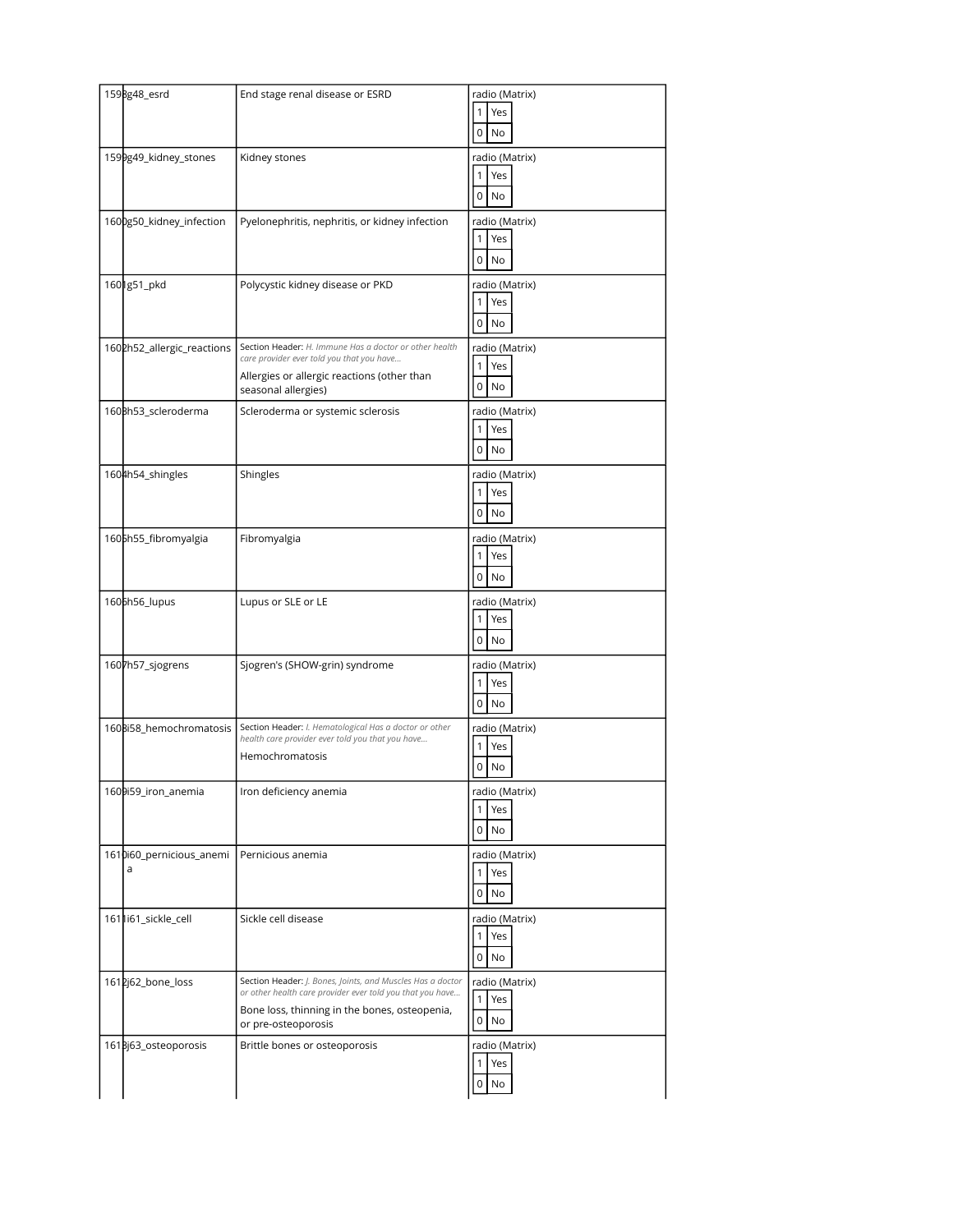| | | | |
|---|---|---|---|
| 1598 | g48_esrd | End stage renal disease or ESRD | radio (Matrix)<br>1 Yes<br>0 No |
| 1599 | g49_kidney_stones | Kidney stones | radio (Matrix)<br>1 Yes<br>0 No |
| 1600 | g50_kidney_infection | Pyelonephritis, nephritis, or kidney infection | radio (Matrix)<br>1 Yes<br>0 No |
| 1601 | g51_pkd | Polycystic kidney disease or PKD | radio (Matrix)<br>1 Yes<br>0 No |
| 1602 | h52_allergic_reactions | Section Header: *H. Immune Has a doctor or other health care provider ever told you that you have...*<br>Allergies or allergic reactions (other than seasonal allergies) | radio (Matrix)<br>1 Yes<br>0 No |
| 1603 | h53_scleroderma | Scleroderma or systemic sclerosis | radio (Matrix)<br>1 Yes<br>0 No |
| 1604 | h54_shingles | Shingles | radio (Matrix)<br>1 Yes<br>0 No |
| 1605 | h55_fibromyalgia | Fibromyalgia | radio (Matrix)<br>1 Yes<br>0 No |
| 1606 | h56_lupus | Lupus or SLE or LE | radio (Matrix)<br>1 Yes<br>0 No |
| 1607 | h57_sjogrens | Sjogren's (SHOW-grin) syndrome | radio (Matrix)<br>1 Yes<br>0 No |
| 1608 | i58_hemochromatosis | Section Header: *I. Hematological Has a doctor or other health care provider ever told you that you have...*<br>Hemochromatosis | radio (Matrix)<br>1 Yes<br>0 No |
| 1609 | i59_iron_anemia | Iron deficiency anemia | radio (Matrix)<br>1 Yes<br>0 No |
| 1610 | i60_pernicious_anemia | Pernicious anemia | radio (Matrix)<br>1 Yes<br>0 No |
| 1611 | i61_sickle_cell | Sickle cell disease | radio (Matrix)<br>1 Yes<br>0 No |
| 1612 | j62_bone_loss | Section Header: *J. Bones, Joints, and Muscles Has a doctor or other health care provider ever told you that you have...*<br>Bone loss, thinning in the bones, osteopenia, or pre-osteoporosis | radio (Matrix)<br>1 Yes<br>0 No |
| 1613 | j63_osteoporosis | Brittle bones or osteoporosis | radio (Matrix)<br>1 Yes<br>0 No |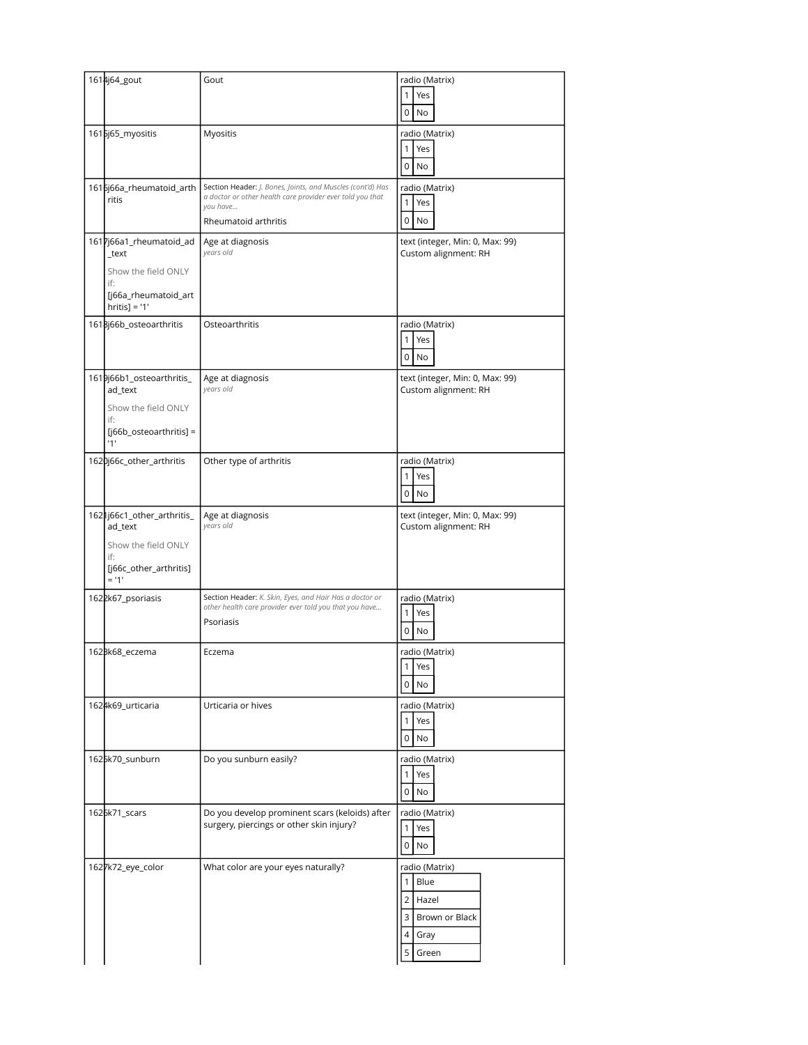| # | Variable / Field Name | Field Label | Field Attributes |
|---|---|---|---|
| 1614 | j64_gout | Gout | radio (Matrix)<br>1 Yes<br>0 No |
| 1615 | j65_myositis | Myositis | radio (Matrix)<br>1 Yes<br>0 No |
| 1616 | j66a_rheumatoid_arthritis | Section Header: *J. Bones, Joints, and Muscles (cont'd) Has a doctor or other health care provider ever told you that you have...*<br>Rheumatoid arthritis | radio (Matrix)<br>1 Yes<br>0 No |
| 1617 | j66a1_rheumatoid_ad_text<br>Show the field ONLY if:<br>[j66a_rheumatoid_arthritis] = '1' | Age at diagnosis<br>*years old* | text (integer, Min: 0, Max: 99)<br>Custom alignment: RH |
| 1618 | j66b_osteoarthritis | Osteoarthritis | radio (Matrix)<br>1 Yes<br>0 No |
| 1619 | j66b1_osteoarthritis_ad_text<br>Show the field ONLY if:<br>[j66b_osteoarthritis] = '1' | Age at diagnosis<br>*years old* | text (integer, Min: 0, Max: 99)<br>Custom alignment: RH |
| 1620 | j66c_other_arthritis | Other type of arthritis | radio (Matrix)<br>1 Yes<br>0 No |
| 1621 | j66c1_other_arthritis_ad_text<br>Show the field ONLY if:<br>[j66c_other_arthritis] = '1' | Age at diagnosis<br>*years old* | text (integer, Min: 0, Max: 99)<br>Custom alignment: RH |
| 1622 | k67_psoriasis | Section Header: *K. Skin, Eyes, and Hair Has a doctor or other health care provider ever told you that you have...*<br>Psoriasis | radio (Matrix)<br>1 Yes<br>0 No |
| 1623 | k68_eczema | Eczema | radio (Matrix)<br>1 Yes<br>0 No |
| 1624 | k69_urticaria | Urticaria or hives | radio (Matrix)<br>1 Yes<br>0 No |
| 1625 | k70_sunburn | Do you sunburn easily? | radio (Matrix)<br>1 Yes<br>0 No |
| 1626 | k71_scars | Do you develop prominent scars (keloids) after surgery, piercings or other skin injury? | radio (Matrix)<br>1 Yes<br>0 No |
| 1627 | k72_eye_color | What color are your eyes naturally? | radio (Matrix)<br>1 Blue<br>2 Hazel<br>3 Brown or Black<br>4 Gray<br>5 Green |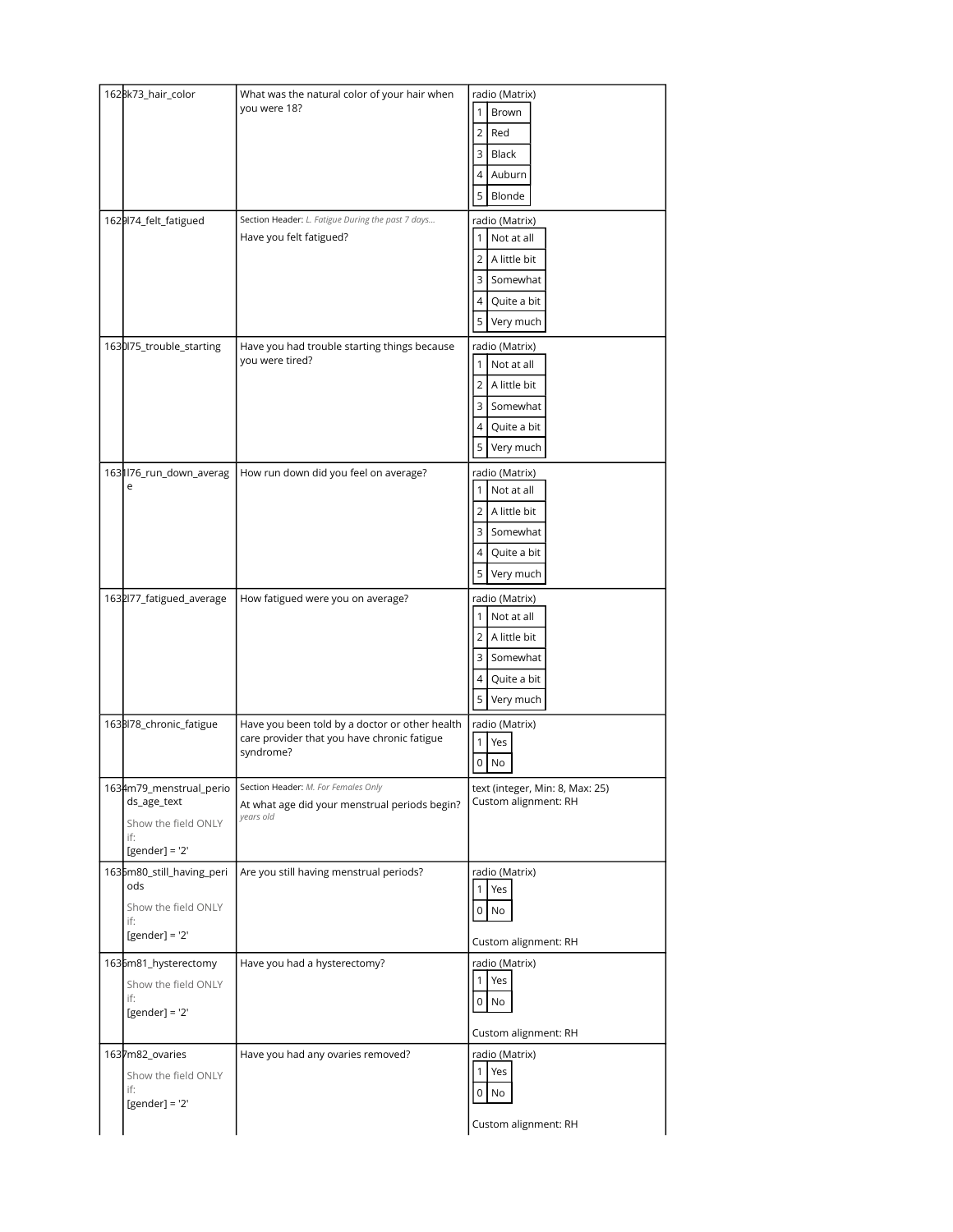| # | Variable / Field Name | Field Label | Field Attributes |
| --- | --- | --- | --- |
| 1628 | k73_hair_color | What was the natural color of your hair when you were 18? | radio (Matrix)<br>1 Brown<br>2 Red<br>3 Black<br>4 Auburn<br>5 Blonde |
| 1629 | l74_felt_fatigued | Section Header: *L. Fatigue During the past 7 days...*<br>Have you felt fatigued? | radio (Matrix)<br>1 Not at all<br>2 A little bit<br>3 Somewhat<br>4 Quite a bit<br>5 Very much |
| 1630 | l75_trouble_starting | Have you had trouble starting things because you were tired? | radio (Matrix)<br>1 Not at all<br>2 A little bit<br>3 Somewhat<br>4 Quite a bit<br>5 Very much |
| 1631 | l76_run_down_average | How run down did you feel on average? | radio (Matrix)<br>1 Not at all<br>2 A little bit<br>3 Somewhat<br>4 Quite a bit<br>5 Very much |
| 1632 | l77_fatigued_average | How fatigued were you on average? | radio (Matrix)<br>1 Not at all<br>2 A little bit<br>3 Somewhat<br>4 Quite a bit<br>5 Very much |
| 1633 | l78_chronic_fatigue | Have you been told by a doctor or other health care provider that you have chronic fatigue syndrome? | radio (Matrix)<br>1 Yes<br>0 No |
| 1634 | m79_menstrual_periods_age_text<br>Show the field ONLY if:<br>[gender] = '2' | Section Header: *M. For Females Only*<br>At what age did your menstrual periods begin?<br>*years old* | text (integer, Min: 8, Max: 25)<br>Custom alignment: RH |
| 1635 | m80_still_having_periods<br>Show the field ONLY if:<br>[gender] = '2' | Are you still having menstrual periods? | radio (Matrix)<br>1 Yes<br>0 No<br>Custom alignment: RH |
| 1636 | m81_hysterectomy<br>Show the field ONLY if:<br>[gender] = '2' | Have you had a hysterectomy? | radio (Matrix)<br>1 Yes<br>0 No<br>Custom alignment: RH |
| 1637 | m82_ovaries<br>Show the field ONLY if:<br>[gender] = '2' | Have you had any ovaries removed? | radio (Matrix)<br>1 Yes<br>0 No<br>Custom alignment: RH |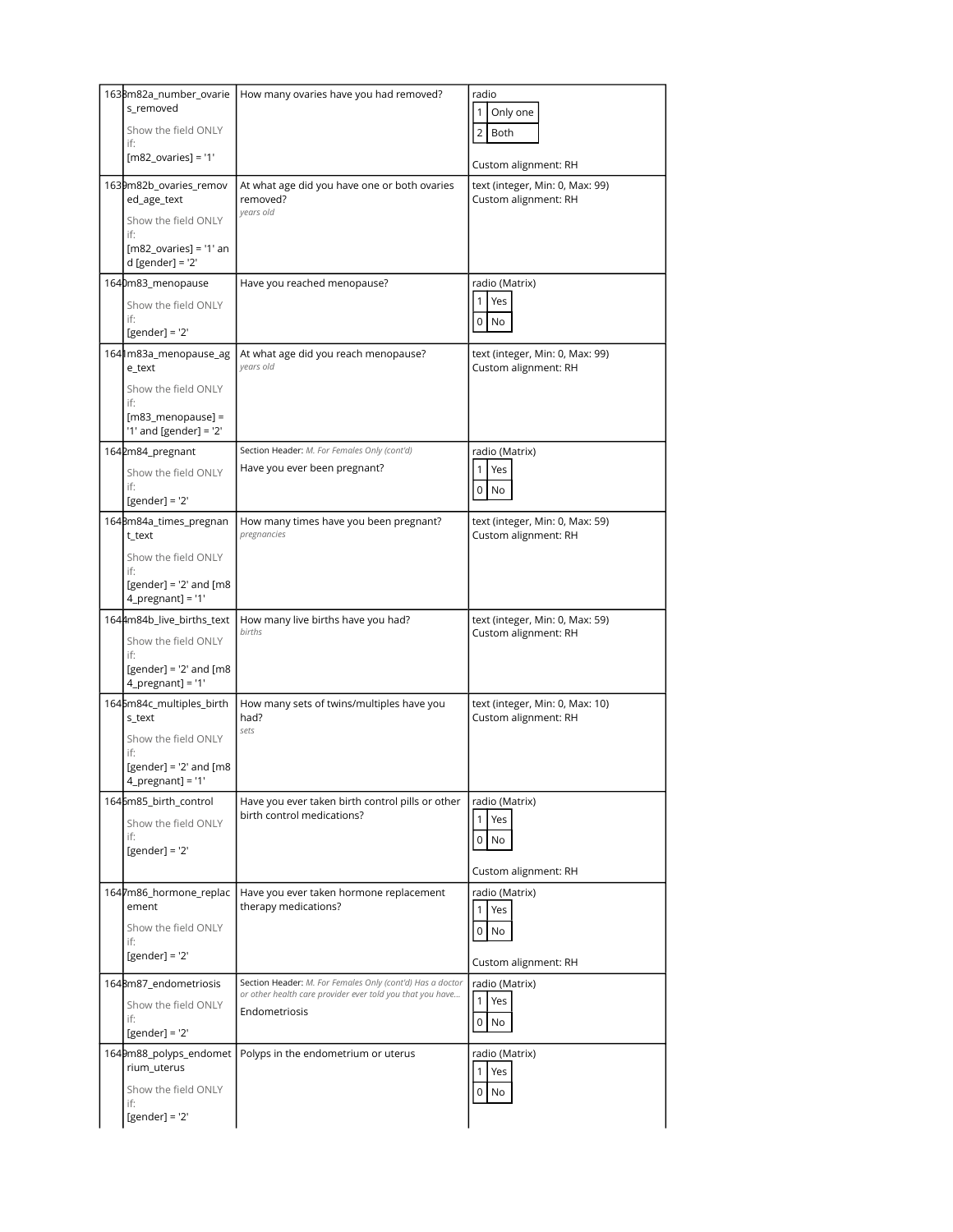| | | | |
|---|---|---|---|
| 1638 | m82a_number_ovaries_removed<br><br>Show the field ONLY if:<br>[m82_ovaries] = '1' | How many ovaries have you had removed? | radio<br>1 Only one<br>2 Both<br><br>Custom alignment: RH |
| 1639 | m82b_ovaries_removed_age_text<br><br>Show the field ONLY if:<br>[m82_ovaries] = '1' and [gender] = '2' | At what age did you have one or both ovaries removed?<br>*years old* | text (integer, Min: 0, Max: 99)<br>Custom alignment: RH |
| 1640 | m83_menopause<br><br>Show the field ONLY if:<br>[gender] = '2' | Have you reached menopause? | radio (Matrix)<br>1 Yes<br>0 No |
| 1641 | m83a_menopause_age_text<br><br>Show the field ONLY if:<br>[m83_menopause] = '1' and [gender] = '2' | At what age did you reach menopause?<br>*years old* | text (integer, Min: 0, Max: 99)<br>Custom alignment: RH |
| 1642 | m84_pregnant<br><br>Show the field ONLY if:<br>[gender] = '2' | Section Header: *M. For Females Only (cont'd)*<br><br>Have you ever been pregnant? | radio (Matrix)<br>1 Yes<br>0 No |
| 1643 | m84a_times_pregnant_text<br><br>Show the field ONLY if:<br>[gender] = '2' and [m84_pregnant] = '1' | How many times have you been pregnant?<br>*pregnancies* | text (integer, Min: 0, Max: 59)<br>Custom alignment: RH |
| 1644 | m84b_live_births_text<br><br>Show the field ONLY if:<br>[gender] = '2' and [m84_pregnant] = '1' | How many live births have you had?<br>*births* | text (integer, Min: 0, Max: 59)<br>Custom alignment: RH |
| 1645 | m84c_multiples_births_text<br><br>Show the field ONLY if:<br>[gender] = '2' and [m84_pregnant] = '1' | How many sets of twins/multiples have you had?<br>*sets* | text (integer, Min: 0, Max: 10)<br>Custom alignment: RH |
| 1646 | m85_birth_control<br><br>Show the field ONLY if:<br>[gender] = '2' | Have you ever taken birth control pills or other birth control medications? | radio (Matrix)<br>1 Yes<br>0 No<br><br>Custom alignment: RH |
| 1647 | m86_hormone_replacement<br><br>Show the field ONLY if:<br>[gender] = '2' | Have you ever taken hormone replacement therapy medications? | radio (Matrix)<br>1 Yes<br>0 No<br><br>Custom alignment: RH |
| 1648 | m87_endometriosis<br><br>Show the field ONLY if:<br>[gender] = '2' | Section Header: *M. For Females Only (cont'd) Has a doctor or other health care provider ever told you that you have...*<br><br>Endometriosis | radio (Matrix)<br>1 Yes<br>0 No |
| 1649 | m88_polyps_endometrium_uterus<br><br>Show the field ONLY if:<br>[gender] = '2' | Polyps in the endometrium or uterus | radio (Matrix)<br>1 Yes<br>0 No |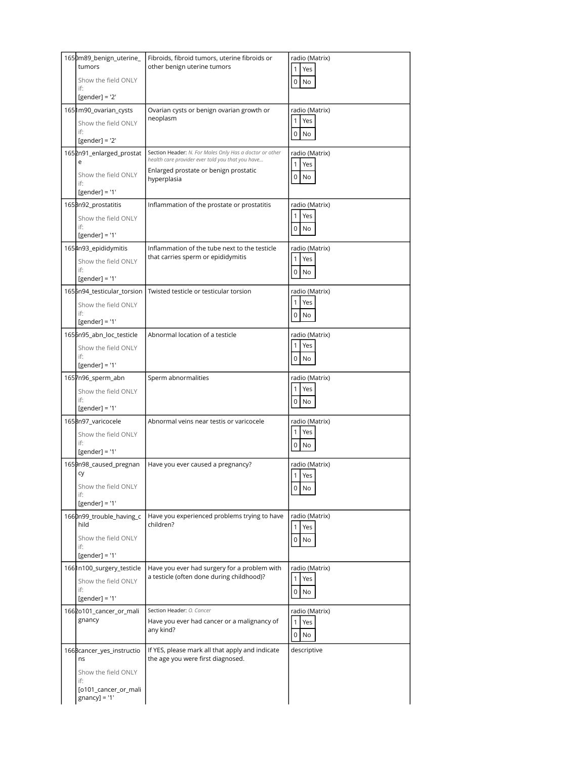| | | | |
|---|---|---|---|
| 1650 | m89_benign_uterine_tumors<br><br>Show the field ONLY if:<br>[gender] = '2' | Fibroids, fibroid tumors, uterine fibroids or other benign uterine tumors | radio (Matrix)<br>1 Yes<br>0 No |
| 1651 | m90_ovarian_cysts<br><br>Show the field ONLY if:<br>[gender] = '2' | Ovarian cysts or benign ovarian growth or neoplasm | radio (Matrix)<br>1 Yes<br>0 No |
| 1652 | n91_enlarged_prostate<br><br>Show the field ONLY if:<br>[gender] = '1' | Section Header: *N. For Males Only Has a doctor or other health care provider ever told you that you have...*<br><br>Enlarged prostate or benign prostatic hyperplasia | radio (Matrix)<br>1 Yes<br>0 No |
| 1653 | n92_prostatitis<br><br>Show the field ONLY if:<br>[gender] = '1' | Inflammation of the prostate or prostatitis | radio (Matrix)<br>1 Yes<br>0 No |
| 1654 | n93_epididymitis<br><br>Show the field ONLY if:<br>[gender] = '1' | Inflammation of the tube next to the testicle that carries sperm or epididymitis | radio (Matrix)<br>1 Yes<br>0 No |
| 1655 | n94_testicular_torsion<br><br>Show the field ONLY if:<br>[gender] = '1' | Twisted testicle or testicular torsion | radio (Matrix)<br>1 Yes<br>0 No |
| 1656 | n95_abn_loc_testicle<br><br>Show the field ONLY if:<br>[gender] = '1' | Abnormal location of a testicle | radio (Matrix)<br>1 Yes<br>0 No |
| 1657 | n96_sperm_abn<br><br>Show the field ONLY if:<br>[gender] = '1' | Sperm abnormalities | radio (Matrix)<br>1 Yes<br>0 No |
| 1658 | n97_varicocele<br><br>Show the field ONLY if:<br>[gender] = '1' | Abnormal veins near testis or varicocele | radio (Matrix)<br>1 Yes<br>0 No |
| 1659 | n98_caused_pregnancy<br><br>Show the field ONLY if:<br>[gender] = '1' | Have you ever caused a pregnancy? | radio (Matrix)<br>1 Yes<br>0 No |
| 1660 | n99_trouble_having_child<br><br>Show the field ONLY if:<br>[gender] = '1' | Have you experienced problems trying to have children? | radio (Matrix)<br>1 Yes<br>0 No |
| 1661 | n100_surgery_testicle<br><br>Show the field ONLY if:<br>[gender] = '1' | Have you ever had surgery for a problem with a testicle (often done during childhood)? | radio (Matrix)<br>1 Yes<br>0 No |
| 1662 | o101_cancer_or_malignancy | Section Header: *O. Cancer*<br><br>Have you ever had cancer or a malignancy of any kind? | radio (Matrix)<br>1 Yes<br>0 No |
| 1663 | cancer_yes_instructions<br><br>Show the field ONLY if:<br>[o101_cancer_or_malignancy] = '1' | If YES, please mark all that apply and indicate the age you were first diagnosed. | descriptive |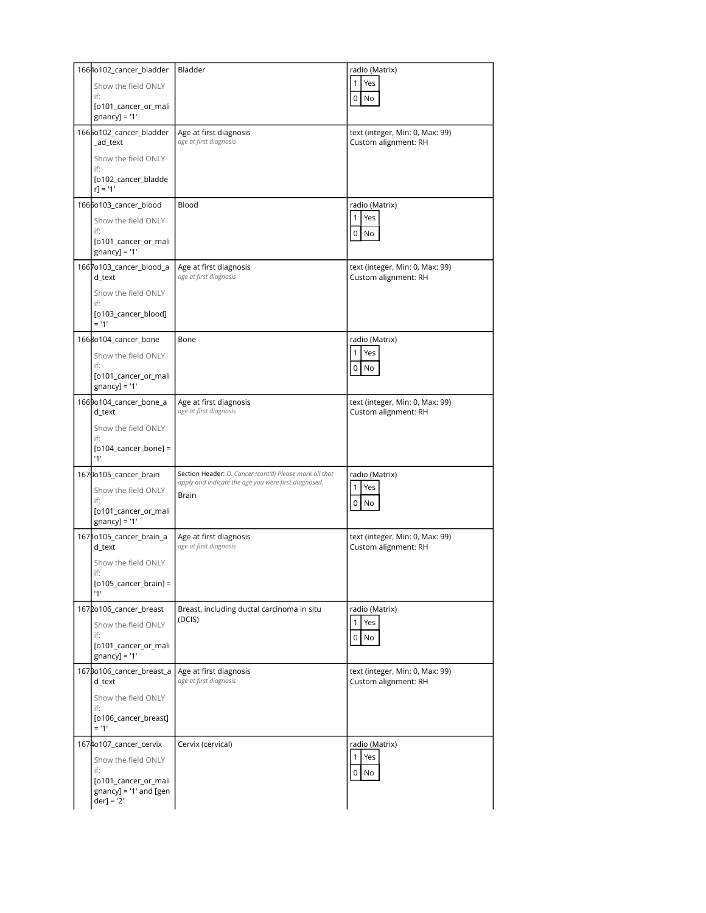| # | Variable / Field Name | Field Label | Field Attributes |
|---|---|---|---|
| 1664 | o102_cancer_bladder<br><br>Show the field ONLY if:<br>[o101_cancer_or_malignancy] = '1' | Bladder | radio (Matrix)<br>1 Yes<br>0 No |
| 1665 | o102_cancer_bladder_ad_text<br><br>Show the field ONLY if:<br>[o102_cancer_bladder] = '1' | Age at first diagnosis<br>*age at first diagnosis* | text (integer, Min: 0, Max: 99)<br>Custom alignment: RH |
| 1666 | o103_cancer_blood<br><br>Show the field ONLY if:<br>[o101_cancer_or_malignancy] = '1' | Blood | radio (Matrix)<br>1 Yes<br>0 No |
| 1667 | o103_cancer_blood_ad_text<br><br>Show the field ONLY if:<br>[o103_cancer_blood] = '1' | Age at first diagnosis<br>*age at first diagnosis* | text (integer, Min: 0, Max: 99)<br>Custom alignment: RH |
| 1668 | o104_cancer_bone<br><br>Show the field ONLY if:<br>[o101_cancer_or_malignancy] = '1' | Bone | radio (Matrix)<br>1 Yes<br>0 No |
| 1669 | o104_cancer_bone_ad_text<br><br>Show the field ONLY if:<br>[o104_cancer_bone] = '1' | Age at first diagnosis<br>*age at first diagnosis* | text (integer, Min: 0, Max: 99)<br>Custom alignment: RH |
| 1670 | o105_cancer_brain<br><br>Show the field ONLY if:<br>[o101_cancer_or_malignancy] = '1' | Section Header: *O. Cancer (cont'd) Please mark all that apply and indicate the age you were first diagnosed.*<br><br>Brain | radio (Matrix)<br>1 Yes<br>0 No |
| 1671 | o105_cancer_brain_ad_text<br><br>Show the field ONLY if:<br>[o105_cancer_brain] = '1' | Age at first diagnosis<br>*age at first diagnosis* | text (integer, Min: 0, Max: 99)<br>Custom alignment: RH |
| 1672 | o106_cancer_breast<br><br>Show the field ONLY if:<br>[o101_cancer_or_malignancy] = '1' | Breast, including ductal carcinoma in situ (DCIS) | radio (Matrix)<br>1 Yes<br>0 No |
| 1673 | o106_cancer_breast_ad_text<br><br>Show the field ONLY if:<br>[o106_cancer_breast] = '1' | Age at first diagnosis<br>*age at first diagnosis* | text (integer, Min: 0, Max: 99)<br>Custom alignment: RH |
| 1674 | o107_cancer_cervix<br><br>Show the field ONLY if:<br>[o101_cancer_or_malignancy] = '1' and [gender] = '2' | Cervix (cervical) | radio (Matrix)<br>1 Yes<br>0 No |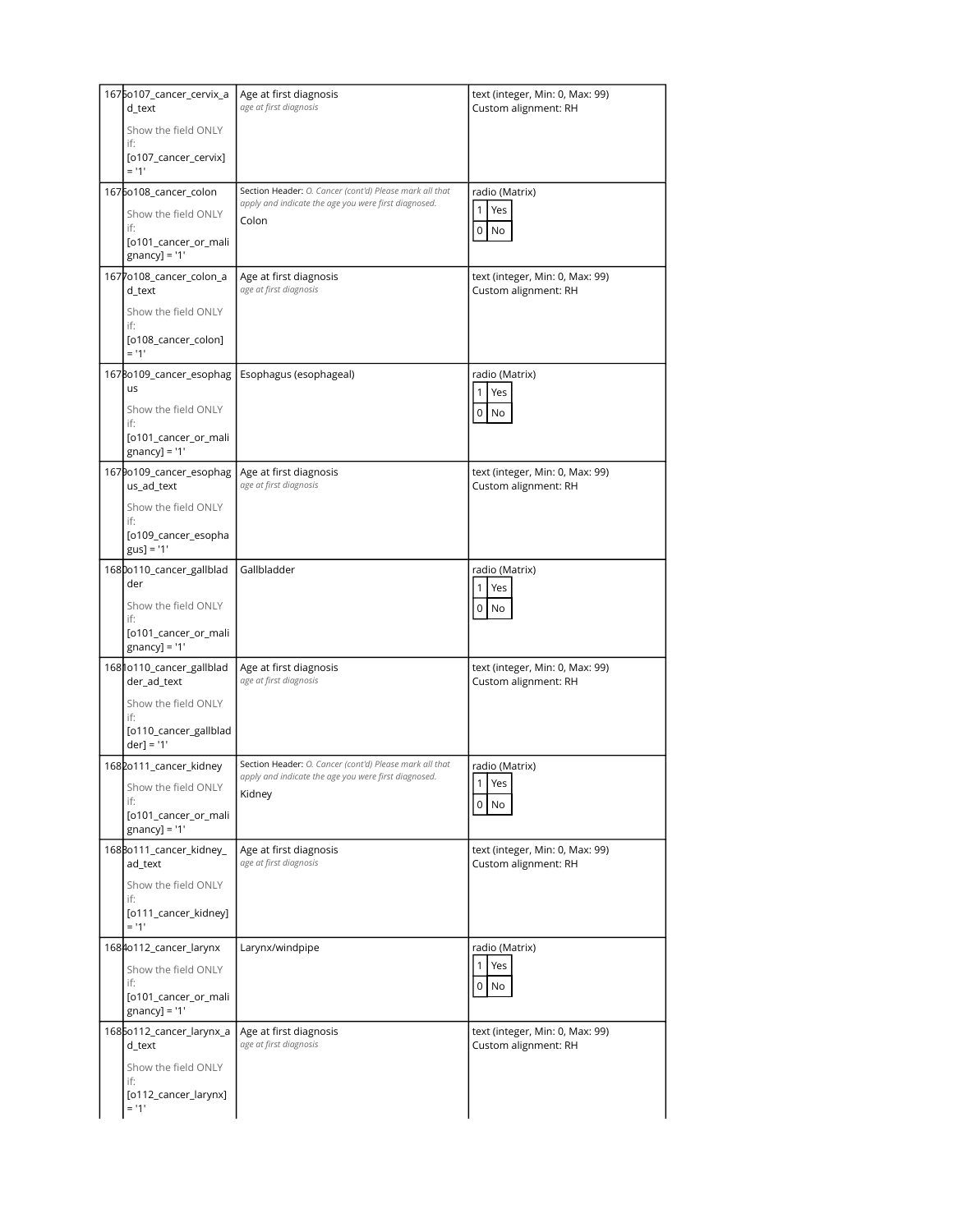| | | | |
|---|---|---|---|
| 1675 | o107_cancer_cervix_ad_text<br><br>Show the field ONLY if:<br>[o107_cancer_cervix] = '1' | Age at first diagnosis<br>*age at first diagnosis* | text (integer, Min: 0, Max: 99)<br>Custom alignment: RH |
| 1676 | o108_cancer_colon<br><br>Show the field ONLY if:<br>[o101_cancer_or_malignancy] = '1' | Section Header: *O. Cancer (cont'd) Please mark all that apply and indicate the age you were first diagnosed.*<br><br>Colon | radio (Matrix)<br>1 Yes<br>0 No |
| 1677 | o108_cancer_colon_ad_text<br><br>Show the field ONLY if:<br>[o108_cancer_colon] = '1' | Age at first diagnosis<br>*age at first diagnosis* | text (integer, Min: 0, Max: 99)<br>Custom alignment: RH |
| 1678 | o109_cancer_esophagus<br><br>Show the field ONLY if:<br>[o101_cancer_or_malignancy] = '1' | Esophagus (esophageal) | radio (Matrix)<br>1 Yes<br>0 No |
| 1679 | o109_cancer_esophagus_ad_text<br><br>Show the field ONLY if:<br>[o109_cancer_esophagus] = '1' | Age at first diagnosis<br>*age at first diagnosis* | text (integer, Min: 0, Max: 99)<br>Custom alignment: RH |
| 1680 | o110_cancer_gallbladder<br><br>Show the field ONLY if:<br>[o101_cancer_or_malignancy] = '1' | Gallbladder | radio (Matrix)<br>1 Yes<br>0 No |
| 1681 | o110_cancer_gallbladder_ad_text<br><br>Show the field ONLY if:<br>[o110_cancer_gallbladder] = '1' | Age at first diagnosis<br>*age at first diagnosis* | text (integer, Min: 0, Max: 99)<br>Custom alignment: RH |
| 1682 | o111_cancer_kidney<br><br>Show the field ONLY if:<br>[o101_cancer_or_malignancy] = '1' | Section Header: *O. Cancer (cont'd) Please mark all that apply and indicate the age you were first diagnosed.*<br><br>Kidney | radio (Matrix)<br>1 Yes<br>0 No |
| 1683 | o111_cancer_kidney_ad_text<br><br>Show the field ONLY if:<br>[o111_cancer_kidney] = '1' | Age at first diagnosis<br>*age at first diagnosis* | text (integer, Min: 0, Max: 99)<br>Custom alignment: RH |
| 1684 | o112_cancer_larynx<br><br>Show the field ONLY if:<br>[o101_cancer_or_malignancy] = '1' | Larynx/windpipe | radio (Matrix)<br>1 Yes<br>0 No |
| 1685 | o112_cancer_larynx_ad_text<br><br>Show the field ONLY if:<br>[o112_cancer_larynx] = '1' | Age at first diagnosis<br>*age at first diagnosis* | text (integer, Min: 0, Max: 99)<br>Custom alignment: RH |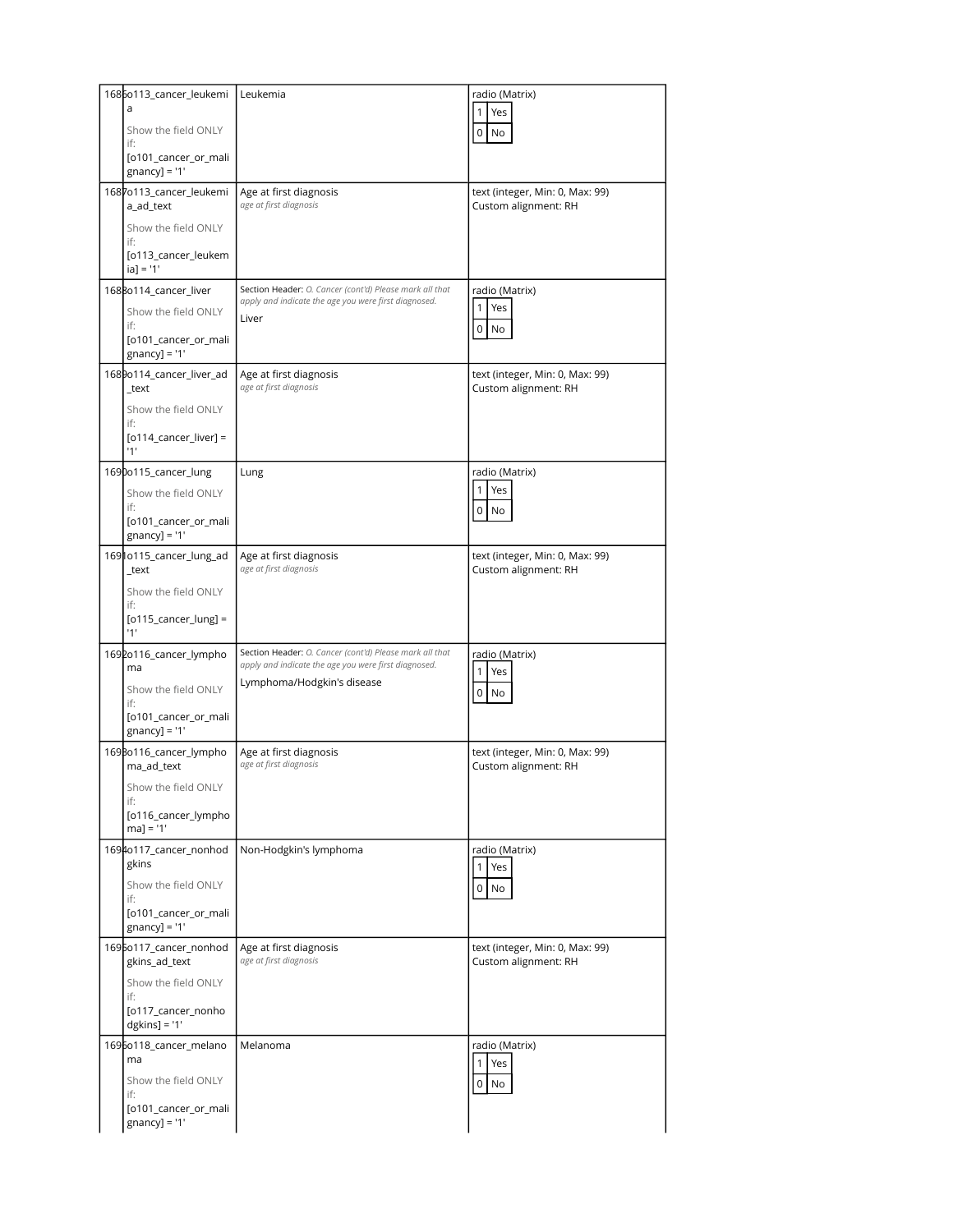| # | Variable / Field Name | Field Label | Field Attributes |
|---|---|---|---|
| 1686 | o113_cancer_leukemia<br><br>Show the field ONLY if:<br>[o101_cancer_or_malignancy] = '1' | Leukemia | radio (Matrix)<br>1 Yes<br>0 No |
| 1687 | o113_cancer_leukemia_ad_text<br><br>Show the field ONLY if:<br>[o113_cancer_leukemia] = '1' | Age at first diagnosis<br>*age at first diagnosis* | text (integer, Min: 0, Max: 99)<br>Custom alignment: RH |
| 1688 | o114_cancer_liver<br><br>Show the field ONLY if:<br>[o101_cancer_or_malignancy] = '1' | Section Header: *O. Cancer (cont'd) Please mark all that apply and indicate the age you were first diagnosed.*<br>Liver | radio (Matrix)<br>1 Yes<br>0 No |
| 1689 | o114_cancer_liver_ad_text<br><br>Show the field ONLY if:<br>[o114_cancer_liver] = '1' | Age at first diagnosis<br>*age at first diagnosis* | text (integer, Min: 0, Max: 99)<br>Custom alignment: RH |
| 1690 | o115_cancer_lung<br><br>Show the field ONLY if:<br>[o101_cancer_or_malignancy] = '1' | Lung | radio (Matrix)<br>1 Yes<br>0 No |
| 1691 | o115_cancer_lung_ad_text<br><br>Show the field ONLY if:<br>[o115_cancer_lung] = '1' | Age at first diagnosis<br>*age at first diagnosis* | text (integer, Min: 0, Max: 99)<br>Custom alignment: RH |
| 1692 | o116_cancer_lymphoma<br><br>Show the field ONLY if:<br>[o101_cancer_or_malignancy] = '1' | Section Header: *O. Cancer (cont'd) Please mark all that apply and indicate the age you were first diagnosed.*<br>Lymphoma/Hodgkin's disease | radio (Matrix)<br>1 Yes<br>0 No |
| 1693 | o116_cancer_lymphoma_ad_text<br><br>Show the field ONLY if:<br>[o116_cancer_lymphoma] = '1' | Age at first diagnosis<br>*age at first diagnosis* | text (integer, Min: 0, Max: 99)<br>Custom alignment: RH |
| 1694 | o117_cancer_nonhodgkins<br><br>Show the field ONLY if:<br>[o101_cancer_or_malignancy] = '1' | Non-Hodgkin's lymphoma | radio (Matrix)<br>1 Yes<br>0 No |
| 1695 | o117_cancer_nonhodgkins_ad_text<br><br>Show the field ONLY if:<br>[o117_cancer_nonhodgkins] = '1' | Age at first diagnosis<br>*age at first diagnosis* | text (integer, Min: 0, Max: 99)<br>Custom alignment: RH |
| 1696 | o118_cancer_melanoma<br><br>Show the field ONLY if:<br>[o101_cancer_or_malignancy] = '1' | Melanoma | radio (Matrix)<br>1 Yes<br>0 No |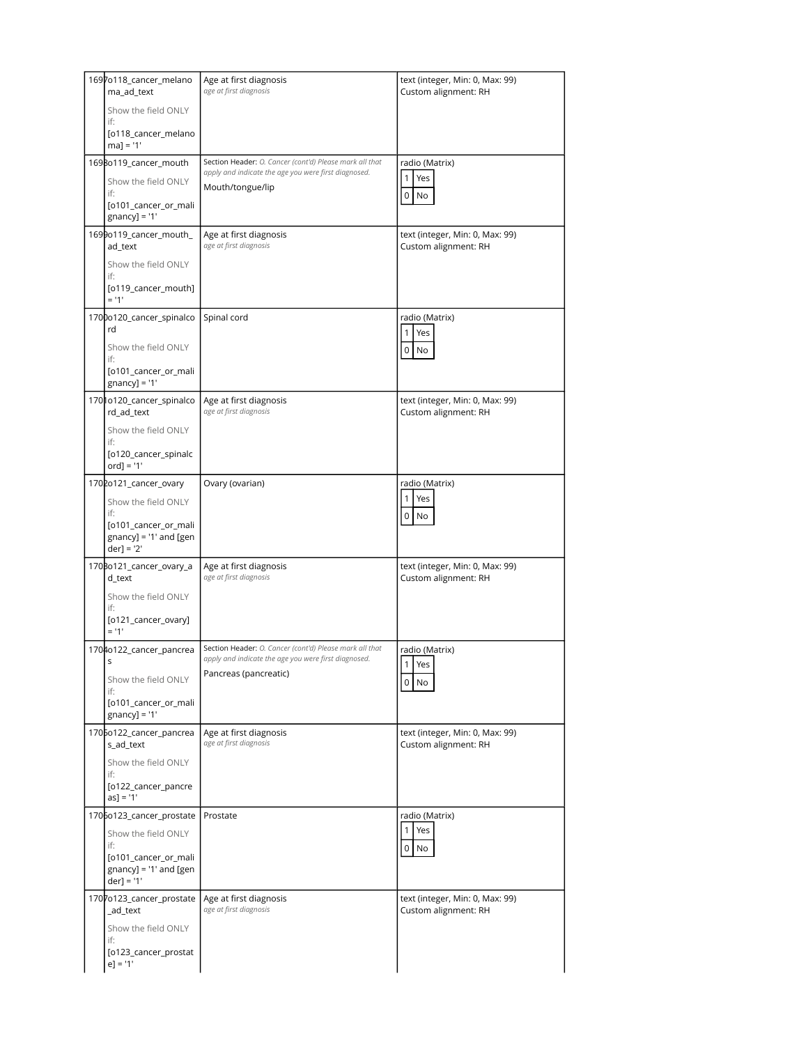| # | Variable / Field Name | Field Label | Field Attributes |
|---|---|---|---|
| 1697 | o118_cancer_melanoma_ad_text<br><br>Show the field ONLY if:<br>[o118_cancer_melanoma] = '1' | Age at first diagnosis<br>*age at first diagnosis* | text (integer, Min: 0, Max: 99)<br>Custom alignment: RH |
| 1698 | o119_cancer_mouth<br><br>Show the field ONLY if:<br>[o101_cancer_or_malignancy] = '1' | Section Header: *O. Cancer (cont'd) Please mark all that apply and indicate the age you were first diagnosed.*<br><br>Mouth/tongue/lip | radio (Matrix)<br>1 Yes<br>0 No |
| 1699 | o119_cancer_mouth_ad_text<br><br>Show the field ONLY if:<br>[o119_cancer_mouth] = '1' | Age at first diagnosis<br>*age at first diagnosis* | text (integer, Min: 0, Max: 99)<br>Custom alignment: RH |
| 1700 | o120_cancer_spinalcord<br><br>Show the field ONLY if:<br>[o101_cancer_or_malignancy] = '1' | Spinal cord | radio (Matrix)<br>1 Yes<br>0 No |
| 1701 | o120_cancer_spinalcord_ad_text<br><br>Show the field ONLY if:<br>[o120_cancer_spinalcord] = '1' | Age at first diagnosis<br>*age at first diagnosis* | text (integer, Min: 0, Max: 99)<br>Custom alignment: RH |
| 1702 | o121_cancer_ovary<br><br>Show the field ONLY if:<br>[o101_cancer_or_malignancy] = '1' and [gender] = '2' | Ovary (ovarian) | radio (Matrix)<br>1 Yes<br>0 No |
| 1703 | o121_cancer_ovary_ad_text<br><br>Show the field ONLY if:<br>[o121_cancer_ovary] = '1' | Age at first diagnosis<br>*age at first diagnosis* | text (integer, Min: 0, Max: 99)<br>Custom alignment: RH |
| 1704 | o122_cancer_pancreas<br><br>Show the field ONLY if:<br>[o101_cancer_or_malignancy] = '1' | Section Header: *O. Cancer (cont'd) Please mark all that apply and indicate the age you were first diagnosed.*<br><br>Pancreas (pancreatic) | radio (Matrix)<br>1 Yes<br>0 No |
| 1705 | o122_cancer_pancreas_ad_text<br><br>Show the field ONLY if:<br>[o122_cancer_pancreas] = '1' | Age at first diagnosis<br>*age at first diagnosis* | text (integer, Min: 0, Max: 99)<br>Custom alignment: RH |
| 1706 | o123_cancer_prostate<br><br>Show the field ONLY if:<br>[o101_cancer_or_malignancy] = '1' and [gender] = '1' | Prostate | radio (Matrix)<br>1 Yes<br>0 No |
| 1707 | o123_cancer_prostate_ad_text<br><br>Show the field ONLY if:<br>[o123_cancer_prostate] = '1' | Age at first diagnosis<br>*age at first diagnosis* | text (integer, Min: 0, Max: 99)<br>Custom alignment: RH |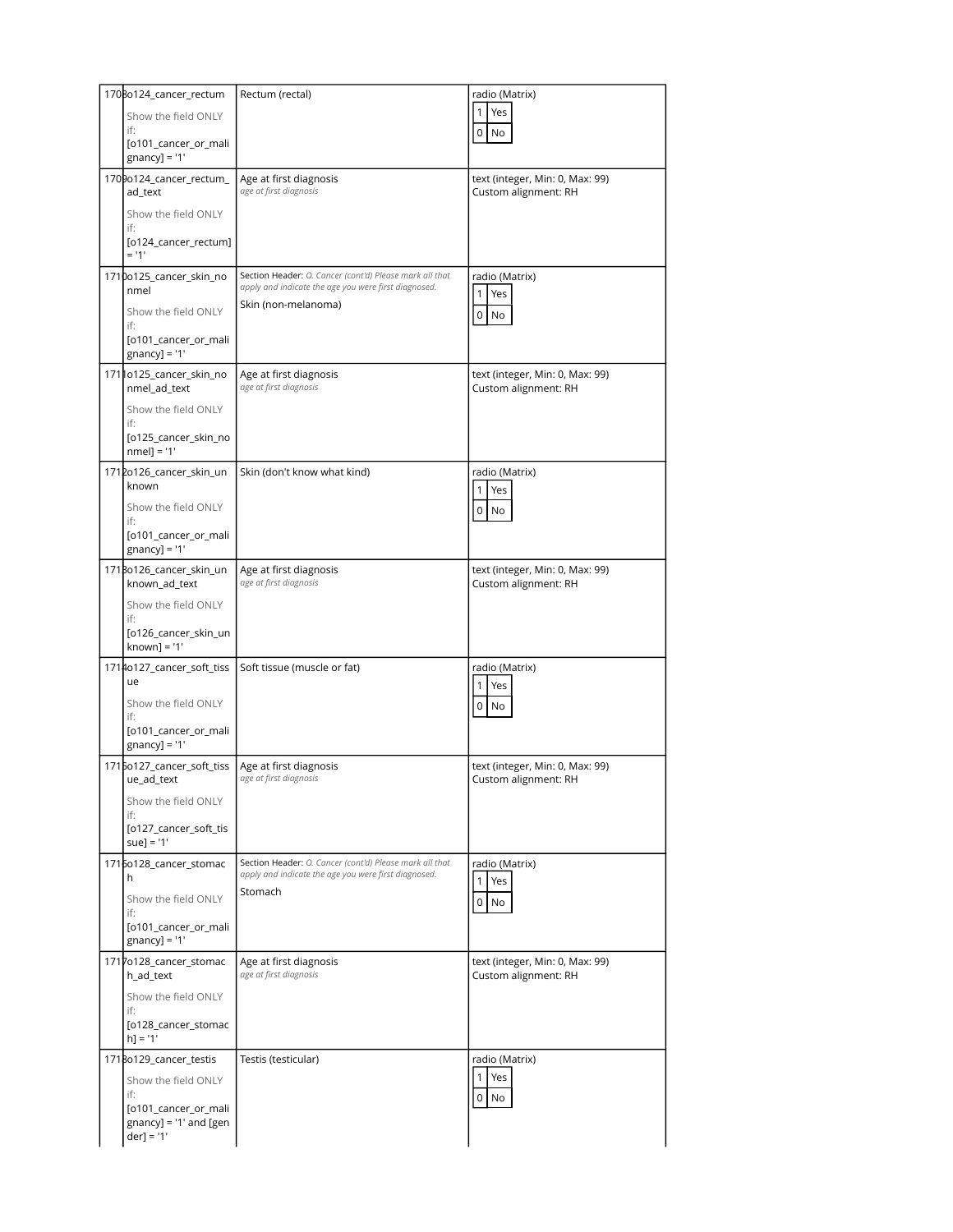| # | Variable / Field Name | Field Label | Field Attributes |
|---|---|---|---|
| 1708 | o124_cancer_rectum<br><br>Show the field ONLY if:<br>[o101_cancer_or_malignancy] = '1' | Rectum (rectal) | radio (Matrix)<br>1 Yes<br>0 No |
| 1709 | o124_cancer_rectum_ad_text<br><br>Show the field ONLY if:<br>[o124_cancer_rectum] = '1' | Age at first diagnosis<br>*age at first diagnosis* | text (integer, Min: 0, Max: 99)<br>Custom alignment: RH |
| 1710 | o125_cancer_skin_nonmel<br><br>Show the field ONLY if:<br>[o101_cancer_or_malignancy] = '1' | Section Header: *O. Cancer (cont'd) Please mark all that apply and indicate the age you were first diagnosed.*<br><br>Skin (non-melanoma) | radio (Matrix)<br>1 Yes<br>0 No |
| 1711 | o125_cancer_skin_nonmel_ad_text<br><br>Show the field ONLY if:<br>[o125_cancer_skin_nonmel] = '1' | Age at first diagnosis<br>*age at first diagnosis* | text (integer, Min: 0, Max: 99)<br>Custom alignment: RH |
| 1712 | o126_cancer_skin_unknown<br><br>Show the field ONLY if:<br>[o101_cancer_or_malignancy] = '1' | Skin (don't know what kind) | radio (Matrix)<br>1 Yes<br>0 No |
| 1713 | o126_cancer_skin_unknown_ad_text<br><br>Show the field ONLY if:<br>[o126_cancer_skin_unknown] = '1' | Age at first diagnosis<br>*age at first diagnosis* | text (integer, Min: 0, Max: 99)<br>Custom alignment: RH |
| 1714 | o127_cancer_soft_tissue<br><br>Show the field ONLY if:<br>[o101_cancer_or_malignancy] = '1' | Soft tissue (muscle or fat) | radio (Matrix)<br>1 Yes<br>0 No |
| 1715 | o127_cancer_soft_tissue_ad_text<br><br>Show the field ONLY if:<br>[o127_cancer_soft_tissue] = '1' | Age at first diagnosis<br>*age at first diagnosis* | text (integer, Min: 0, Max: 99)<br>Custom alignment: RH |
| 1716 | o128_cancer_stomach<br><br>Show the field ONLY if:<br>[o101_cancer_or_malignancy] = '1' | Section Header: *O. Cancer (cont'd) Please mark all that apply and indicate the age you were first diagnosed.*<br><br>Stomach | radio (Matrix)<br>1 Yes<br>0 No |
| 1717 | o128_cancer_stomach_ad_text<br><br>Show the field ONLY if:<br>[o128_cancer_stomach] = '1' | Age at first diagnosis<br>*age at first diagnosis* | text (integer, Min: 0, Max: 99)<br>Custom alignment: RH |
| 1718 | o129_cancer_testis<br><br>Show the field ONLY if:<br>[o101_cancer_or_malignancy] = '1' and [gender] = '1' | Testis (testicular) | radio (Matrix)<br>1 Yes<br>0 No |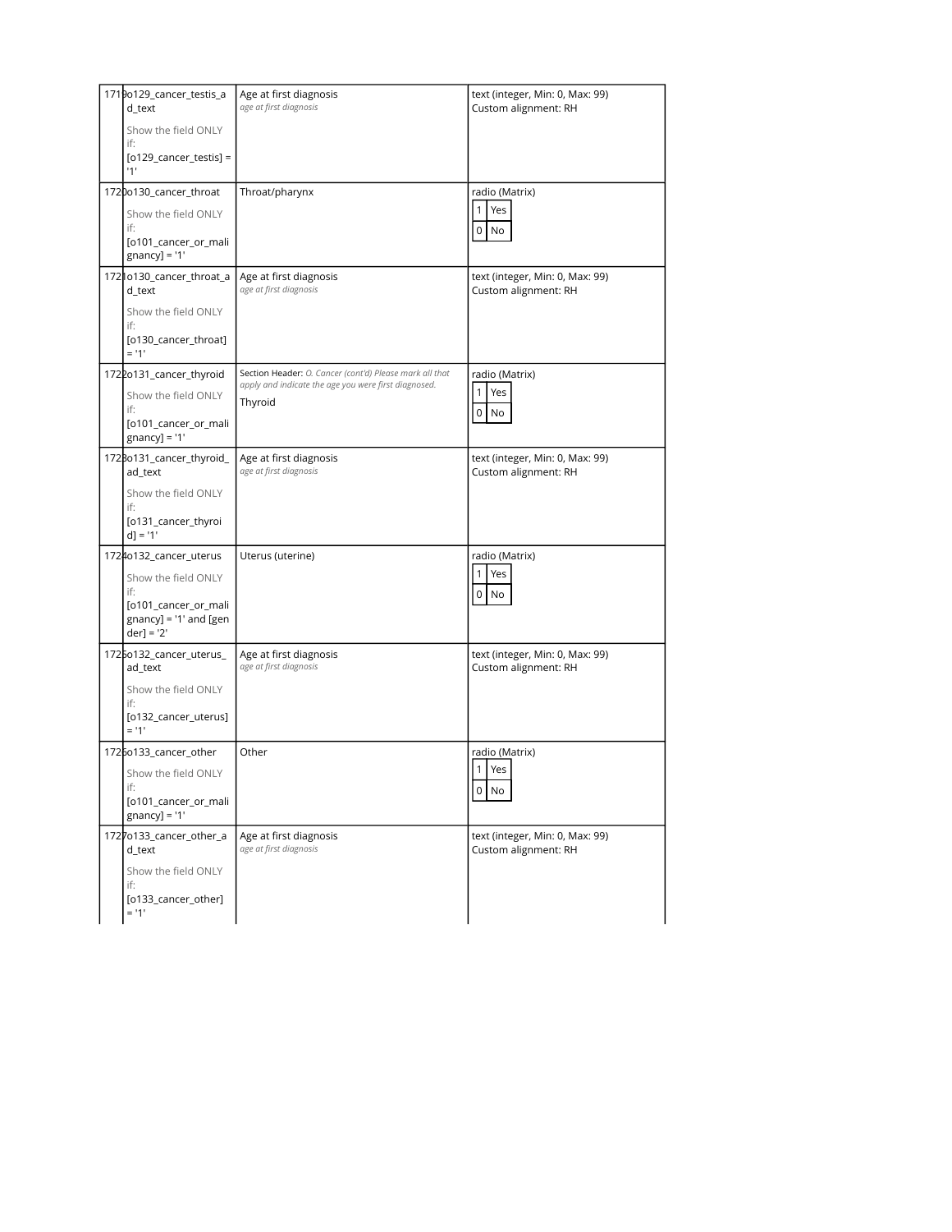| | | | |
|---|---|---|---|
| 1719 | o129_cancer_testis_ad_text<br><br>Show the field ONLY if:<br>[o129_cancer_testis] = '1' | Age at first diagnosis<br>*age at first diagnosis* | text (integer, Min: 0, Max: 99)<br>Custom alignment: RH |
| 1720 | o130_cancer_throat<br><br>Show the field ONLY if:<br>[o101_cancer_or_malignancy] = '1' | Throat/pharynx | radio (Matrix)<br>1 Yes<br>0 No |
| 1721 | o130_cancer_throat_ad_text<br><br>Show the field ONLY if:<br>[o130_cancer_throat] = '1' | Age at first diagnosis<br>*age at first diagnosis* | text (integer, Min: 0, Max: 99)<br>Custom alignment: RH |
| 1722 | o131_cancer_thyroid<br><br>Show the field ONLY if:<br>[o101_cancer_or_malignancy] = '1' | Section Header: *O. Cancer (cont'd) Please mark all that apply and indicate the age you were first diagnosed.*<br><br>Thyroid | radio (Matrix)<br>1 Yes<br>0 No |
| 1723 | o131_cancer_thyroid_ad_text<br><br>Show the field ONLY if:<br>[o131_cancer_thyroid] = '1' | Age at first diagnosis<br>*age at first diagnosis* | text (integer, Min: 0, Max: 99)<br>Custom alignment: RH |
| 1724 | o132_cancer_uterus<br><br>Show the field ONLY if:<br>[o101_cancer_or_malignancy] = '1' and [gender] = '2' | Uterus (uterine) | radio (Matrix)<br>1 Yes<br>0 No |
| 1725 | o132_cancer_uterus_ad_text<br><br>Show the field ONLY if:<br>[o132_cancer_uterus] = '1' | Age at first diagnosis<br>*age at first diagnosis* | text (integer, Min: 0, Max: 99)<br>Custom alignment: RH |
| 1726 | o133_cancer_other<br><br>Show the field ONLY if:<br>[o101_cancer_or_malignancy] = '1' | Other | radio (Matrix)<br>1 Yes<br>0 No |
| 1727 | o133_cancer_other_ad_text<br><br>Show the field ONLY if:<br>[o133_cancer_other] = '1' | Age at first diagnosis<br>*age at first diagnosis* | text (integer, Min: 0, Max: 99)<br>Custom alignment: RH |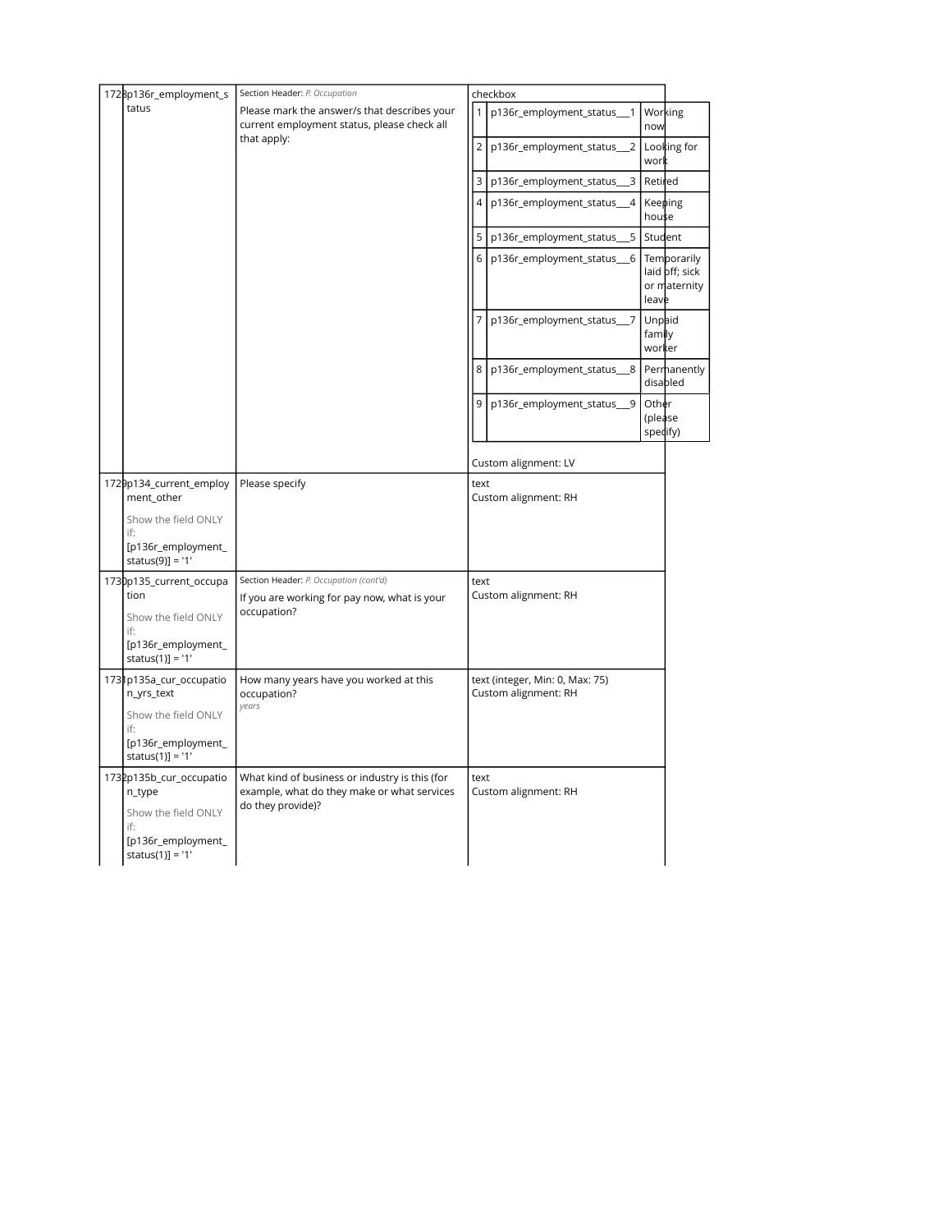| # | Variable / Field Name | Field Label | Field Attributes |
|---|---|---|---|
| 1728 | p136r_employment_status | Section Header: *P. Occupation*<br>Please mark the answer/s that describes your current employment status, please check all that apply: | checkbox<br>1 p136r_employment_status___1 Working now<br>2 p136r_employment_status___2 Looking for work<br>3 p136r_employment_status___3 Retired<br>4 p136r_employment_status___4 Keeping house<br>5 p136r_employment_status___5 Student<br>6 p136r_employment_status___6 Temporarily laid off; sick or maternity leave<br>7 p136r_employment_status___7 Unpaid family worker<br>8 p136r_employment_status___8 Permanently disabled<br>9 p136r_employment_status___9 Other (please specify)<br>Custom alignment: LV |
| 1729 | p134_current_employment_other<br>Show the field ONLY if: [p136r_employment_status(9)] = '1' | Please specify | text<br>Custom alignment: RH |
| 1730 | p135_current_occupation<br>Show the field ONLY if: [p136r_employment_status(1)] = '1' | Section Header: *P. Occupation (cont'd)*<br>If you are working for pay now, what is your occupation? | text<br>Custom alignment: RH |
| 1731 | p135a_cur_occupation_yrs_text<br>Show the field ONLY if: [p136r_employment_status(1)] = '1' | How many years have you worked at this occupation?<br>*years* | text (integer, Min: 0, Max: 75)<br>Custom alignment: RH |
| 1732 | p135b_cur_occupation_type<br>Show the field ONLY if: [p136r_employment_status(1)] = '1' | What kind of business or industry is this (for example, what do they make or what services do they provide)? | text<br>Custom alignment: RH |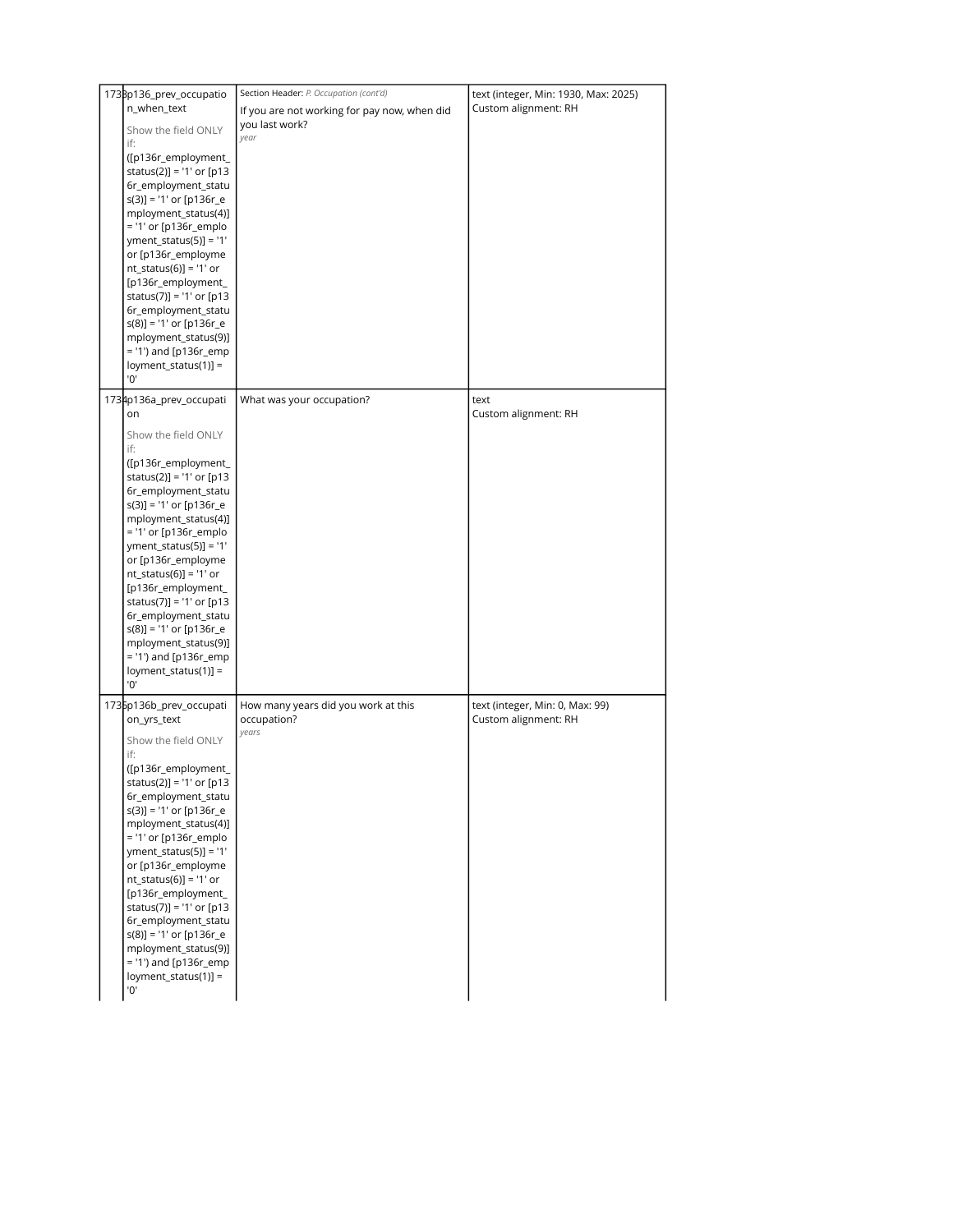| | | | |
|---|---|---|---|
| 1733 | p136_prev_occupation_when_text<br><br>Show the field ONLY if:<br>([p136r_employment_status(2)] = '1' or [p136r_employment_status(3)] = '1' or [p136r_employment_status(4)] = '1' or [p136r_employment_status(5)] = '1' or [p136r_employment_status(6)] = '1' or [p136r_employment_status(7)] = '1' or [p136r_employment_status(8)] = '1' or [p136r_employment_status(9)] = '1') and [p136r_employment_status(1)] = '0' | Section Header: *P. Occupation (cont'd)*<br><br>If you are not working for pay now, when did you last work?<br>*year* | text (integer, Min: 1930, Max: 2025)<br>Custom alignment: RH |
| 1734 | p136a_prev_occupation<br><br>Show the field ONLY if:<br>([p136r_employment_status(2)] = '1' or [p136r_employment_status(3)] = '1' or [p136r_employment_status(4)] = '1' or [p136r_employment_status(5)] = '1' or [p136r_employment_status(6)] = '1' or [p136r_employment_status(7)] = '1' or [p136r_employment_status(8)] = '1' or [p136r_employment_status(9)] = '1') and [p136r_employment_status(1)] = '0' | What was your occupation? | text<br>Custom alignment: RH |
| 1735 | p136b_prev_occupation_yrs_text<br><br>Show the field ONLY if:<br>([p136r_employment_status(2)] = '1' or [p136r_employment_status(3)] = '1' or [p136r_employment_status(4)] = '1' or [p136r_employment_status(5)] = '1' or [p136r_employment_status(6)] = '1' or [p136r_employment_status(7)] = '1' or [p136r_employment_status(8)] = '1' or [p136r_employment_status(9)] = '1') and [p136r_employment_status(1)] = '0' | How many years did you work at this occupation?<br>*years* | text (integer, Min: 0, Max: 99)<br>Custom alignment: RH |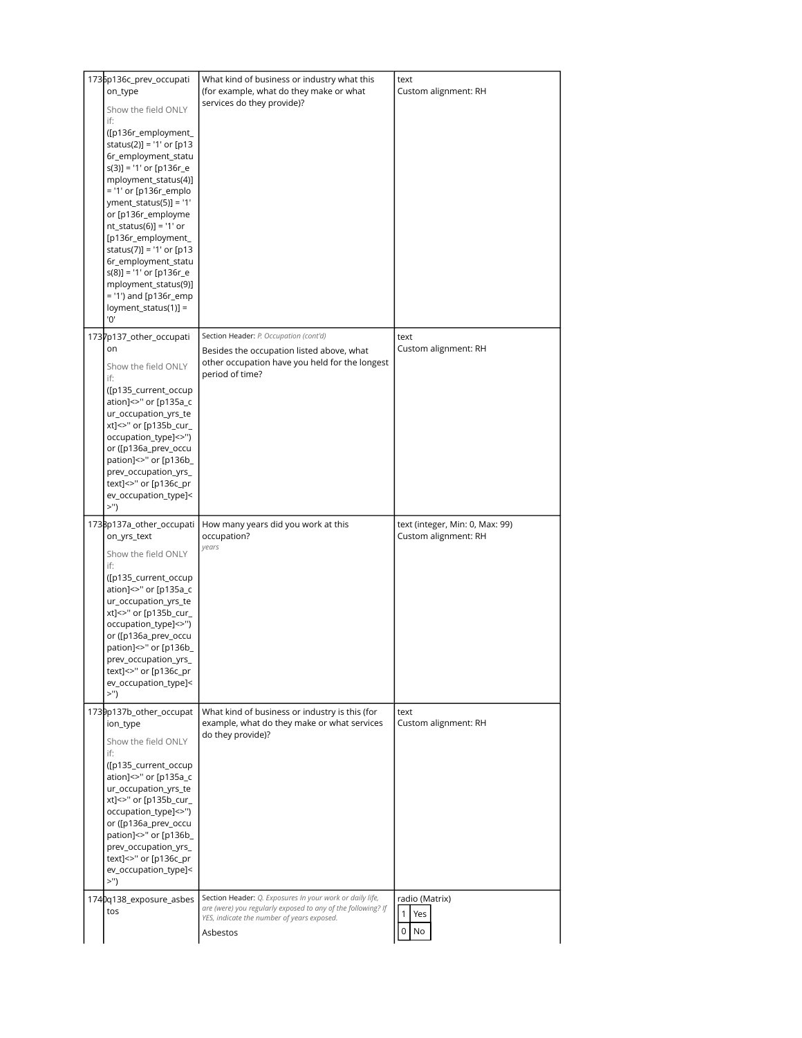| | | | |
|---|---|---|---|
| 1736 | p136c_prev_occupation_type<br><br>Show the field ONLY if:<br>([p136r_employment_status(2)] = '1' or [p136r_employment_status(3)] = '1' or [p136r_employment_status(4)] = '1' or [p136r_employment_status(5)] = '1' or [p136r_employment_status(6)] = '1' or [p136r_employment_status(7)] = '1' or [p136r_employment_status(8)] = '1' or [p136r_employment_status(9)] = '1') and [p136r_employment_status(1)] = '0' | What kind of business or industry what this (for example, what do they make or what services do they provide)? | text<br>Custom alignment: RH |
| 1737 | p137_other_occupation<br><br>Show the field ONLY if:<br>([p135_current_occupation]<>'' or [p135a_cur_occupation_yrs_text]<>'' or [p135b_cur_occupation_type]<>'') or ([p136a_prev_occupation]<>'' or [p136b_prev_occupation_yrs_text]<>'' or [p136c_prev_occupation_type]<>'') | Section Header: *P. Occupation (cont'd)*<br><br>Besides the occupation listed above, what other occupation have you held for the longest period of time? | text<br>Custom alignment: RH |
| 1738 | p137a_other_occupation_yrs_text<br><br>Show the field ONLY if:<br>([p135_current_occupation]<>'' or [p135a_cur_occupation_yrs_text]<>'' or [p135b_cur_occupation_type]<>'') or ([p136a_prev_occupation]<>'' or [p136b_prev_occupation_yrs_text]<>'' or [p136c_prev_occupation_type]<>'') | How many years did you work at this occupation?<br>*years* | text (integer, Min: 0, Max: 99)<br>Custom alignment: RH |
| 1739 | p137b_other_occupation_type<br><br>Show the field ONLY if:<br>([p135_current_occupation]<>'' or [p135a_cur_occupation_yrs_text]<>'' or [p135b_cur_occupation_type]<>'') or ([p136a_prev_occupation]<>'' or [p136b_prev_occupation_yrs_text]<>'' or [p136c_prev_occupation_type]<>'') | What kind of business or industry is this (for example, what do they make or what services do they provide)? | text<br>Custom alignment: RH |
| 1740 | q138_exposure_asbestos | Section Header: *Q. Exposures In your work or daily life, are (were) you regularly exposed to any of the following? If YES, indicate the number of years exposed.*<br><br>Asbestos | radio (Matrix)<br>1 Yes<br>0 No |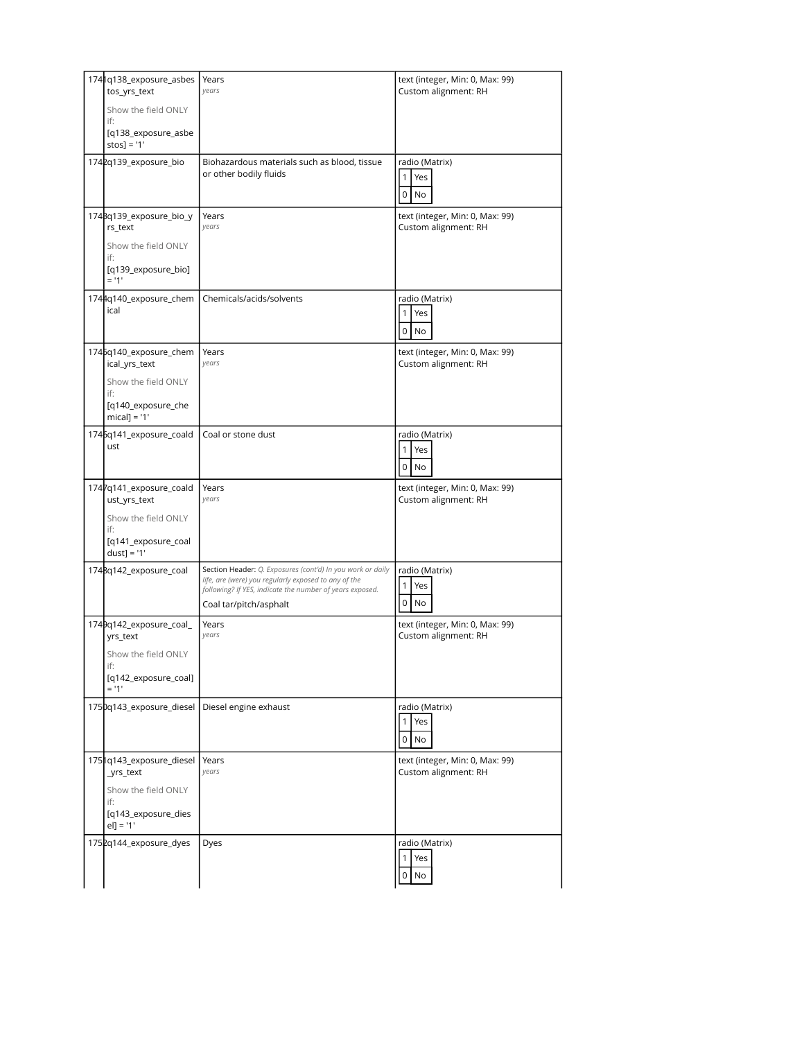| | | | |
|---|---|---|---|
| 1741 | q138_exposure_asbestos_yrs_text<br><br>Show the field ONLY if:<br>[q138_exposure_asbestos] = '1' | Years<br>*years* | text (integer, Min: 0, Max: 99)<br>Custom alignment: RH |
| 1742 | q139_exposure_bio | Biohazardous materials such as blood, tissue or other bodily fluids | radio (Matrix)<br>1 Yes<br>0 No |
| 1743 | q139_exposure_bio_yrs_text<br><br>Show the field ONLY if:<br>[q139_exposure_bio] = '1' | Years<br>*years* | text (integer, Min: 0, Max: 99)<br>Custom alignment: RH |
| 1744 | q140_exposure_chemical | Chemicals/acids/solvents | radio (Matrix)<br>1 Yes<br>0 No |
| 1745 | q140_exposure_chemical_yrs_text<br><br>Show the field ONLY if:<br>[q140_exposure_chemical] = '1' | Years<br>*years* | text (integer, Min: 0, Max: 99)<br>Custom alignment: RH |
| 1746 | q141_exposure_coaldust | Coal or stone dust | radio (Matrix)<br>1 Yes<br>0 No |
| 1747 | q141_exposure_coaldust_yrs_text<br><br>Show the field ONLY if:<br>[q141_exposure_coaldust] = '1' | Years<br>*years* | text (integer, Min: 0, Max: 99)<br>Custom alignment: RH |
| 1748 | q142_exposure_coal | Section Header: *Q. Exposures (cont'd) In you work or daily life, are (were) you regularly exposed to any of the following? If YES, indicate the number of years exposed.*<br><br>Coal tar/pitch/asphalt | radio (Matrix)<br>1 Yes<br>0 No |
| 1749 | q142_exposure_coal_yrs_text<br><br>Show the field ONLY if:<br>[q142_exposure_coal] = '1' | Years<br>*years* | text (integer, Min: 0, Max: 99)<br>Custom alignment: RH |
| 1750 | q143_exposure_diesel | Diesel engine exhaust | radio (Matrix)<br>1 Yes<br>0 No |
| 1751 | q143_exposure_diesel_yrs_text<br><br>Show the field ONLY if:<br>[q143_exposure_diesel] = '1' | Years<br>*years* | text (integer, Min: 0, Max: 99)<br>Custom alignment: RH |
| 1752 | q144_exposure_dyes | Dyes | radio (Matrix)<br>1 Yes<br>0 No |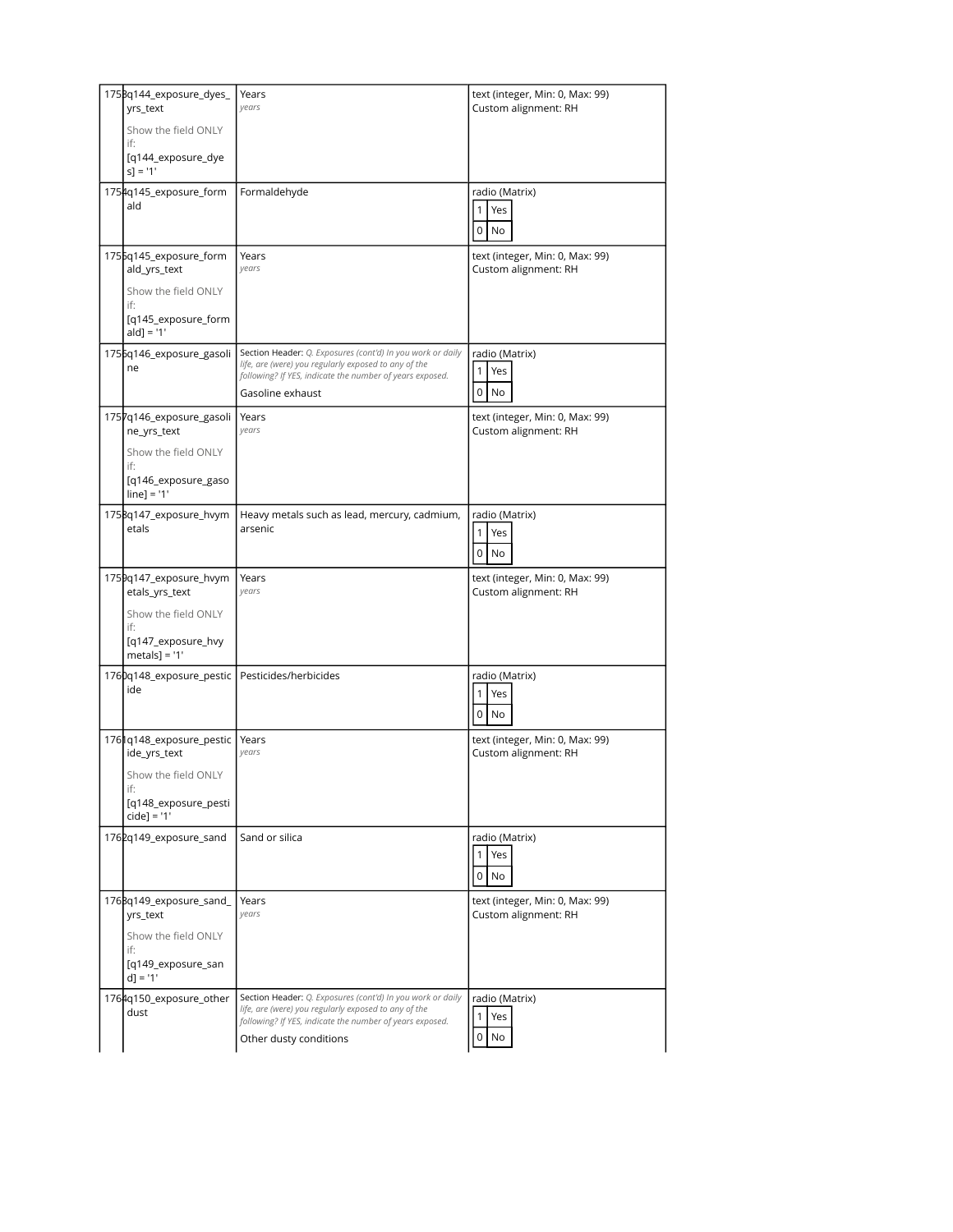| | | | |
|---|---|---|---|
| 1753 | q144_exposure_dyes_yrs_text<br><br>Show the field ONLY if:<br>[q144_exposure_dyes] = '1' | Years<br>*years* | text (integer, Min: 0, Max: 99)<br>Custom alignment: RH |
| 1754 | q145_exposure_formald | Formaldehyde | radio (Matrix)<br>1 Yes<br>0 No |
| 1755 | q145_exposure_formald_yrs_text<br><br>Show the field ONLY if:<br>[q145_exposure_formald] = '1' | Years<br>*years* | text (integer, Min: 0, Max: 99)<br>Custom alignment: RH |
| 1756 | q146_exposure_gasoline | Section Header: *Q. Exposures (cont'd) In you work or daily life, are (were) you regularly exposed to any of the following? If YES, indicate the number of years exposed.*<br><br>Gasoline exhaust | radio (Matrix)<br>1 Yes<br>0 No |
| 1757 | q146_exposure_gasoline_yrs_text<br><br>Show the field ONLY if:<br>[q146_exposure_gasoline] = '1' | Years<br>*years* | text (integer, Min: 0, Max: 99)<br>Custom alignment: RH |
| 1758 | q147_exposure_hvymetals | Heavy metals such as lead, mercury, cadmium, arsenic | radio (Matrix)<br>1 Yes<br>0 No |
| 1759 | q147_exposure_hvymetals_yrs_text<br><br>Show the field ONLY if:<br>[q147_exposure_hvymetals] = '1' | Years<br>*years* | text (integer, Min: 0, Max: 99)<br>Custom alignment: RH |
| 1760 | q148_exposure_pesticide | Pesticides/herbicides | radio (Matrix)<br>1 Yes<br>0 No |
| 1761 | q148_exposure_pesticide_yrs_text<br><br>Show the field ONLY if:<br>[q148_exposure_pesticide] = '1' | Years<br>*years* | text (integer, Min: 0, Max: 99)<br>Custom alignment: RH |
| 1762 | q149_exposure_sand | Sand or silica | radio (Matrix)<br>1 Yes<br>0 No |
| 1763 | q149_exposure_sand_yrs_text<br><br>Show the field ONLY if:<br>[q149_exposure_sand] = '1' | Years<br>*years* | text (integer, Min: 0, Max: 99)<br>Custom alignment: RH |
| 1764 | q150_exposure_otherdust | Section Header: *Q. Exposures (cont'd) In you work or daily life, are (were) you regularly exposed to any of the following? If YES, indicate the number of years exposed.*<br><br>Other dusty conditions | radio (Matrix)<br>1 Yes<br>0 No |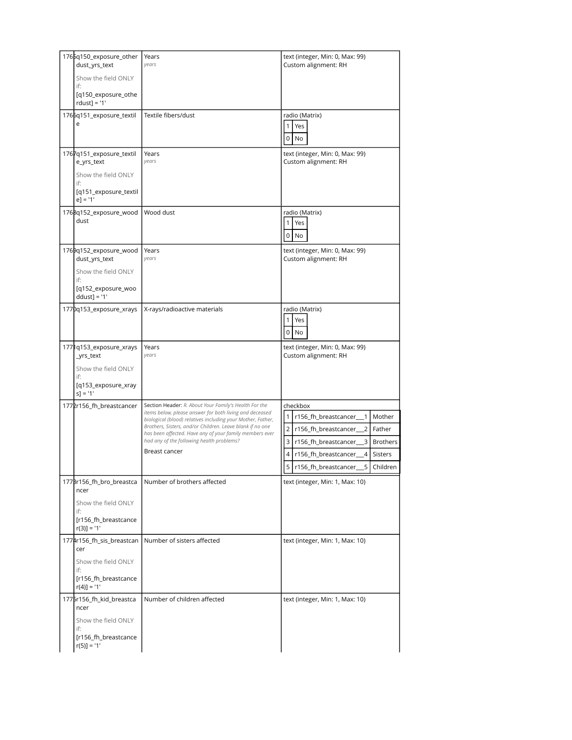| | | | |
|---|---|---|---|
| 1765 | q150_exposure_otherdust_yrs_text<br><br>Show the field ONLY if:<br>[q150_exposure_otherdust] = '1' | Years<br>*years* | text (integer, Min: 0, Max: 99)<br>Custom alignment: RH |
| 1766 | q151_exposure_textile | Textile fibers/dust | radio (Matrix)<br>1 Yes<br>0 No |
| 1767 | q151_exposure_textile_yrs_text<br><br>Show the field ONLY if:<br>[q151_exposure_textile] = '1' | Years<br>*years* | text (integer, Min: 0, Max: 99)<br>Custom alignment: RH |
| 1768 | q152_exposure_wooddust | Wood dust | radio (Matrix)<br>1 Yes<br>0 No |
| 1769 | q152_exposure_wooddust_yrs_text<br><br>Show the field ONLY if:<br>[q152_exposure_wooddust] = '1' | Years<br>*years* | text (integer, Min: 0, Max: 99)<br>Custom alignment: RH |
| 1770 | q153_exposure_xrays | X-rays/radioactive materials | radio (Matrix)<br>1 Yes<br>0 No |
| 1771 | q153_exposure_xrays_yrs_text<br><br>Show the field ONLY if:<br>[q153_exposure_xrays] = '1' | Years<br>*years* | text (integer, Min: 0, Max: 99)<br>Custom alignment: RH |
| 1772 | r156_fh_breastcancer | Section Header: *R. About Your Family's Health For the items below, please answer for both living and deceased biological (blood) relatives including your Mother, Father, Brothers, Sisters, and/or Children. Leave blank if no one has been affected. Have any of your family members ever had any of the following health problems?*<br><br>Breast cancer | checkbox<br>1 r156_fh_breastcancer___1 Mother<br>2 r156_fh_breastcancer___2 Father<br>3 r156_fh_breastcancer___3 Brothers<br>4 r156_fh_breastcancer___4 Sisters<br>5 r156_fh_breastcancer___5 Children |
| 1773 | r156_fh_bro_breastcancer<br><br>Show the field ONLY if:<br>[r156_fh_breastcancer(3)] = '1' | Number of brothers affected | text (integer, Min: 1, Max: 10) |
| 1774 | r156_fh_sis_breastcancer<br><br>Show the field ONLY if:<br>[r156_fh_breastcancer(4)] = '1' | Number of sisters affected | text (integer, Min: 1, Max: 10) |
| 1775 | r156_fh_kid_breastcancer<br><br>Show the field ONLY if:<br>[r156_fh_breastcancer(5)] = '1' | Number of children affected | text (integer, Min: 1, Max: 10) |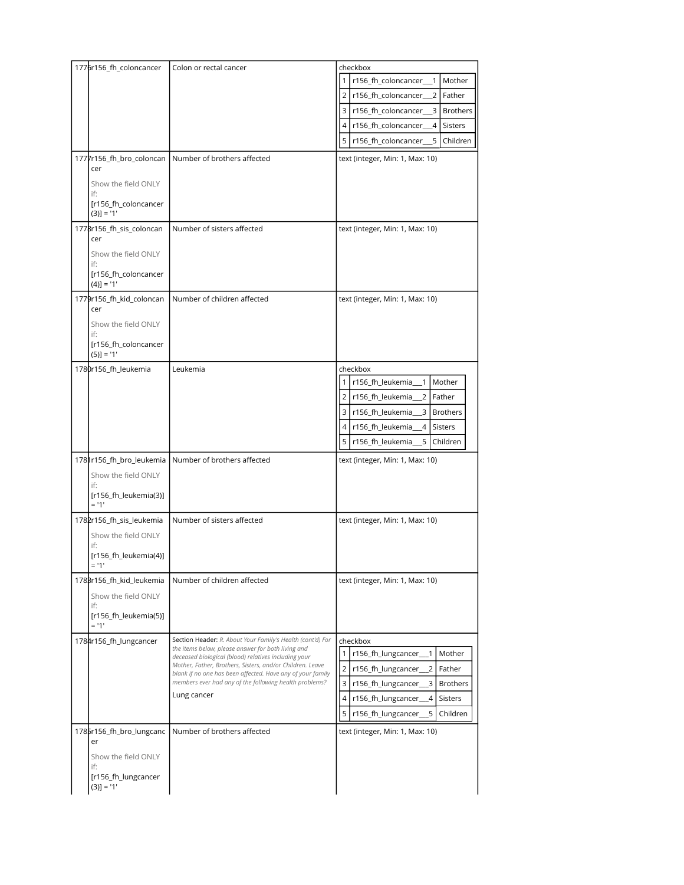| | | | |
|---|---|---|---|
| 1776 | r156_fh_coloncancer | Colon or rectal cancer | checkbox<br>1 r156_fh_coloncancer___1 Mother<br>2 r156_fh_coloncancer___2 Father<br>3 r156_fh_coloncancer___3 Brothers<br>4 r156_fh_coloncancer___4 Sisters<br>5 r156_fh_coloncancer___5 Children |
| 1777 | r156_fh_bro_coloncancer<br><br>Show the field ONLY if:<br>[r156_fh_coloncancer(3)] = '1' | Number of brothers affected | text (integer, Min: 1, Max: 10) |
| 1778 | r156_fh_sis_coloncancer<br><br>Show the field ONLY if:<br>[r156_fh_coloncancer(4)] = '1' | Number of sisters affected | text (integer, Min: 1, Max: 10) |
| 1779 | r156_fh_kid_coloncancer<br><br>Show the field ONLY if:<br>[r156_fh_coloncancer(5)] = '1' | Number of children affected | text (integer, Min: 1, Max: 10) |
| 1780 | r156_fh_leukemia | Leukemia | checkbox<br>1 r156_fh_leukemia___1 Mother<br>2 r156_fh_leukemia___2 Father<br>3 r156_fh_leukemia___3 Brothers<br>4 r156_fh_leukemia___4 Sisters<br>5 r156_fh_leukemia___5 Children |
| 1781 | r156_fh_bro_leukemia<br><br>Show the field ONLY if:<br>[r156_fh_leukemia(3)] = '1' | Number of brothers affected | text (integer, Min: 1, Max: 10) |
| 1782 | r156_fh_sis_leukemia<br><br>Show the field ONLY if:<br>[r156_fh_leukemia(4)] = '1' | Number of sisters affected | text (integer, Min: 1, Max: 10) |
| 1783 | r156_fh_kid_leukemia<br><br>Show the field ONLY if:<br>[r156_fh_leukemia(5)] = '1' | Number of children affected | text (integer, Min: 1, Max: 10) |
| 1784 | r156_fh_lungcancer | Section Header: *R. About Your Family's Health (cont'd) For the items below, please answer for both living and deceased biological (blood) relatives including your Mother, Father, Brothers, Sisters, and/or Children. Leave blank if no one has been affected. Have any of your family members ever had any of the following health problems?*<br><br>Lung cancer | checkbox<br>1 r156_fh_lungcancer___1 Mother<br>2 r156_fh_lungcancer___2 Father<br>3 r156_fh_lungcancer___3 Brothers<br>4 r156_fh_lungcancer___4 Sisters<br>5 r156_fh_lungcancer___5 Children |
| 1785 | r156_fh_bro_lungcancer<br><br>Show the field ONLY if:<br>[r156_fh_lungcancer(3)] = '1' | Number of brothers affected | text (integer, Min: 1, Max: 10) |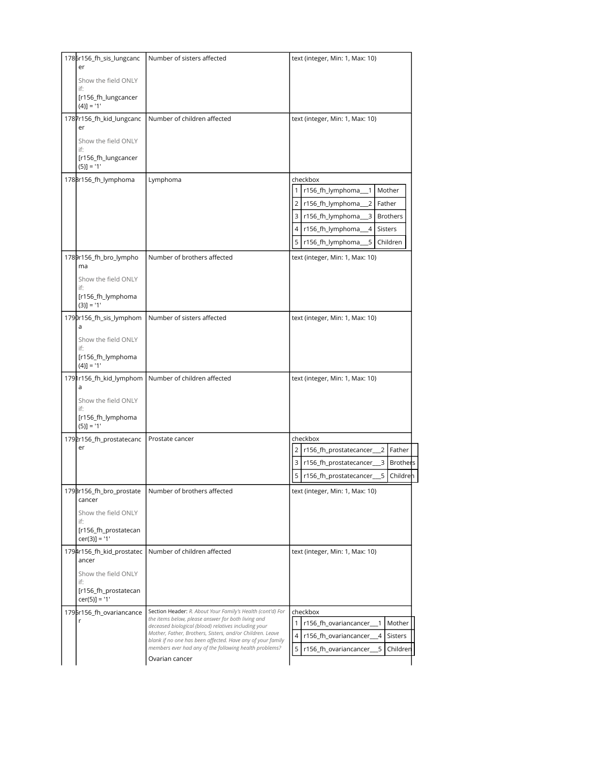| # | Variable / Field Name | Field Label | Field Attributes |
|---|---|---|---|
| 1786 | r156_fh_sis_lungcancer<br>Show the field ONLY if:<br>[r156_fh_lungcancer(4)] = '1' | Number of sisters affected | text (integer, Min: 1, Max: 10) |
| 1787 | r156_fh_kid_lungcancer<br>Show the field ONLY if:<br>[r156_fh_lungcancer(5)] = '1' | Number of children affected | text (integer, Min: 1, Max: 10) |
| 1788 | r156_fh_lymphoma | Lymphoma | checkbox<br>1 r156_fh_lymphoma___1 Mother<br>2 r156_fh_lymphoma___2 Father<br>3 r156_fh_lymphoma___3 Brothers<br>4 r156_fh_lymphoma___4 Sisters<br>5 r156_fh_lymphoma___5 Children |
| 1789 | r156_fh_bro_lymphoma<br>Show the field ONLY if:<br>[r156_fh_lymphoma(3)] = '1' | Number of brothers affected | text (integer, Min: 1, Max: 10) |
| 1790 | r156_fh_sis_lymphoma<br>Show the field ONLY if:<br>[r156_fh_lymphoma(4)] = '1' | Number of sisters affected | text (integer, Min: 1, Max: 10) |
| 1791 | r156_fh_kid_lymphoma<br>Show the field ONLY if:<br>[r156_fh_lymphoma(5)] = '1' | Number of children affected | text (integer, Min: 1, Max: 10) |
| 1792 | r156_fh_prostatecancer | Prostate cancer | checkbox<br>2 r156_fh_prostatecancer___2 Father<br>3 r156_fh_prostatecancer___3 Brothers<br>5 r156_fh_prostatecancer___5 Children |
| 1793 | r156_fh_bro_prostatecancer<br>Show the field ONLY if:<br>[r156_fh_prostatecancer(3)] = '1' | Number of brothers affected | text (integer, Min: 1, Max: 10) |
| 1794 | r156_fh_kid_prostatecancer<br>Show the field ONLY if:<br>[r156_fh_prostatecancer(5)] = '1' | Number of children affected | text (integer, Min: 1, Max: 10) |
| 1795 | r156_fh_ovariancancer | Section Header: *R. About Your Family's Health (cont'd) For the items below, please answer for both living and deceased biological (blood) relatives including your Mother, Father, Brothers, Sisters, and/or Children. Leave blank if no one has been affected. Have any of your family members ever had any of the following health problems?*<br>Ovarian cancer | checkbox<br>1 r156_fh_ovariancancer___1 Mother<br>4 r156_fh_ovariancancer___4 Sisters<br>5 r156_fh_ovariancancer___5 Children |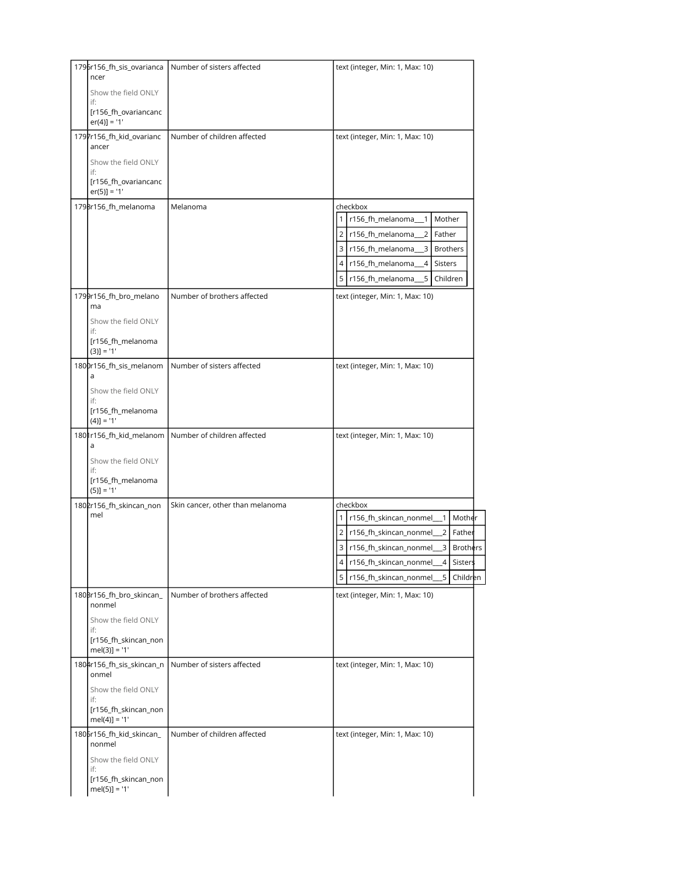| # | Variable / Field Name | Field Label | Field Attributes |
|---|---|---|---|
| 1796 | r156_fh_sis_ovariancancer<br><br>Show the field ONLY if:<br>[r156_fh_ovariancancer(4)] = '1' | Number of sisters affected | text (integer, Min: 1, Max: 10) |
| 1797 | r156_fh_kid_ovariancancer<br><br>Show the field ONLY if:<br>[r156_fh_ovariancancer(5)] = '1' | Number of children affected | text (integer, Min: 1, Max: 10) |
| 1798 | r156_fh_melanoma | Melanoma | checkbox<br>1 r156_fh_melanoma___1 Mother<br>2 r156_fh_melanoma___2 Father<br>3 r156_fh_melanoma___3 Brothers<br>4 r156_fh_melanoma___4 Sisters<br>5 r156_fh_melanoma___5 Children |
| 1799 | r156_fh_bro_melanoma<br><br>Show the field ONLY if:<br>[r156_fh_melanoma(3)] = '1' | Number of brothers affected | text (integer, Min: 1, Max: 10) |
| 1800 | r156_fh_sis_melanoma<br><br>Show the field ONLY if:<br>[r156_fh_melanoma(4)] = '1' | Number of sisters affected | text (integer, Min: 1, Max: 10) |
| 1801 | r156_fh_kid_melanoma<br><br>Show the field ONLY if:<br>[r156_fh_melanoma(5)] = '1' | Number of children affected | text (integer, Min: 1, Max: 10) |
| 1802 | r156_fh_skincan_nonmel | Skin cancer, other than melanoma | checkbox<br>1 r156_fh_skincan_nonmel___1 Mother<br>2 r156_fh_skincan_nonmel___2 Father<br>3 r156_fh_skincan_nonmel___3 Brothers<br>4 r156_fh_skincan_nonmel___4 Sisters<br>5 r156_fh_skincan_nonmel___5 Children |
| 1803 | r156_fh_bro_skincan_nonmel<br><br>Show the field ONLY if:<br>[r156_fh_skincan_nonmel(3)] = '1' | Number of brothers affected | text (integer, Min: 1, Max: 10) |
| 1804 | r156_fh_sis_skincan_nonmel<br><br>Show the field ONLY if:<br>[r156_fh_skincan_nonmel(4)] = '1' | Number of sisters affected | text (integer, Min: 1, Max: 10) |
| 1805 | r156_fh_kid_skincan_nonmel<br><br>Show the field ONLY if:<br>[r156_fh_skincan_nonmel(5)] = '1' | Number of children affected | text (integer, Min: 1, Max: 10) |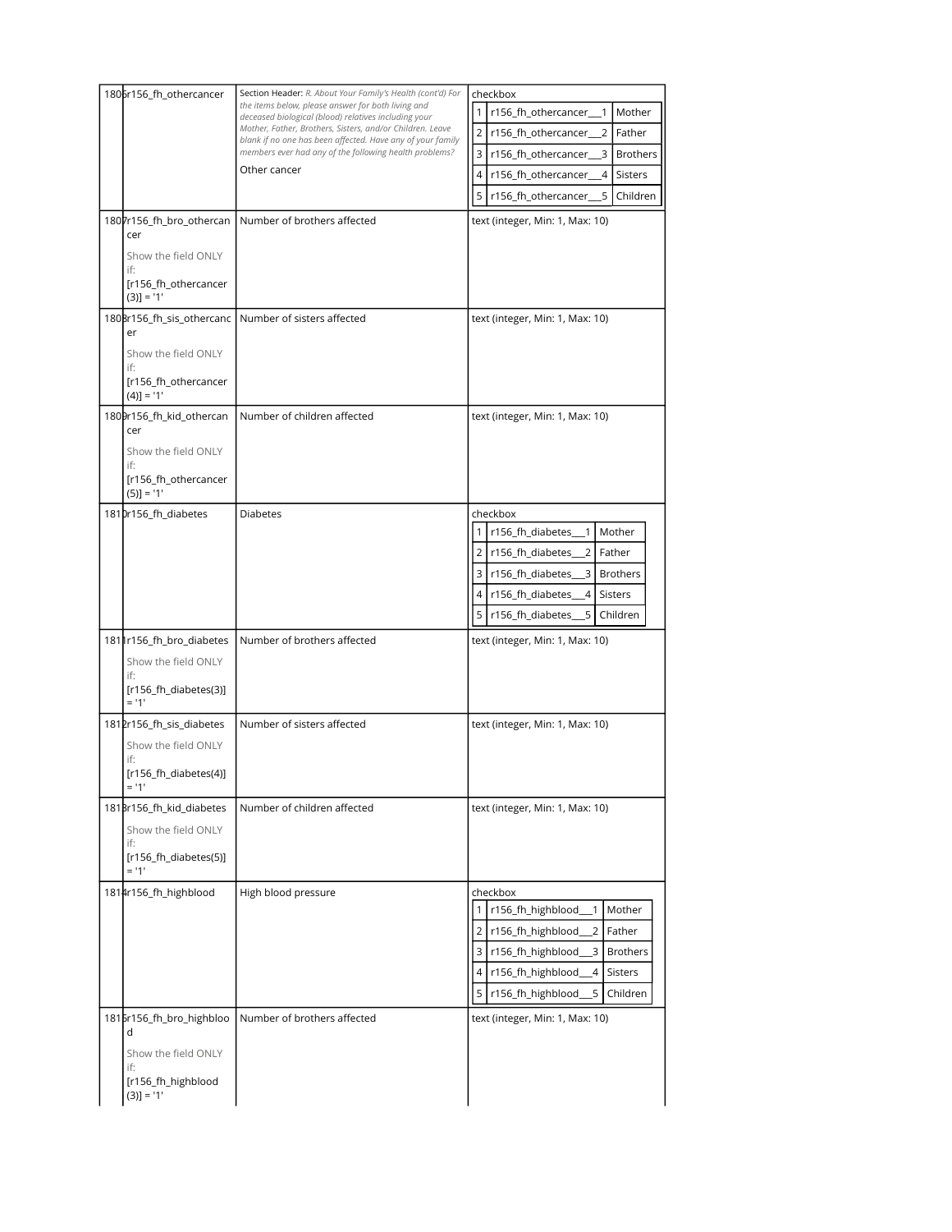| # | Variable / Field Name | Field Label | Field Attributes |
|---|---|---|---|
| 1806 | r156_fh_othercancer | Section Header: *R. About Your Family's Health (cont'd) For the items below, please answer for both living and deceased biological (blood) relatives including your Mother, Father, Brothers, Sisters, and/or Children. Leave blank if no one has been affected. Have any of your family members ever had any of the following health problems?*<br><br>Other cancer | checkbox<br>1 r156_fh_othercancer___1 Mother<br>2 r156_fh_othercancer___2 Father<br>3 r156_fh_othercancer___3 Brothers<br>4 r156_fh_othercancer___4 Sisters<br>5 r156_fh_othercancer___5 Children |
| 1807 | r156_fh_bro_othercancer<br><br>Show the field ONLY if:<br>[r156_fh_othercancer(3)] = '1' | Number of brothers affected | text (integer, Min: 1, Max: 10) |
| 1808 | r156_fh_sis_othercancer<br><br>Show the field ONLY if:<br>[r156_fh_othercancer(4)] = '1' | Number of sisters affected | text (integer, Min: 1, Max: 10) |
| 1809 | r156_fh_kid_othercancer<br><br>Show the field ONLY if:<br>[r156_fh_othercancer(5)] = '1' | Number of children affected | text (integer, Min: 1, Max: 10) |
| 1810 | r156_fh_diabetes | Diabetes | checkbox<br>1 r156_fh_diabetes___1 Mother<br>2 r156_fh_diabetes___2 Father<br>3 r156_fh_diabetes___3 Brothers<br>4 r156_fh_diabetes___4 Sisters<br>5 r156_fh_diabetes___5 Children |
| 1811 | r156_fh_bro_diabetes<br><br>Show the field ONLY if:<br>[r156_fh_diabetes(3)] = '1' | Number of brothers affected | text (integer, Min: 1, Max: 10) |
| 1812 | r156_fh_sis_diabetes<br><br>Show the field ONLY if:<br>[r156_fh_diabetes(4)] = '1' | Number of sisters affected | text (integer, Min: 1, Max: 10) |
| 1813 | r156_fh_kid_diabetes<br><br>Show the field ONLY if:<br>[r156_fh_diabetes(5)] = '1' | Number of children affected | text (integer, Min: 1, Max: 10) |
| 1814 | r156_fh_highblood | High blood pressure | checkbox<br>1 r156_fh_highblood___1 Mother<br>2 r156_fh_highblood___2 Father<br>3 r156_fh_highblood___3 Brothers<br>4 r156_fh_highblood___4 Sisters<br>5 r156_fh_highblood___5 Children |
| 1815 | r156_fh_bro_highblood<br><br>Show the field ONLY if:<br>[r156_fh_highblood(3)] = '1' | Number of brothers affected | text (integer, Min: 1, Max: 10) |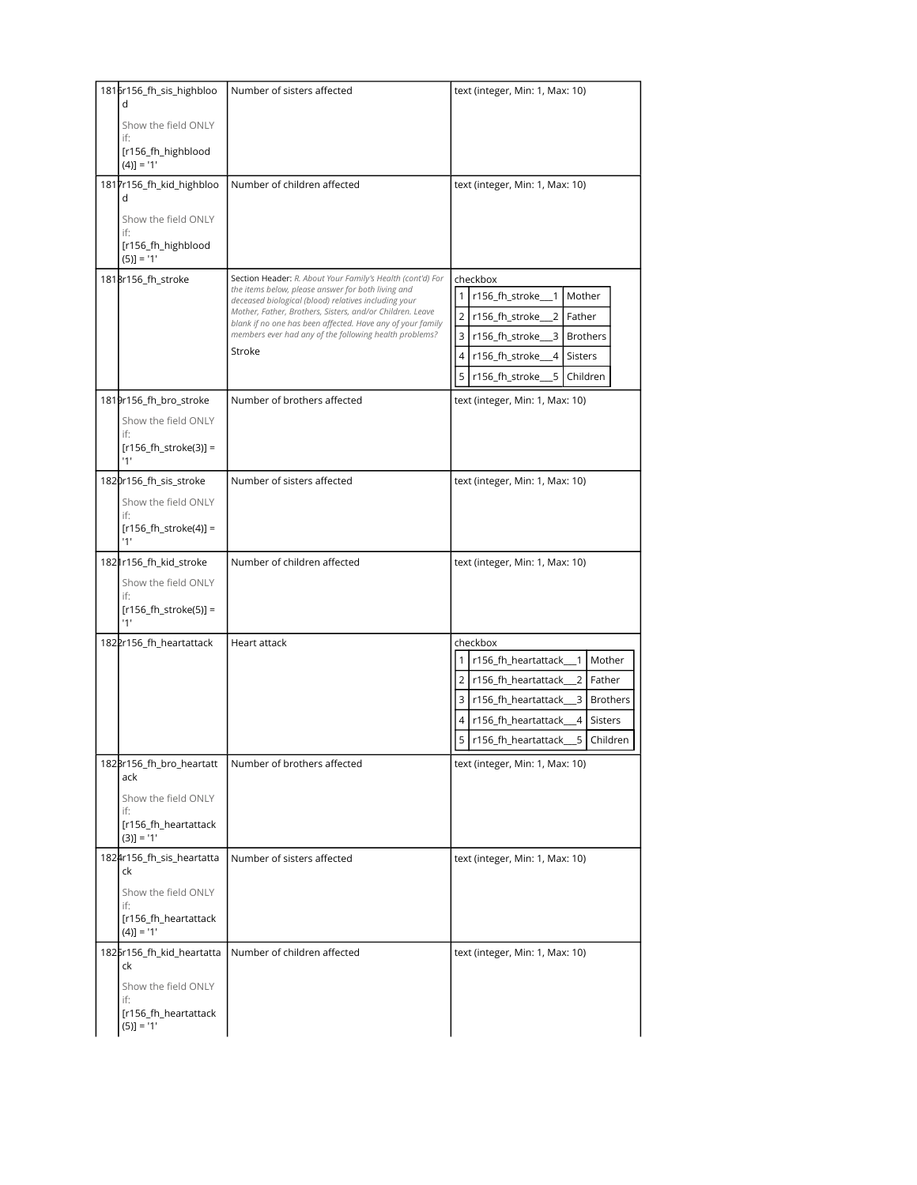| # | Variable / Field Name | Field Label | Field Attributes |
|---|---|---|---|
| 1816 | r156_fh_sis_highblood<br>Show the field ONLY if:<br>[r156_fh_highblood(4)] = '1' | Number of sisters affected | text (integer, Min: 1, Max: 10) |
| 1817 | r156_fh_kid_highblood<br>Show the field ONLY if:<br>[r156_fh_highblood(5)] = '1' | Number of children affected | text (integer, Min: 1, Max: 10) |
| 1818 | r156_fh_stroke | Section Header: *R. About Your Family's Health (cont'd) For the items below, please answer for both living and deceased biological (blood) relatives including your Mother, Father, Brothers, Sisters, and/or Children. Leave blank if no one has been affected. Have any of your family members ever had any of the following health problems?*<br>Stroke | checkbox<br>1 r156_fh_stroke___1 Mother<br>2 r156_fh_stroke___2 Father<br>3 r156_fh_stroke___3 Brothers<br>4 r156_fh_stroke___4 Sisters<br>5 r156_fh_stroke___5 Children |
| 1819 | r156_fh_bro_stroke<br>Show the field ONLY if:<br>[r156_fh_stroke(3)] = '1' | Number of brothers affected | text (integer, Min: 1, Max: 10) |
| 1820 | r156_fh_sis_stroke<br>Show the field ONLY if:<br>[r156_fh_stroke(4)] = '1' | Number of sisters affected | text (integer, Min: 1, Max: 10) |
| 1821 | r156_fh_kid_stroke<br>Show the field ONLY if:<br>[r156_fh_stroke(5)] = '1' | Number of children affected | text (integer, Min: 1, Max: 10) |
| 1822 | r156_fh_heartattack | Heart attack | checkbox<br>1 r156_fh_heartattack___1 Mother<br>2 r156_fh_heartattack___2 Father<br>3 r156_fh_heartattack___3 Brothers<br>4 r156_fh_heartattack___4 Sisters<br>5 r156_fh_heartattack___5 Children |
| 1823 | r156_fh_bro_heartattack<br>Show the field ONLY if:<br>[r156_fh_heartattack(3)] = '1' | Number of brothers affected | text (integer, Min: 1, Max: 10) |
| 1824 | r156_fh_sis_heartattack<br>Show the field ONLY if:<br>[r156_fh_heartattack(4)] = '1' | Number of sisters affected | text (integer, Min: 1, Max: 10) |
| 1825 | r156_fh_kid_heartattack<br>Show the field ONLY if:<br>[r156_fh_heartattack(5)] = '1' | Number of children affected | text (integer, Min: 1, Max: 10) |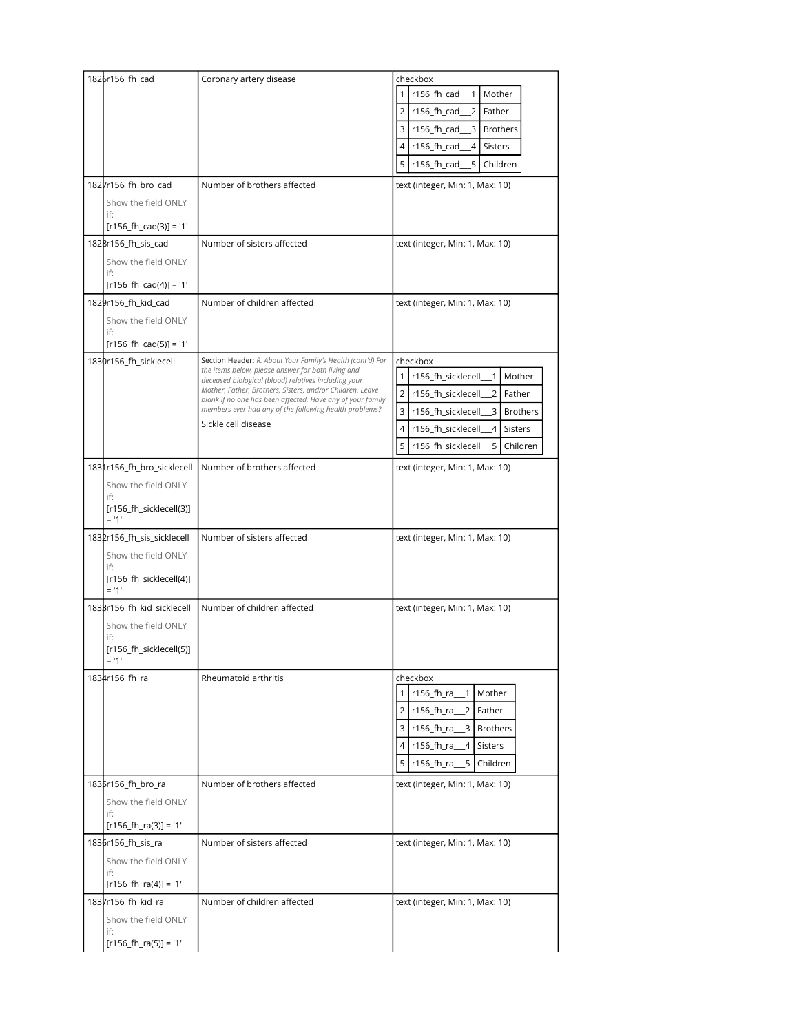| # | Variable / Field Name | Field Label | Field Attributes |
|---|---|---|---|
| 1826 | r156_fh_cad | Coronary artery disease | checkbox<br>1 r156_fh_cad___1 Mother<br>2 r156_fh_cad___2 Father<br>3 r156_fh_cad___3 Brothers<br>4 r156_fh_cad___4 Sisters<br>5 r156_fh_cad___5 Children |
| 1827 | r156_fh_bro_cad<br>Show the field ONLY if:<br>[r156_fh_cad(3)] = '1' | Number of brothers affected | text (integer, Min: 1, Max: 10) |
| 1828 | r156_fh_sis_cad<br>Show the field ONLY if:<br>[r156_fh_cad(4)] = '1' | Number of sisters affected | text (integer, Min: 1, Max: 10) |
| 1829 | r156_fh_kid_cad<br>Show the field ONLY if:<br>[r156_fh_cad(5)] = '1' | Number of children affected | text (integer, Min: 1, Max: 10) |
| 1830 | r156_fh_sicklecell | Section Header: *R. About Your Family's Health (cont'd) For the items below, please answer for both living and deceased biological (blood) relatives including your Mother, Father, Brothers, Sisters, and/or Children. Leave blank if no one has been affected. Have any of your family members ever had any of the following health problems?*<br>Sickle cell disease | checkbox<br>1 r156_fh_sicklecell___1 Mother<br>2 r156_fh_sicklecell___2 Father<br>3 r156_fh_sicklecell___3 Brothers<br>4 r156_fh_sicklecell___4 Sisters<br>5 r156_fh_sicklecell___5 Children |
| 1831 | r156_fh_bro_sicklecell<br>Show the field ONLY if:<br>[r156_fh_sicklecell(3)] = '1' | Number of brothers affected | text (integer, Min: 1, Max: 10) |
| 1832 | r156_fh_sis_sicklecell<br>Show the field ONLY if:<br>[r156_fh_sicklecell(4)] = '1' | Number of sisters affected | text (integer, Min: 1, Max: 10) |
| 1833 | r156_fh_kid_sicklecell<br>Show the field ONLY if:<br>[r156_fh_sicklecell(5)] = '1' | Number of children affected | text (integer, Min: 1, Max: 10) |
| 1834 | r156_fh_ra | Rheumatoid arthritis | checkbox<br>1 r156_fh_ra___1 Mother<br>2 r156_fh_ra___2 Father<br>3 r156_fh_ra___3 Brothers<br>4 r156_fh_ra___4 Sisters<br>5 r156_fh_ra___5 Children |
| 1835 | r156_fh_bro_ra<br>Show the field ONLY if:<br>[r156_fh_ra(3)] = '1' | Number of brothers affected | text (integer, Min: 1, Max: 10) |
| 1836 | r156_fh_sis_ra<br>Show the field ONLY if:<br>[r156_fh_ra(4)] = '1' | Number of sisters affected | text (integer, Min: 1, Max: 10) |
| 1837 | r156_fh_kid_ra<br>Show the field ONLY if:<br>[r156_fh_ra(5)] = '1' | Number of children affected | text (integer, Min: 1, Max: 10) |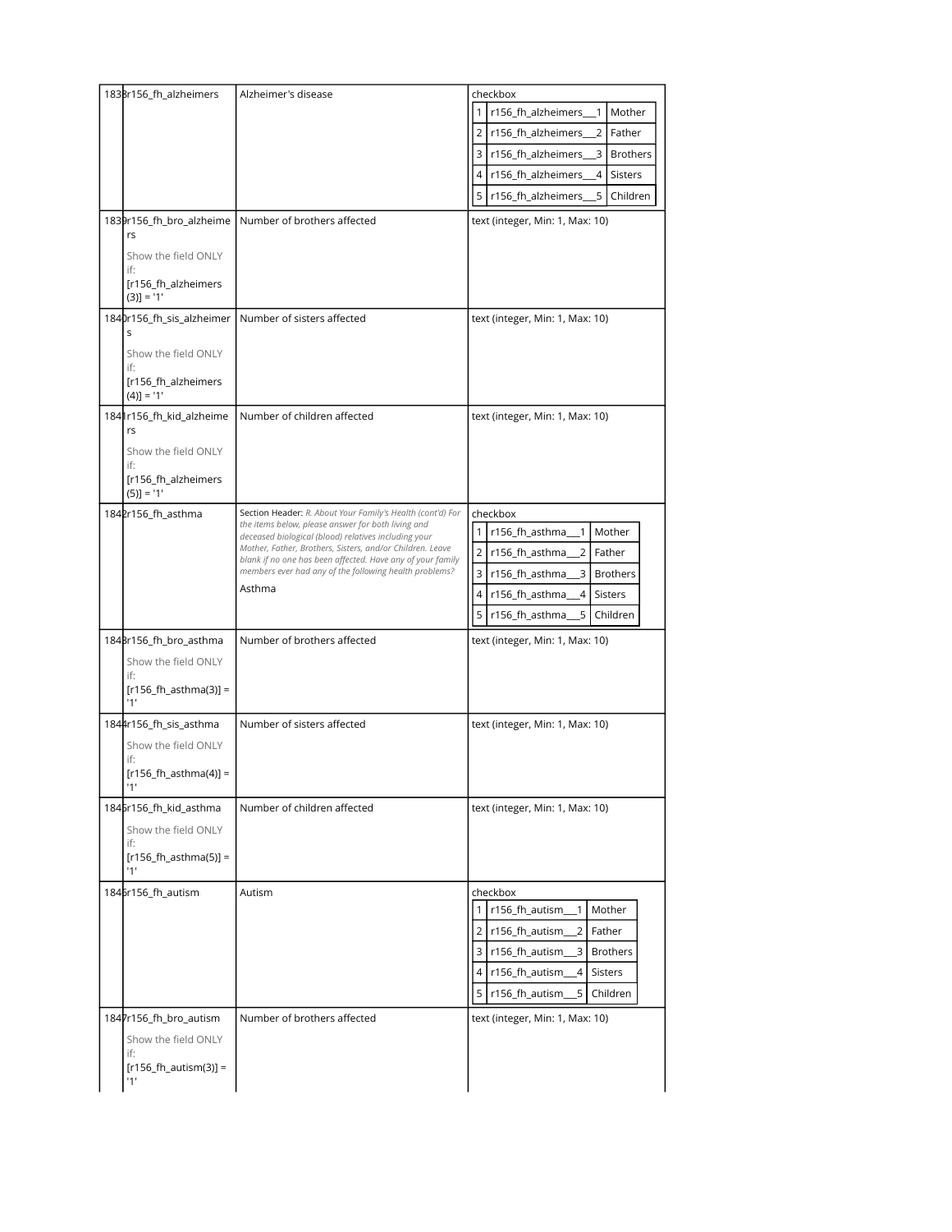| | | | |
|---|---|---|---|
| 1838 | r156_fh_alzheimers | Alzheimer's disease | checkbox<br>1 r156_fh_alzheimers___1 Mother<br>2 r156_fh_alzheimers___2 Father<br>3 r156_fh_alzheimers___3 Brothers<br>4 r156_fh_alzheimers___4 Sisters<br>5 r156_fh_alzheimers___5 Children |
| 1839 | r156_fh_bro_alzheimers<br><br>Show the field ONLY if:<br>[r156_fh_alzheimers(3)] = '1' | Number of brothers affected | text (integer, Min: 1, Max: 10) |
| 1840 | r156_fh_sis_alzheimers<br><br>Show the field ONLY if:<br>[r156_fh_alzheimers(4)] = '1' | Number of sisters affected | text (integer, Min: 1, Max: 10) |
| 1841 | r156_fh_kid_alzheimers<br><br>Show the field ONLY if:<br>[r156_fh_alzheimers(5)] = '1' | Number of children affected | text (integer, Min: 1, Max: 10) |
| 1842 | r156_fh_asthma | Section Header: *R. About Your Family's Health (cont'd) For the items below, please answer for both living and deceased biological (blood) relatives including your Mother, Father, Brothers, Sisters, and/or Children. Leave blank if no one has been affected. Have any of your family members ever had any of the following health problems?*<br><br>Asthma | checkbox<br>1 r156_fh_asthma___1 Mother<br>2 r156_fh_asthma___2 Father<br>3 r156_fh_asthma___3 Brothers<br>4 r156_fh_asthma___4 Sisters<br>5 r156_fh_asthma___5 Children |
| 1843 | r156_fh_bro_asthma<br><br>Show the field ONLY if:<br>[r156_fh_asthma(3)] = '1' | Number of brothers affected | text (integer, Min: 1, Max: 10) |
| 1844 | r156_fh_sis_asthma<br><br>Show the field ONLY if:<br>[r156_fh_asthma(4)] = '1' | Number of sisters affected | text (integer, Min: 1, Max: 10) |
| 1845 | r156_fh_kid_asthma<br><br>Show the field ONLY if:<br>[r156_fh_asthma(5)] = '1' | Number of children affected | text (integer, Min: 1, Max: 10) |
| 1846 | r156_fh_autism | Autism | checkbox<br>1 r156_fh_autism___1 Mother<br>2 r156_fh_autism___2 Father<br>3 r156_fh_autism___3 Brothers<br>4 r156_fh_autism___4 Sisters<br>5 r156_fh_autism___5 Children |
| 1847 | r156_fh_bro_autism<br><br>Show the field ONLY if:<br>[r156_fh_autism(3)] = '1' | Number of brothers affected | text (integer, Min: 1, Max: 10) |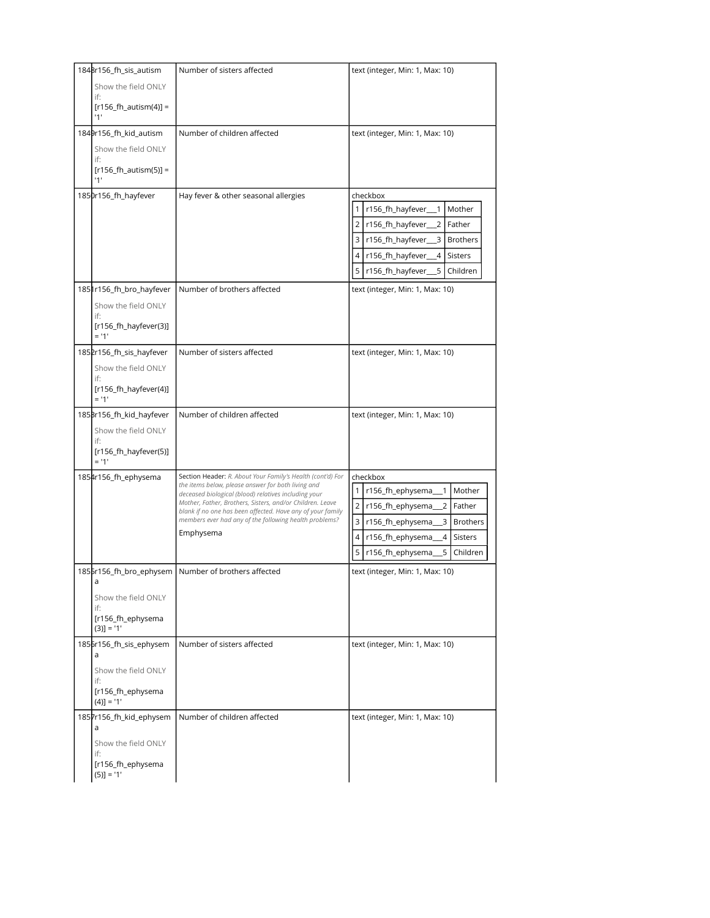| # | Variable / Field Name | Field Label | Field Attributes |
|---|---|---|---|
| 1848 | r156_fh_sis_autism<br><br>Show the field ONLY if:<br>[r156_fh_autism(4)] = '1' | Number of sisters affected | text (integer, Min: 1, Max: 10) |
| 1849 | r156_fh_kid_autism<br><br>Show the field ONLY if:<br>[r156_fh_autism(5)] = '1' | Number of children affected | text (integer, Min: 1, Max: 10) |
| 1850 | r156_fh_hayfever | Hay fever & other seasonal allergies | checkbox<br>1 r156_fh_hayfever___1 Mother<br>2 r156_fh_hayfever___2 Father<br>3 r156_fh_hayfever___3 Brothers<br>4 r156_fh_hayfever___4 Sisters<br>5 r156_fh_hayfever___5 Children |
| 1851 | r156_fh_bro_hayfever<br><br>Show the field ONLY if:<br>[r156_fh_hayfever(3)] = '1' | Number of brothers affected | text (integer, Min: 1, Max: 10) |
| 1852 | r156_fh_sis_hayfever<br><br>Show the field ONLY if:<br>[r156_fh_hayfever(4)] = '1' | Number of sisters affected | text (integer, Min: 1, Max: 10) |
| 1853 | r156_fh_kid_hayfever<br><br>Show the field ONLY if:<br>[r156_fh_hayfever(5)] = '1' | Number of children affected | text (integer, Min: 1, Max: 10) |
| 1854 | r156_fh_ephysema | Section Header: *R. About Your Family's Health (cont'd) For the items below, please answer for both living and deceased biological (blood) relatives including your Mother, Father, Brothers, Sisters, and/or Children. Leave blank if no one has been affected. Have any of your family members ever had any of the following health problems?*<br><br>Emphysema | checkbox<br>1 r156_fh_ephysema___1 Mother<br>2 r156_fh_ephysema___2 Father<br>3 r156_fh_ephysema___3 Brothers<br>4 r156_fh_ephysema___4 Sisters<br>5 r156_fh_ephysema___5 Children |
| 1855 | r156_fh_bro_ephysema<br><br>Show the field ONLY if:<br>[r156_fh_ephysema(3)] = '1' | Number of brothers affected | text (integer, Min: 1, Max: 10) |
| 1856 | r156_fh_sis_ephysema<br><br>Show the field ONLY if:<br>[r156_fh_ephysema(4)] = '1' | Number of sisters affected | text (integer, Min: 1, Max: 10) |
| 1857 | r156_fh_kid_ephysema<br><br>Show the field ONLY if:<br>[r156_fh_ephysema(5)] = '1' | Number of children affected | text (integer, Min: 1, Max: 10) |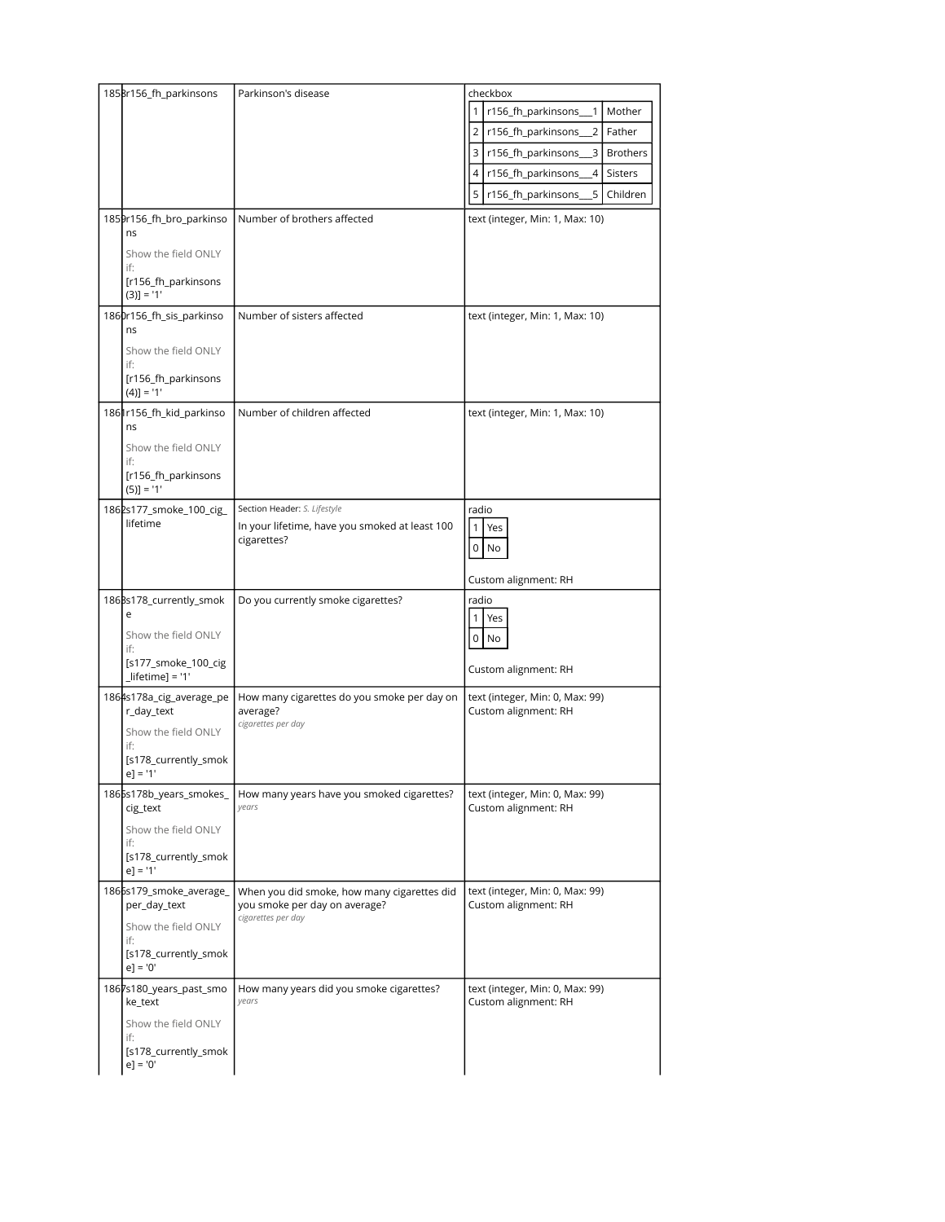| # | Variable / Field Name | Field Label | Field Attributes |
|---|---|---|---|
| 1858 | r156_fh_parkinsons | Parkinson's disease | checkbox<br>1 r156_fh_parkinsons___1 Mother<br>2 r156_fh_parkinsons___2 Father<br>3 r156_fh_parkinsons___3 Brothers<br>4 r156_fh_parkinsons___4 Sisters<br>5 r156_fh_parkinsons___5 Children |
| 1859 | r156_fh_bro_parkinsons<br>Show the field ONLY if:<br>[r156_fh_parkinsons(3)] = '1' | Number of brothers affected | text (integer, Min: 1, Max: 10) |
| 1860 | r156_fh_sis_parkinsons<br>Show the field ONLY if:<br>[r156_fh_parkinsons(4)] = '1' | Number of sisters affected | text (integer, Min: 1, Max: 10) |
| 1861 | r156_fh_kid_parkinsons<br>Show the field ONLY if:<br>[r156_fh_parkinsons(5)] = '1' | Number of children affected | text (integer, Min: 1, Max: 10) |
| 1862 | s177_smoke_100_cig_lifetime | Section Header: *S. Lifestyle*<br>In your lifetime, have you smoked at least 100 cigarettes? | radio<br>1 Yes<br>0 No<br>Custom alignment: RH |
| 1863 | s178_currently_smoke<br>Show the field ONLY if:<br>[s177_smoke_100_cig_lifetime] = '1' | Do you currently smoke cigarettes? | radio<br>1 Yes<br>0 No<br>Custom alignment: RH |
| 1864 | s178a_cig_average_per_day_text<br>Show the field ONLY if:<br>[s178_currently_smoke] = '1' | How many cigarettes do you smoke per day on average?<br>*cigarettes per day* | text (integer, Min: 0, Max: 99)<br>Custom alignment: RH |
| 1865 | s178b_years_smokes_cig_text<br>Show the field ONLY if:<br>[s178_currently_smoke] = '1' | How many years have you smoked cigarettes?<br>*years* | text (integer, Min: 0, Max: 99)<br>Custom alignment: RH |
| 1866 | s179_smoke_average_per_day_text<br>Show the field ONLY if:<br>[s178_currently_smoke] = '0' | When you did smoke, how many cigarettes did you smoke per day on average?<br>*cigarettes per day* | text (integer, Min: 0, Max: 99)<br>Custom alignment: RH |
| 1867 | s180_years_past_smoke_text<br>Show the field ONLY if:<br>[s178_currently_smoke] = '0' | How many years did you smoke cigarettes?<br>*years* | text (integer, Min: 0, Max: 99)<br>Custom alignment: RH |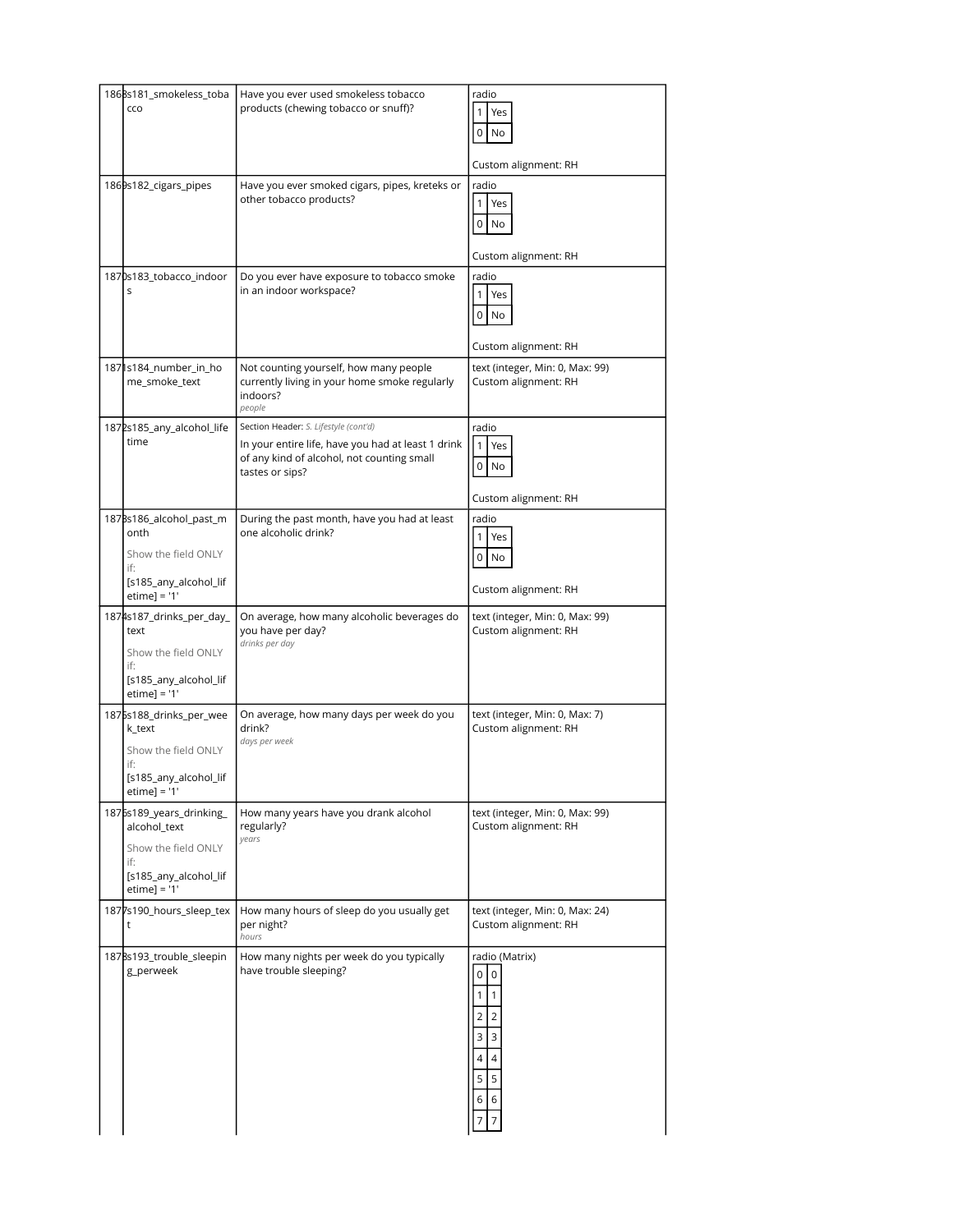| | | | |
|---|---|---|---|
| 1868 | s181_smokeless_tobacco | Have you ever used smokeless tobacco products (chewing tobacco or snuff)? | radio<br>1 Yes<br>0 No<br><br>Custom alignment: RH |
| 1869 | s182_cigars_pipes | Have you ever smoked cigars, pipes, kreteks or other tobacco products? | radio<br>1 Yes<br>0 No<br><br>Custom alignment: RH |
| 1870 | s183_tobacco_indoors | Do you ever have exposure to tobacco smoke in an indoor workspace? | radio<br>1 Yes<br>0 No<br><br>Custom alignment: RH |
| 1871 | s184_number_in_home_smoke_text | Not counting yourself, how many people currently living in your home smoke regularly indoors?<br>*people* | text (integer, Min: 0, Max: 99)<br>Custom alignment: RH |
| 1872 | s185_any_alcohol_lifetime | Section Header: *S. Lifestyle (cont'd)*<br>In your entire life, have you had at least 1 drink of any kind of alcohol, not counting small tastes or sips? | radio<br>1 Yes<br>0 No<br><br>Custom alignment: RH |
| 1873 | s186_alcohol_past_month<br><br>Show the field ONLY if:<br>[s185_any_alcohol_lifetime] = '1' | During the past month, have you had at least one alcoholic drink? | radio<br>1 Yes<br>0 No<br><br>Custom alignment: RH |
| 1874 | s187_drinks_per_day_text<br><br>Show the field ONLY if:<br>[s185_any_alcohol_lifetime] = '1' | On average, how many alcoholic beverages do you have per day?<br>*drinks per day* | text (integer, Min: 0, Max: 99)<br>Custom alignment: RH |
| 1875 | s188_drinks_per_week_text<br><br>Show the field ONLY if:<br>[s185_any_alcohol_lifetime] = '1' | On average, how many days per week do you drink?<br>*days per week* | text (integer, Min: 0, Max: 7)<br>Custom alignment: RH |
| 1876 | s189_years_drinking_alcohol_text<br><br>Show the field ONLY if:<br>[s185_any_alcohol_lifetime] = '1' | How many years have you drank alcohol regularly?<br>*years* | text (integer, Min: 0, Max: 99)<br>Custom alignment: RH |
| 1877 | s190_hours_sleep_text | How many hours of sleep do you usually get per night?<br>*hours* | text (integer, Min: 0, Max: 24)<br>Custom alignment: RH |
| 1878 | s193_trouble_sleeping_perweek | How many nights per week do you typically have trouble sleeping? | radio (Matrix)<br>0 0<br>1 1<br>2 2<br>3 3<br>4 4<br>5 5<br>6 6<br>7 7 |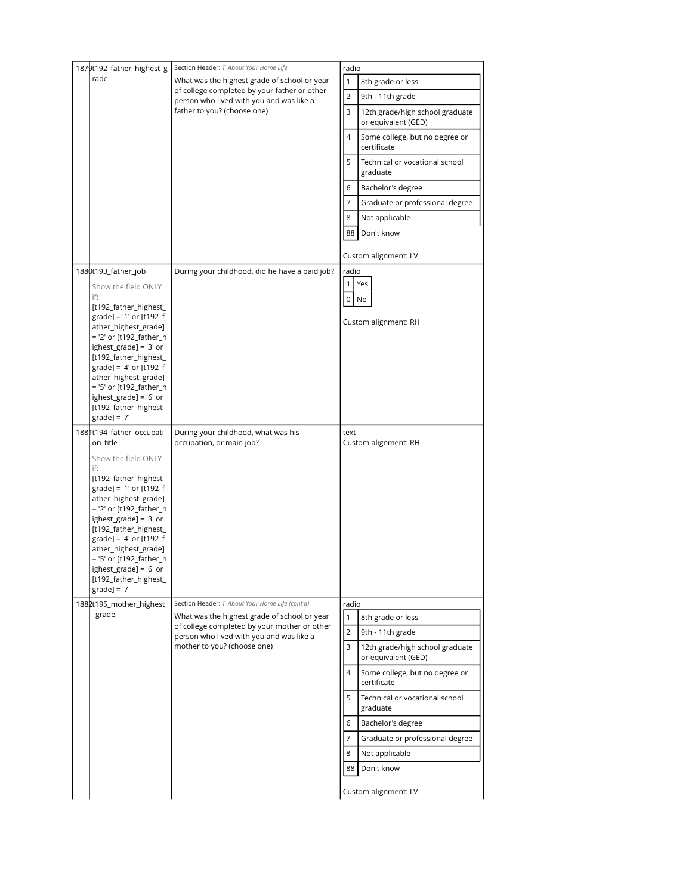| # | Variable / Field Name | Field Label | Field Attributes |
|---|---|---|---|
| 1879 | t192_father_highest_grade | Section Header: *T. About Your Home Life*<br>What was the highest grade of school or year of college completed by your father or other person who lived with you and was like a father to you? (choose one) | radio<br>1 8th grade or less<br>2 9th - 11th grade<br>3 12th grade/high school graduate or equivalent (GED)<br>4 Some college, but no degree or certificate<br>5 Technical or vocational school graduate<br>6 Bachelor's degree<br>7 Graduate or professional degree<br>8 Not applicable<br>88 Don't know<br><br>Custom alignment: LV |
| 1880 | t193_father_job<br><br>Show the field ONLY if:<br>[t192_father_highest_grade] = '1' or [t192_father_highest_grade] = '2' or [t192_father_highest_grade] = '3' or [t192_father_highest_grade] = '4' or [t192_father_highest_grade] = '5' or [t192_father_highest_grade] = '6' or [t192_father_highest_grade] = '7' | During your childhood, did he have a paid job? | radio<br>1 Yes<br>0 No<br><br>Custom alignment: RH |
| 1881 | t194_father_occupation_title<br><br>Show the field ONLY if:<br>[t192_father_highest_grade] = '1' or [t192_father_highest_grade] = '2' or [t192_father_highest_grade] = '3' or [t192_father_highest_grade] = '4' or [t192_father_highest_grade] = '5' or [t192_father_highest_grade] = '6' or [t192_father_highest_grade] = '7' | During your childhood, what was his occupation, or main job? | text<br>Custom alignment: RH |
| 1882 | t195_mother_highest_grade | Section Header: *T. About Your Home Life (cont'd)*<br>What was the highest grade of school or year of college completed by your mother or other person who lived with you and was like a mother to you? (choose one) | radio<br>1 8th grade or less<br>2 9th - 11th grade<br>3 12th grade/high school graduate or equivalent (GED)<br>4 Some college, but no degree or certificate<br>5 Technical or vocational school graduate<br>6 Bachelor's degree<br>7 Graduate or professional degree<br>8 Not applicable<br>88 Don't know<br><br>Custom alignment: LV |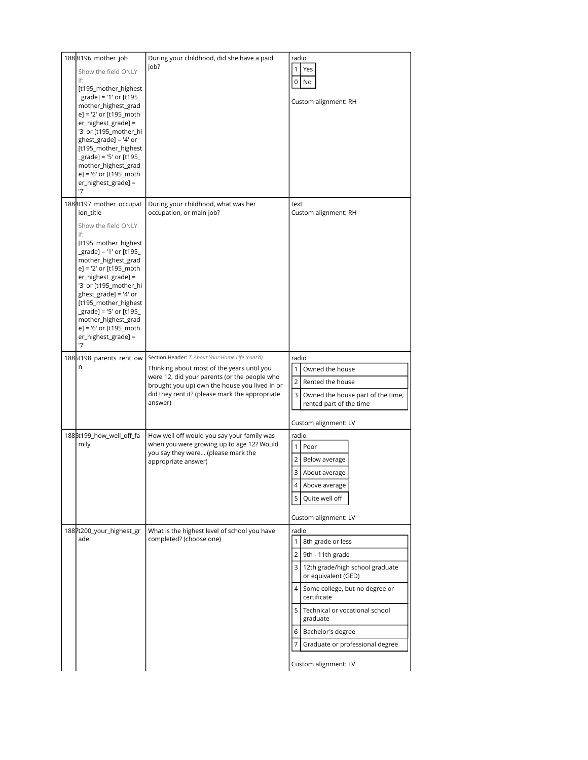| # | Variable / Field Name | Field Label | Field Attributes |
|---|---|---|---|
| 1883 | t196_mother_job<br><br>Show the field ONLY if:<br>[t195_mother_highest_grade] = '1' or [t195_mother_highest_grade] = '2' or [t195_mother_highest_grade] = '3' or [t195_mother_highest_grade] = '4' or [t195_mother_highest_grade] = '5' or [t195_mother_highest_grade] = '6' or [t195_mother_highest_grade] = '7' | During your childhood, did she have a paid job? | radio<br>1 Yes<br>0 No<br><br>Custom alignment: RH |
| 1884 | t197_mother_occupation_title<br><br>Show the field ONLY if:<br>[t195_mother_highest_grade] = '1' or [t195_mother_highest_grade] = '2' or [t195_mother_highest_grade] = '3' or [t195_mother_highest_grade] = '4' or [t195_mother_highest_grade] = '5' or [t195_mother_highest_grade] = '6' or [t195_mother_highest_grade] = '7' | During your childhood, what was her occupation, or main job? | text<br>Custom alignment: RH |
| 1885 | t198_parents_rent_own | Section Header: *T. About Your Home Life (cont'd)*<br><br>Thinking about most of the years until you were 12, did your parents (or the people who brought you up) own the house you lived in or did they rent it? (please mark the appropriate answer) | radio<br>1 Owned the house<br>2 Rented the house<br>3 Owned the house part of the time, rented part of the time<br><br>Custom alignment: LV |
| 1886 | t199_how_well_off_family | How well off would you say your family was when you were growing up to age 12? Would you say they were... (please mark the appropriate answer) | radio<br>1 Poor<br>2 Below average<br>3 About average<br>4 Above average<br>5 Quite well off<br><br>Custom alignment: LV |
| 1887 | t200_your_highest_grade | What is the highest level of school you have completed? (choose one) | radio<br>1 8th grade or less<br>2 9th - 11th grade<br>3 12th grade/high school graduate or equivalent (GED)<br>4 Some college, but no degree or certificate<br>5 Technical or vocational school graduate<br>6 Bachelor's degree<br>7 Graduate or professional degree<br><br>Custom alignment: LV |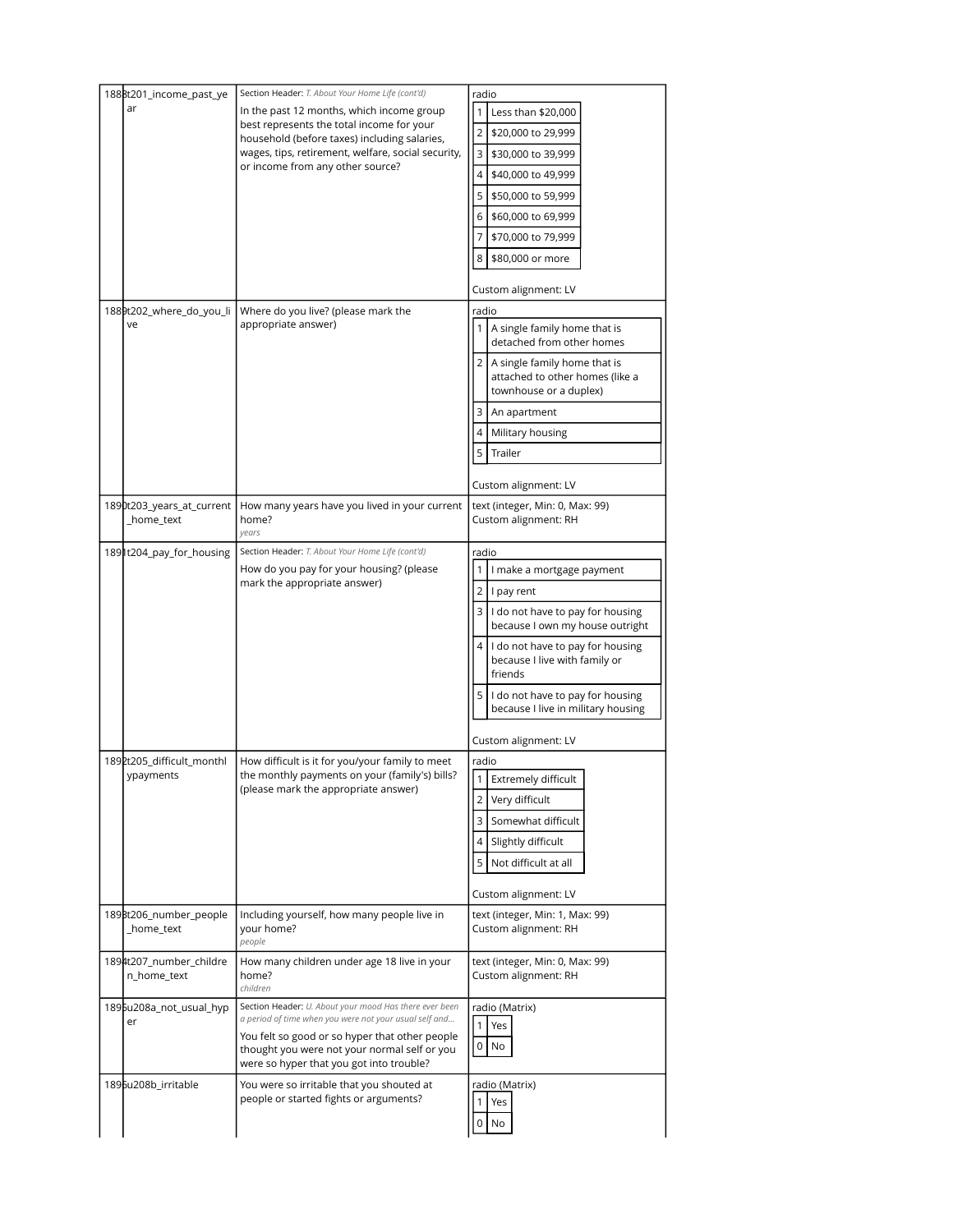| # | Variable | Question | Response |
|---|---|---|---|
| 1888 | t201_income_past_year | Section Header: *T. About Your Home Life (cont'd)*<br>In the past 12 months, which income group best represents the total income for your household (before taxes) including salaries, wages, tips, retirement, welfare, social security, or income from any other source? | radio<br>1 Less than $20,000<br>2 $20,000 to 29,999<br>3 $30,000 to 39,999<br>4 $40,000 to 49,999<br>5 $50,000 to 59,999<br>6 $60,000 to 69,999<br>7 $70,000 to 79,999<br>8 $80,000 or more<br><br>Custom alignment: LV |
| 1889 | t202_where_do_you_live | Where do you live? (please mark the appropriate answer) | radio<br>1 A single family home that is detached from other homes<br>2 A single family home that is attached to other homes (like a townhouse or a duplex)<br>3 An apartment<br>4 Military housing<br>5 Trailer<br><br>Custom alignment: LV |
| 1890 | t203_years_at_current_home_text | How many years have you lived in your current home?<br>*years* | text (integer, Min: 0, Max: 99)<br>Custom alignment: RH |
| 1891 | t204_pay_for_housing | Section Header: *T. About Your Home Life (cont'd)*<br>How do you pay for your housing? (please mark the appropriate answer) | radio<br>1 I make a mortgage payment<br>2 I pay rent<br>3 I do not have to pay for housing because I own my house outright<br>4 I do not have to pay for housing because I live with family or friends<br>5 I do not have to pay for housing because I live in military housing<br><br>Custom alignment: LV |
| 1892 | t205_difficult_monthlypayments | How difficult is it for you/your family to meet the monthly payments on your (family's) bills? (please mark the appropriate answer) | radio<br>1 Extremely difficult<br>2 Very difficult<br>3 Somewhat difficult<br>4 Slightly difficult<br>5 Not difficult at all<br><br>Custom alignment: LV |
| 1893 | t206_number_people_home_text | Including yourself, how many people live in your home?<br>*people* | text (integer, Min: 1, Max: 99)<br>Custom alignment: RH |
| 1894 | t207_number_children_home_text | How many children under age 18 live in your home?<br>*children* | text (integer, Min: 0, Max: 99)<br>Custom alignment: RH |
| 1895 | u208a_not_usual_hyper | Section Header: *U. About your mood Has there ever been a period of time when you were not your usual self and...*<br>You felt so good or so hyper that other people thought you were not your normal self or you were so hyper that you got into trouble? | radio (Matrix)<br>1 Yes<br>0 No |
| 1896 | u208b_irritable | You were so irritable that you shouted at people or started fights or arguments? | radio (Matrix)<br>1 Yes<br>0 No |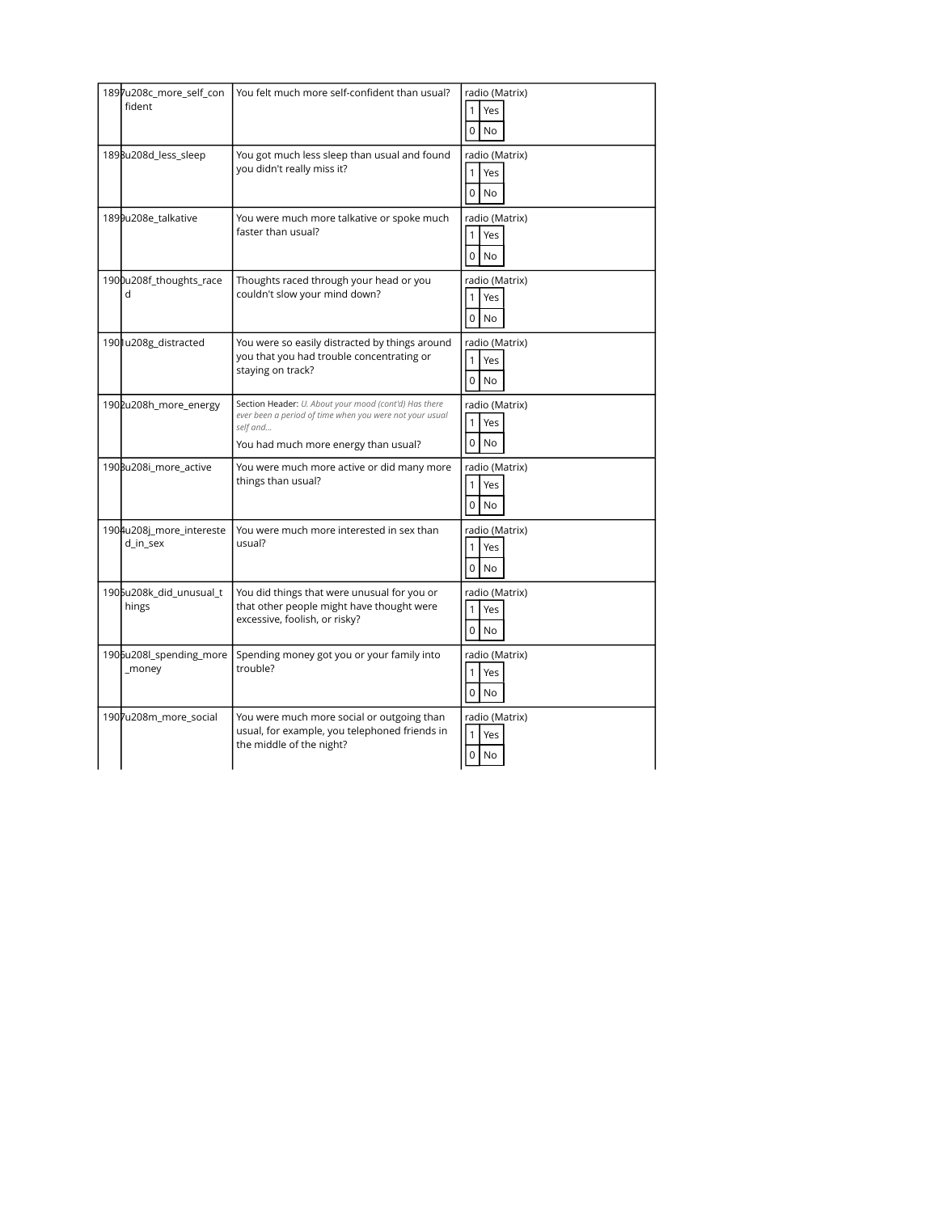| | | | |
|---|---|---|---|
| 1897 | u208c_more_self_confident | You felt much more self-confident than usual? | radio (Matrix)<br>1 Yes<br>0 No |
| 1898 | u208d_less_sleep | You got much less sleep than usual and found you didn't really miss it? | radio (Matrix)<br>1 Yes<br>0 No |
| 1899 | u208e_talkative | You were much more talkative or spoke much faster than usual? | radio (Matrix)<br>1 Yes<br>0 No |
| 1900 | u208f_thoughts_raced | Thoughts raced through your head or you couldn't slow your mind down? | radio (Matrix)<br>1 Yes<br>0 No |
| 1901 | u208g_distracted | You were so easily distracted by things around you that you had trouble concentrating or staying on track? | radio (Matrix)<br>1 Yes<br>0 No |
| 1902 | u208h_more_energy | Section Header: *U. About your mood (cont'd) Has there ever been a period of time when you were not your usual self and...*<br>You had much more energy than usual? | radio (Matrix)<br>1 Yes<br>0 No |
| 1903 | u208i_more_active | You were much more active or did many more things than usual? | radio (Matrix)<br>1 Yes<br>0 No |
| 1904 | u208j_more_interested_in_sex | You were much more interested in sex than usual? | radio (Matrix)<br>1 Yes<br>0 No |
| 1905 | u208k_did_unusual_things | You did things that were unusual for you or that other people might have thought were excessive, foolish, or risky? | radio (Matrix)<br>1 Yes<br>0 No |
| 1906 | u208l_spending_more_money | Spending money got you or your family into trouble? | radio (Matrix)<br>1 Yes<br>0 No |
| 1907 | u208m_more_social | You were much more social or outgoing than usual, for example, you telephoned friends in the middle of the night? | radio (Matrix)<br>1 Yes<br>0 No |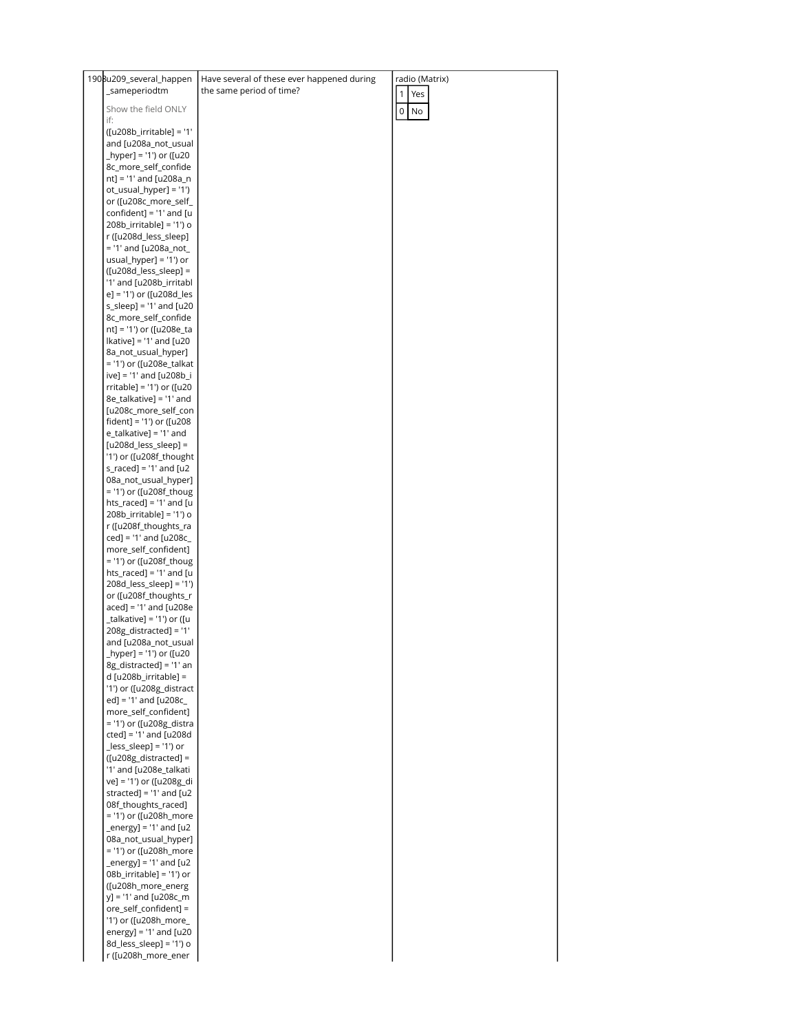| | | | |
|---|---|---|---|
| 190 | u209_several_happen_sameperiodtm<br><br>Show the field ONLY if:<br>([u208b_irritable] = '1' and [u208a_not_usual_hyper] = '1') or ([u208c_more_self_confident] = '1' and [u208a_not_usual_hyper] = '1') or ([u208c_more_self_confident] = '1' and [u208b_irritable] = '1') or ([u208d_less_sleep] = '1' and [u208a_not_usual_hyper] = '1') or ([u208d_less_sleep] = '1' and [u208b_irritable] = '1') or ([u208d_less_sleep] = '1' and [u208c_more_self_confident] = '1') or ([u208e_talkative] = '1' and [u208a_not_usual_hyper] = '1') or ([u208e_talkative] = '1' and [u208b_irritable] = '1') or ([u208e_talkative] = '1' and [u208c_more_self_confident] = '1') or ([u208e_talkative] = '1' and [u208d_less_sleep] = '1') or ([u208f_thoughts_raced] = '1' and [u208a_not_usual_hyper] = '1') or ([u208f_thoughts_raced] = '1' and [u208b_irritable] = '1') or ([u208f_thoughts_raced] = '1' and [u208c_more_self_confident] = '1') or ([u208f_thoughts_raced] = '1' and [u208d_less_sleep] = '1') or ([u208f_thoughts_raced] = '1' and [u208e_talkative] = '1') or ([u208g_distracted] = '1' and [u208a_not_usual_hyper] = '1') or ([u208g_distracted] = '1' and [u208b_irritable] = '1') or ([u208g_distracted] = '1' and [u208c_more_self_confident] = '1') or ([u208g_distracted] = '1' and [u208d_less_sleep] = '1') or ([u208g_distracted] = '1' and [u208e_talkative] = '1') or ([u208g_distracted] = '1' and [u208f_thoughts_raced] = '1') or ([u208h_more_energy] = '1' and [u208a_not_usual_hyper] = '1') or ([u208h_more_energy] = '1' and [u208b_irritable] = '1') or ([u208h_more_energy] = '1' and [u208c_more_self_confident] = '1') or ([u208h_more_energy] = '1' and [u208d_less_sleep] = '1') or ([u208h_more_ener | Have several of these ever happened during the same period of time? | radio (Matrix)<br>1 Yes<br>0 No |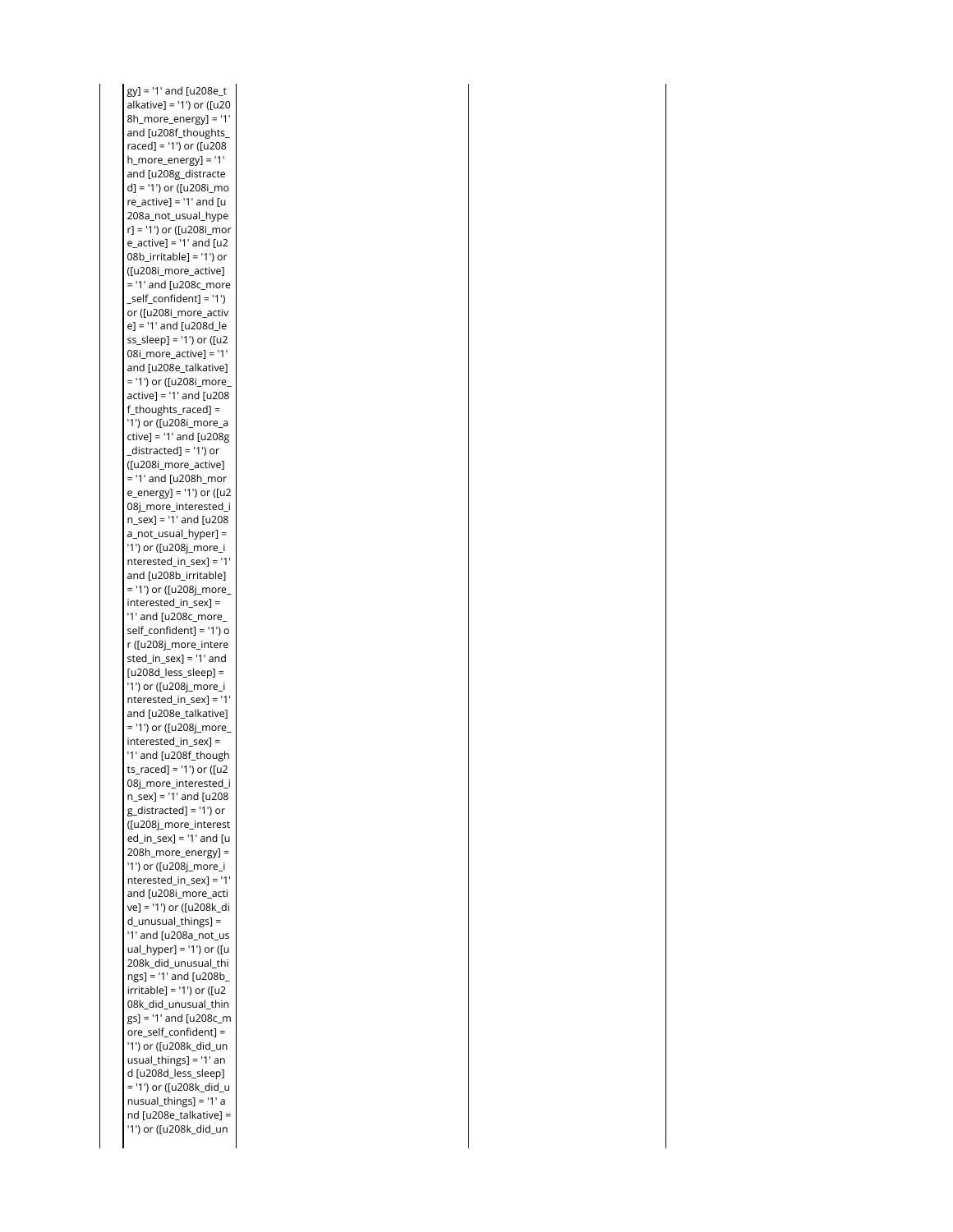| | | | |
|---|---|---|---|
| | gy] = '1' and [u208e_talkative] = '1') or ([u208h_more_energy] = '1' and [u208f_thoughts_raced] = '1') or ([u208h_more_energy] = '1' and [u208g_distracted] = '1') or ([u208i_more_active] = '1' and [u208a_not_usual_hyper] = '1') or ([u208i_more_active] = '1' and [u208b_irritable] = '1') or ([u208i_more_active] = '1' and [u208c_more_self_confident] = '1') or ([u208i_more_active] = '1' and [u208d_less_sleep] = '1') or ([u208i_more_active] = '1' and [u208e_talkative] = '1') or ([u208i_more_active] = '1' and [u208f_thoughts_raced] = '1') or ([u208i_more_active] = '1' and [u208g_distracted] = '1') or ([u208i_more_active] = '1' and [u208h_more_energy] = '1') or ([u208j_more_interested_in_sex] = '1' and [u208a_not_usual_hyper] = '1') or ([u208j_more_interested_in_sex] = '1' and [u208b_irritable] = '1') or ([u208j_more_interested_in_sex] = '1' and [u208c_more_self_confident] = '1') or ([u208j_more_interested_in_sex] = '1' and [u208d_less_sleep] = '1') or ([u208j_more_interested_in_sex] = '1' and [u208e_talkative] = '1') or ([u208j_more_interested_in_sex] = '1' and [u208f_thoughts_raced] = '1') or ([u208j_more_interested_in_sex] = '1' and [u208g_distracted] = '1') or ([u208j_more_interested_in_sex] = '1' and [u208h_more_energy] = '1') or ([u208j_more_interested_in_sex] = '1' and [u208i_more_active] = '1') or ([u208k_did_unusual_things] = '1' and [u208a_not_usual_hyper] = '1') or ([u208k_did_unusual_things] = '1' and [u208b_irritable] = '1') or ([u208k_did_unusual_things] = '1' and [u208c_more_self_confident] = '1') or ([u208k_did_unusual_things] = '1' and [u208d_less_sleep] = '1') or ([u208k_did_unusual_things] = '1' and [u208e_talkative] = '1') or ([u208k_did_un | | |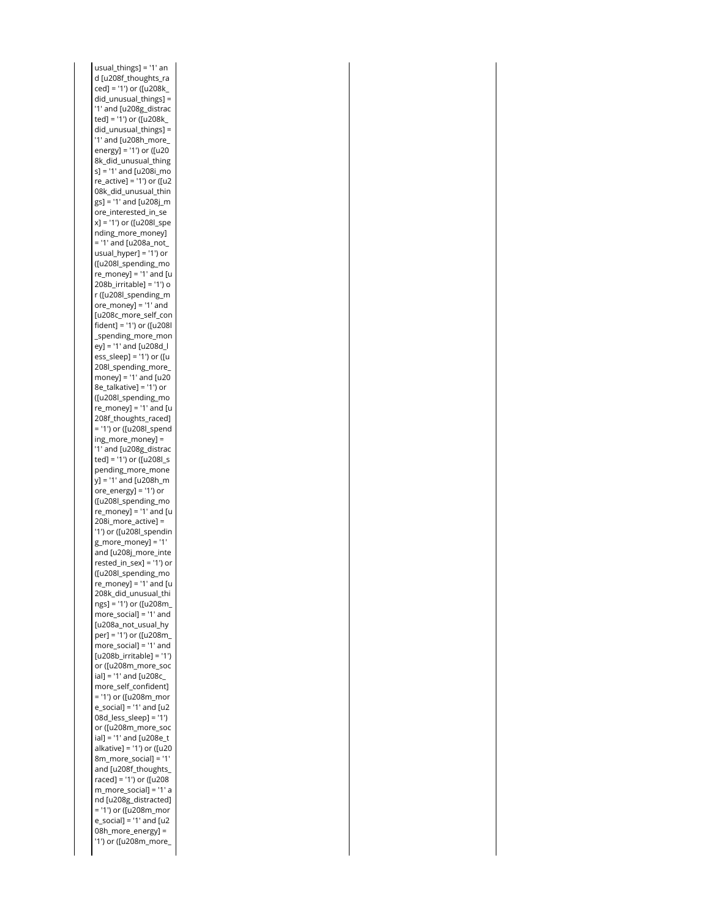| | | | |
|---|---|---|---|
| usual_things] = '1' and [u208f_thoughts_raced] = '1') or ([u208k_did_unusual_things] = '1' and [u208g_distracted] = '1') or ([u208k_did_unusual_things] = '1' and [u208h_more_energy] = '1') or ([u208k_did_unusual_things] = '1' and [u208i_more_active] = '1') or ([u208k_did_unusual_things] = '1' and [u208j_more_interested_in_sex] = '1') or ([u208l_spending_more_money] = '1' and [u208a_not_usual_hyper] = '1') or ([u208l_spending_more_money] = '1' and [u208b_irritable] = '1') or ([u208l_spending_more_money] = '1' and [u208c_more_self_confident] = '1') or ([u208l_spending_more_money] = '1' and [u208d_less_sleep] = '1') or ([u208l_spending_more_money] = '1' and [u208e_talkative] = '1') or ([u208l_spending_more_money] = '1' and [u208f_thoughts_raced] = '1') or ([u208l_spending_more_money] = '1' and [u208g_distracted] = '1') or ([u208l_spending_more_money] = '1' and [u208h_more_energy] = '1') or ([u208l_spending_more_money] = '1' and [u208i_more_active] = '1') or ([u208l_spending_more_money] = '1' and [u208j_more_interested_in_sex] = '1') or ([u208l_spending_more_money] = '1' and [u208k_did_unusual_things] = '1') or ([u208m_more_social] = '1' and [u208a_not_usual_hyper] = '1') or ([u208m_more_social] = '1' and [u208b_irritable] = '1') or ([u208m_more_social] = '1' and [u208c_more_self_confident] = '1') or ([u208m_more_social] = '1' and [u208d_less_sleep] = '1') or ([u208m_more_social] = '1' and [u208e_talkative] = '1') or ([u208m_more_social] = '1' and [u208f_thoughts_raced] = '1') or ([u208m_more_social] = '1' and [u208g_distracted] = '1') or ([u208m_more_social] = '1' and [u208h_more_energy] = '1') or ([u208m_more_ | | | |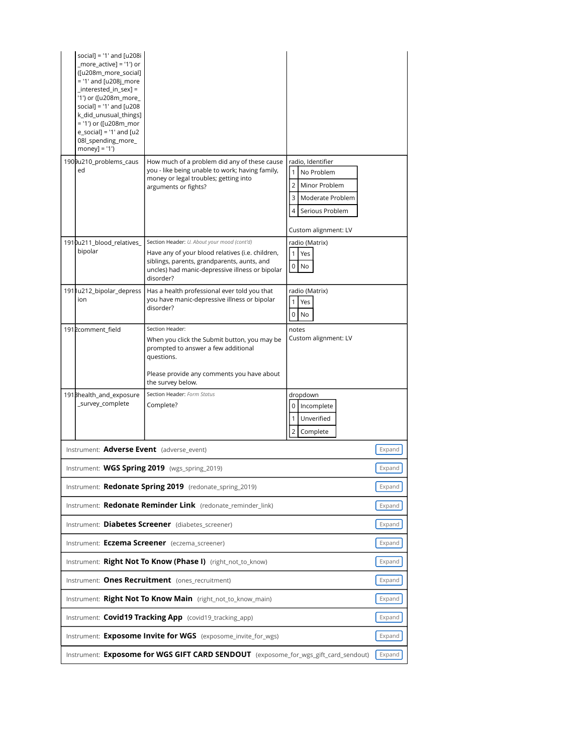| | | | |
|---|---|---|---|
| | social] = '1' and [u208i_more_active] = '1') or ([u208m_more_social] = '1' and [u208j_more_interested_in_sex] = '1') or ([u208m_more_social] = '1' and [u208k_did_unusual_things] = '1') or ([u208m_more_social] = '1' and [u208l_spending_more_money] = '1') | | |
| 1909 | u210_problems_caused | How much of a problem did any of these cause you - like being unable to work; having family, money or legal troubles; getting into arguments or fights? | radio, Identifier<br>1 No Problem<br>2 Minor Problem<br>3 Moderate Problem<br>4 Serious Problem<br><br>Custom alignment: LV |
| 1910 | u211_blood_relatives_bipolar | Section Header: *U. About your mood (cont'd)*<br>Have any of your blood relatives (i.e. children, siblings, parents, grandparents, aunts, and uncles) had manic-depressive illness or bipolar disorder? | radio (Matrix)<br>1 Yes<br>0 No |
| 1911 | u212_bipolar_depression | Has a health professional ever told you that you have manic-depressive illness or bipolar disorder? | radio (Matrix)<br>1 Yes<br>0 No |
| 1912 | comment_field | Section Header:<br>When you click the Submit button, you may be prompted to answer a few additional questions.<br><br>Please provide any comments you have about the survey below. | notes<br>Custom alignment: LV |
| 1913 | health_and_exposure_survey_complete | Section Header: *Form Status*<br>Complete? | dropdown<br>0 Incomplete<br>1 Unverified<br>2 Complete |

Instrument: **Adverse Event** (adverse_event) Expand

Instrument: **WGS Spring 2019** (wgs_spring_2019) Expand

Instrument: **Redonate Spring 2019** (redonate_spring_2019) Expand

Instrument: **Redonate Reminder Link** (redonate_reminder_link) Expand

Instrument: **Diabetes Screener** (diabetes_screener) Expand

Instrument: **Eczema Screener** (eczema_screener) Expand

Instrument: **Right Not To Know (Phase I)** (right_not_to_know) Expand

Instrument: **Ones Recruitment** (ones_recruitment) Expand

Instrument: **Right Not To Know Main** (right_not_to_know_main) Expand

Instrument: **Covid19 Tracking App** (covid19_tracking_app) Expand

Instrument: **Exposome Invite for WGS** (exposome_invite_for_wgs) Expand

Instrument: **Exposome for WGS GIFT CARD SENDOUT** (exposome_for_wgs_gift_card_sendout) Expand